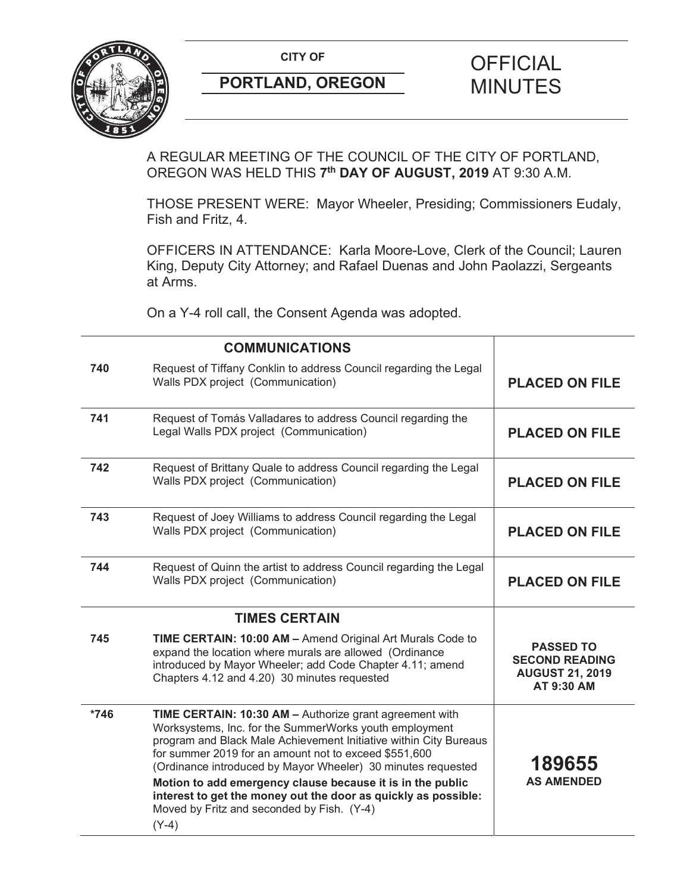**CITY OF**

**PORTLAND, OREGON**

# OFFICIAL MINUTES

A REGULAR MEETING OF THE COUNCIL OF THE CITY OF PORTLAND, OREGON WAS HELD THIS **7th DAY OF AUGUST, 2019** AT 9:30 A.M.

THOSE PRESENT WERE: Mayor Wheeler, Presiding; Commissioners Eudaly, Fish and Fritz, 4.

OFFICERS IN ATTENDANCE: Karla Moore-Love, Clerk of the Council; Lauren King, Deputy City Attorney; and Rafael Duenas and John Paolazzi, Sergeants at Arms.

On a Y-4 roll call, the Consent Agenda was adopted.

| | **COMMUNICATIONS** | |
|---|---|---|
| **740** | Request of Tiffany Conklin to address Council regarding the Legal Walls PDX project (Communication) | **PLACED ON FILE** |
| **741** | Request of Tomás Valladares to address Council regarding the Legal Walls PDX project (Communication) | **PLACED ON FILE** |
| **742** | Request of Brittany Quale to address Council regarding the Legal Walls PDX project (Communication) | **PLACED ON FILE** |
| **743** | Request of Joey Williams to address Council regarding the Legal Walls PDX project (Communication) | **PLACED ON FILE** |
| **744** | Request of Quinn the artist to address Council regarding the Legal Walls PDX project (Communication) | **PLACED ON FILE** |
| | **TIMES CERTAIN** | |
| **745** | **TIME CERTAIN: 10:00 AM –** Amend Original Art Murals Code to expand the location where murals are allowed (Ordinance introduced by Mayor Wheeler; add Code Chapter 4.11; amend Chapters 4.12 and 4.20) 30 minutes requested | **PASSED TO SECOND READING AUGUST 21, 2019 AT 9:30 AM** |
| **\*746** | **TIME CERTAIN: 10:30 AM –** Authorize grant agreement with Worksystems, Inc. for the SummerWorks youth employment program and Black Male Achievement Initiative within City Bureaus for summer 2019 for an amount not to exceed $551,600 (Ordinance introduced by Mayor Wheeler) 30 minutes requested<br>**Motion to add emergency clause because it is in the public interest to get the money out the door as quickly as possible:** Moved by Fritz and seconded by Fish. (Y-4)<br>(Y-4) | **189655 AS AMENDED** |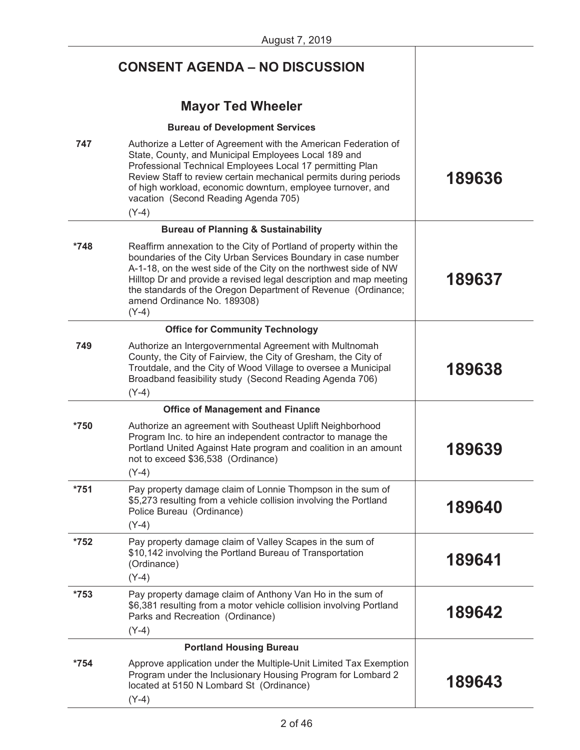August 7, 2019

## CONSENT AGENDA – NO DISCUSSION

### Mayor Ted Wheeler

**Bureau of Development Services**

| | | |
|---|---|---|
| 747 | Authorize a Letter of Agreement with the American Federation of State, County, and Municipal Employees Local 189 and Professional Technical Employees Local 17 permitting Plan Review Staff to review certain mechanical permits during periods of high workload, economic downturn, employee turnover, and vacation (Second Reading Agenda 705)<br>(Y-4) | **189636** |

**Bureau of Planning & Sustainability**

| | | |
|---|---|---|
| *748 | Reaffirm annexation to the City of Portland of property within the boundaries of the City Urban Services Boundary in case number A-1-18, on the west side of the City on the northwest side of NW Hilltop Dr and provide a revised legal description and map meeting the standards of the Oregon Department of Revenue (Ordinance; amend Ordinance No. 189308)<br>(Y-4) | **189637** |

**Office for Community Technology**

| | | |
|---|---|---|
| 749 | Authorize an Intergovernmental Agreement with Multnomah County, the City of Fairview, the City of Gresham, the City of Troutdale, and the City of Wood Village to oversee a Municipal Broadband feasibility study (Second Reading Agenda 706)<br>(Y-4) | **189638** |

**Office of Management and Finance**

| | | |
|---|---|---|
| *750 | Authorize an agreement with Southeast Uplift Neighborhood Program Inc. to hire an independent contractor to manage the Portland United Against Hate program and coalition in an amount not to exceed $36,538 (Ordinance)<br>(Y-4) | **189639** |
| *751 | Pay property damage claim of Lonnie Thompson in the sum of $5,273 resulting from a vehicle collision involving the Portland Police Bureau (Ordinance)<br>(Y-4) | **189640** |
| *752 | Pay property damage claim of Valley Scapes in the sum of $10,142 involving the Portland Bureau of Transportation (Ordinance)<br>(Y-4) | **189641** |
| *753 | Pay property damage claim of Anthony Van Ho in the sum of $6,381 resulting from a motor vehicle collision involving Portland Parks and Recreation (Ordinance)<br>(Y-4) | **189642** |

**Portland Housing Bureau**

| | | |
|---|---|---|
| *754 | Approve application under the Multiple-Unit Limited Tax Exemption Program under the Inclusionary Housing Program for Lombard 2 located at 5150 N Lombard St (Ordinance)<br>(Y-4) | **189643** |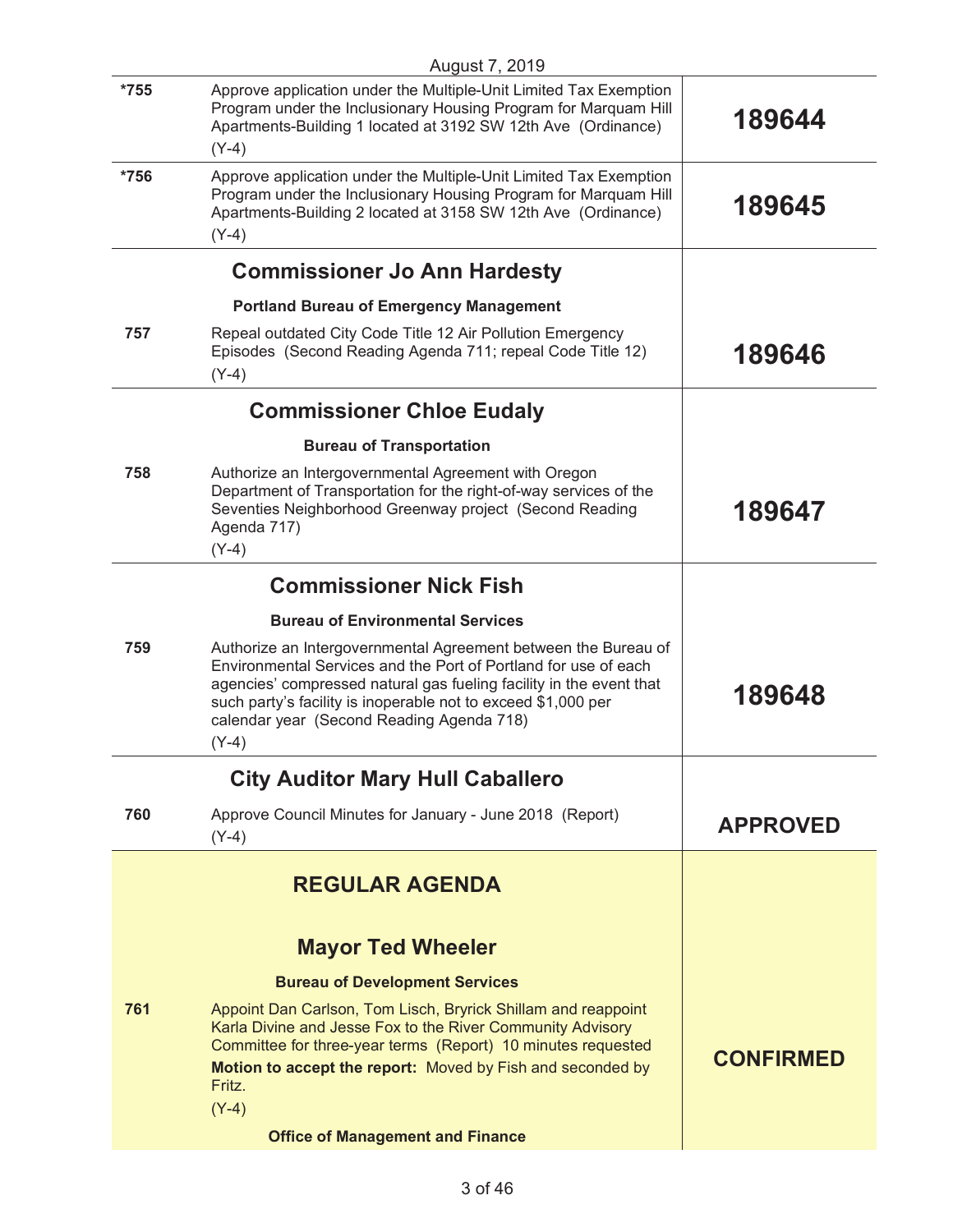August 7, 2019

| | | |
|---|---|---|
| *755 | Approve application under the Multiple-Unit Limited Tax Exemption Program under the Inclusionary Housing Program for Marquam Hill Apartments-Building 1 located at 3192 SW 12th Ave (Ordinance)<br>(Y-4) | **189644** |
| *756 | Approve application under the Multiple-Unit Limited Tax Exemption Program under the Inclusionary Housing Program for Marquam Hill Apartments-Building 2 located at 3158 SW 12th Ave (Ordinance)<br>(Y-4) | **189645** |
| | **Commissioner Jo Ann Hardesty**<br>**Portland Bureau of Emergency Management** | |
| 757 | Repeal outdated City Code Title 12 Air Pollution Emergency Episodes (Second Reading Agenda 711; repeal Code Title 12)<br>(Y-4) | **189646** |
| | **Commissioner Chloe Eudaly**<br>**Bureau of Transportation** | |
| 758 | Authorize an Intergovernmental Agreement with Oregon Department of Transportation for the right-of-way services of the Seventies Neighborhood Greenway project (Second Reading Agenda 717)<br>(Y-4) | **189647** |
| | **Commissioner Nick Fish**<br>**Bureau of Environmental Services** | |
| 759 | Authorize an Intergovernmental Agreement between the Bureau of Environmental Services and the Port of Portland for use of each agencies' compressed natural gas fueling facility in the event that such party's facility is inoperable not to exceed $1,000 per calendar year (Second Reading Agenda 718)<br>(Y-4) | **189648** |
| | **City Auditor Mary Hull Caballero** | |
| 760 | Approve Council Minutes for January - June 2018 (Report)<br>(Y-4) | **APPROVED** |
| | **REGULAR AGENDA**<br><br>**Mayor Ted Wheeler**<br>**Bureau of Development Services** | |
| 761 | Appoint Dan Carlson, Tom Lisch, Bryrick Shillam and reappoint Karla Divine and Jesse Fox to the River Community Advisory Committee for three-year terms (Report) 10 minutes requested<br>**Motion to accept the report:** Moved by Fish and seconded by Fritz.<br>(Y-4) | **CONFIRMED** |
| | **Office of Management and Finance** | |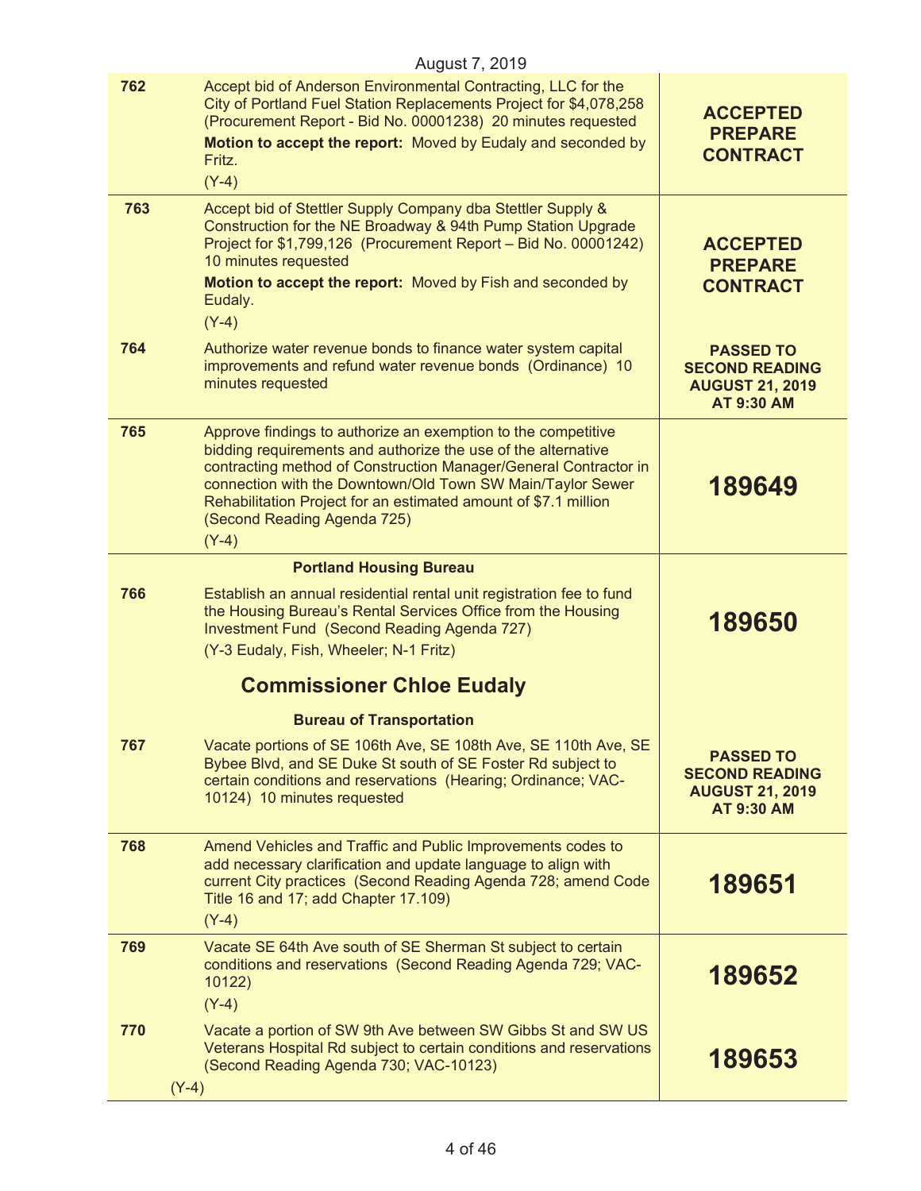August 7, 2019

| | | |
|---|---|---|
| **762** | Accept bid of Anderson Environmental Contracting, LLC for the City of Portland Fuel Station Replacements Project for $4,078,258 (Procurement Report - Bid No. 00001238) 20 minutes requested<br>**Motion to accept the report:** Moved by Eudaly and seconded by Fritz.<br>(Y-4) | **ACCEPTED PREPARE CONTRACT** |
| **763** | Accept bid of Stettler Supply Company dba Stettler Supply & Construction for the NE Broadway & 94th Pump Station Upgrade Project for $1,799,126 (Procurement Report – Bid No. 00001242) 10 minutes requested<br>**Motion to accept the report:** Moved by Fish and seconded by Eudaly.<br>(Y-4) | **ACCEPTED PREPARE CONTRACT** |
| **764** | Authorize water revenue bonds to finance water system capital improvements and refund water revenue bonds (Ordinance) 10 minutes requested | **PASSED TO SECOND READING AUGUST 21, 2019 AT 9:30 AM** |
| **765** | Approve findings to authorize an exemption to the competitive bidding requirements and authorize the use of the alternative contracting method of Construction Manager/General Contractor in connection with the Downtown/Old Town SW Main/Taylor Sewer Rehabilitation Project for an estimated amount of $7.1 million (Second Reading Agenda 725)<br>(Y-4) | **189649** |
| | **Portland Housing Bureau** | |
| **766** | Establish an annual residential rental unit registration fee to fund the Housing Bureau's Rental Services Office from the Housing Investment Fund (Second Reading Agenda 727)<br>(Y-3 Eudaly, Fish, Wheeler; N-1 Fritz) | **189650** |
| | **Commissioner Chloe Eudaly** | |
| | **Bureau of Transportation** | |
| **767** | Vacate portions of SE 106th Ave, SE 108th Ave, SE 110th Ave, SE Bybee Blvd, and SE Duke St south of SE Foster Rd subject to certain conditions and reservations (Hearing; Ordinance; VAC-10124) 10 minutes requested | **PASSED TO SECOND READING AUGUST 21, 2019 AT 9:30 AM** |
| **768** | Amend Vehicles and Traffic and Public Improvements codes to add necessary clarification and update language to align with current City practices (Second Reading Agenda 728; amend Code Title 16 and 17; add Chapter 17.109)<br>(Y-4) | **189651** |
| **769** | Vacate SE 64th Ave south of SE Sherman St subject to certain conditions and reservations (Second Reading Agenda 729; VAC-10122)<br>(Y-4) | **189652** |
| **770** | Vacate a portion of SW 9th Ave between SW Gibbs St and SW US Veterans Hospital Rd subject to certain conditions and reservations (Second Reading Agenda 730; VAC-10123)<br>(Y-4) | **189653** |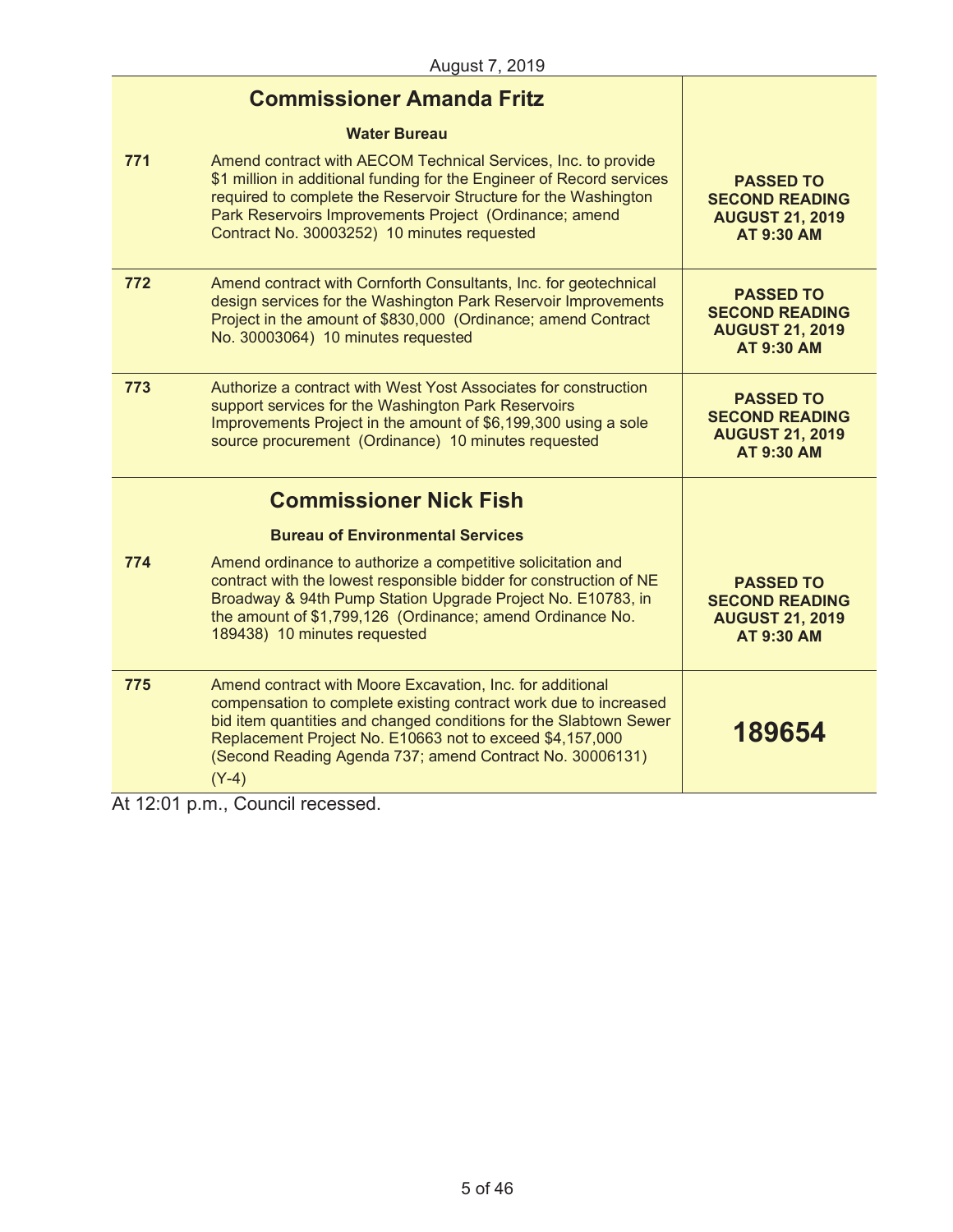August 7, 2019

## Commissioner Amanda Fritz

**Water Bureau**

| | | |
|---|---|---|
| 771 | Amend contract with AECOM Technical Services, Inc. to provide $1 million in additional funding for the Engineer of Record services required to complete the Reservoir Structure for the Washington Park Reservoirs Improvements Project (Ordinance; amend Contract No. 30003252) 10 minutes requested | **PASSED TO SECOND READING AUGUST 21, 2019 AT 9:30 AM** |
| 772 | Amend contract with Cornforth Consultants, Inc. for geotechnical design services for the Washington Park Reservoir Improvements Project in the amount of $830,000 (Ordinance; amend Contract No. 30003064) 10 minutes requested | **PASSED TO SECOND READING AUGUST 21, 2019 AT 9:30 AM** |
| 773 | Authorize a contract with West Yost Associates for construction support services for the Washington Park Reservoirs Improvements Project in the amount of $6,199,300 using a sole source procurement (Ordinance) 10 minutes requested | **PASSED TO SECOND READING AUGUST 21, 2019 AT 9:30 AM** |

## Commissioner Nick Fish

**Bureau of Environmental Services**

| | | |
|---|---|---|
| 774 | Amend ordinance to authorize a competitive solicitation and contract with the lowest responsible bidder for construction of NE Broadway & 94th Pump Station Upgrade Project No. E10783, in the amount of $1,799,126 (Ordinance; amend Ordinance No. 189438) 10 minutes requested | **PASSED TO SECOND READING AUGUST 21, 2019 AT 9:30 AM** |
| 775 | Amend contract with Moore Excavation, Inc. for additional compensation to complete existing contract work due to increased bid item quantities and changed conditions for the Slabtown Sewer Replacement Project No. E10663 not to exceed $4,157,000 (Second Reading Agenda 737; amend Contract No. 30006131) (Y-4) | **189654** |

At 12:01 p.m., Council recessed.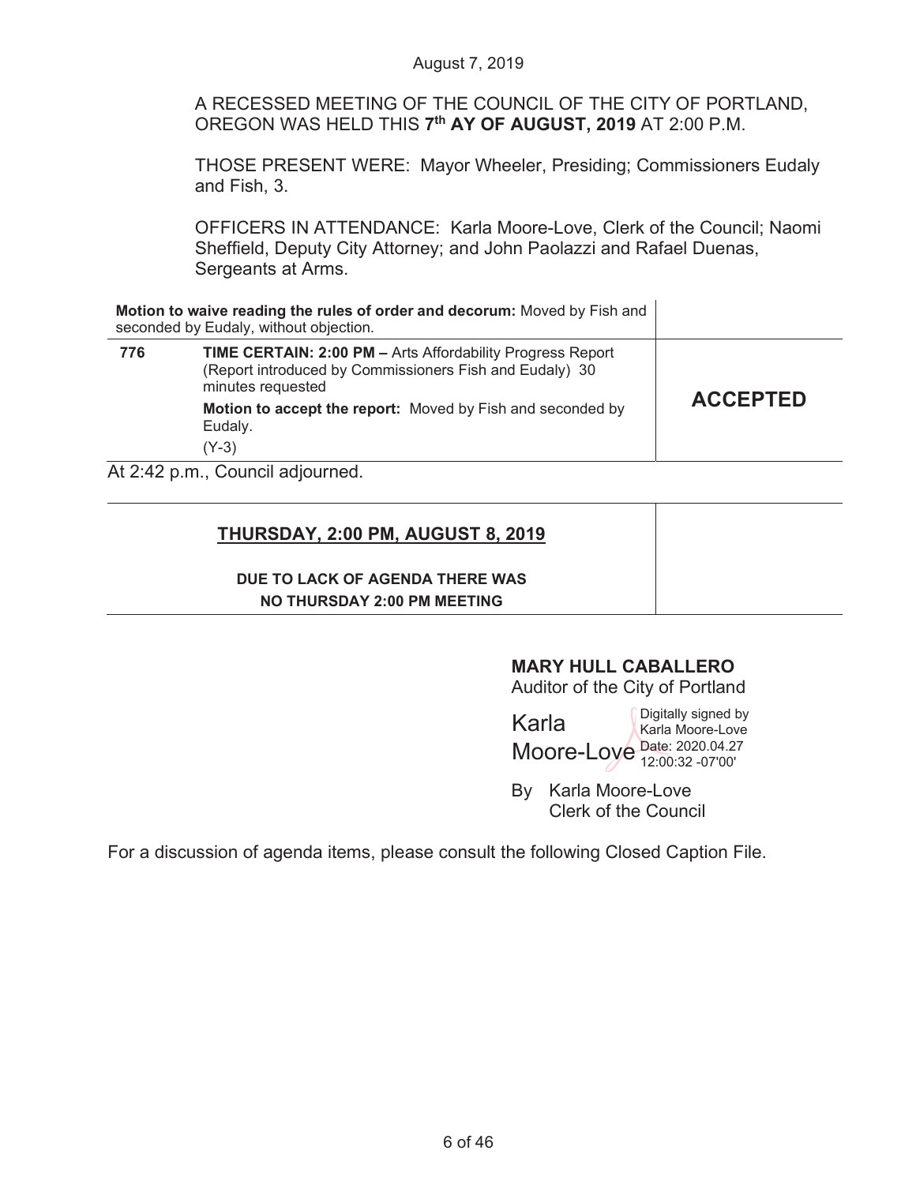August 7, 2019

A RECESSED MEETING OF THE COUNCIL OF THE CITY OF PORTLAND, OREGON WAS HELD THIS **7th AY OF AUGUST, 2019** AT 2:00 P.M.

THOSE PRESENT WERE: Mayor Wheeler, Presiding; Commissioners Eudaly and Fish, 3.

OFFICERS IN ATTENDANCE: Karla Moore-Love, Clerk of the Council; Naomi Sheffield, Deputy City Attorney; and John Paolazzi and Rafael Duenas, Sergeants at Arms.

| | | |
|---|---|---|
| **Motion to waive reading the rules of order and decorum:** Moved by Fish and seconded by Eudaly, without objection. | | |
| **776** | **TIME CERTAIN: 2:00 PM –** Arts Affordability Progress Report (Report introduced by Commissioners Fish and Eudaly) 30 minutes requested<br><br>**Motion to accept the report:** Moved by Fish and seconded by Eudaly.<br><br>(Y-3) | **ACCEPTED** |

At 2:42 p.m., Council adjourned.

| | |
|---|---|
| **THURSDAY, 2:00 PM, AUGUST 8, 2019**<br><br>**DUE TO LACK OF AGENDA THERE WAS NO THURSDAY 2:00 PM MEETING** | |

**MARY HULL CABALLERO**
Auditor of the City of Portland

Karla Moore-Love
Digitally signed by Karla Moore-Love
Date: 2020.04.27 12:00:32 -07'00'

By Karla Moore-Love
Clerk of the Council

For a discussion of agenda items, please consult the following Closed Caption File.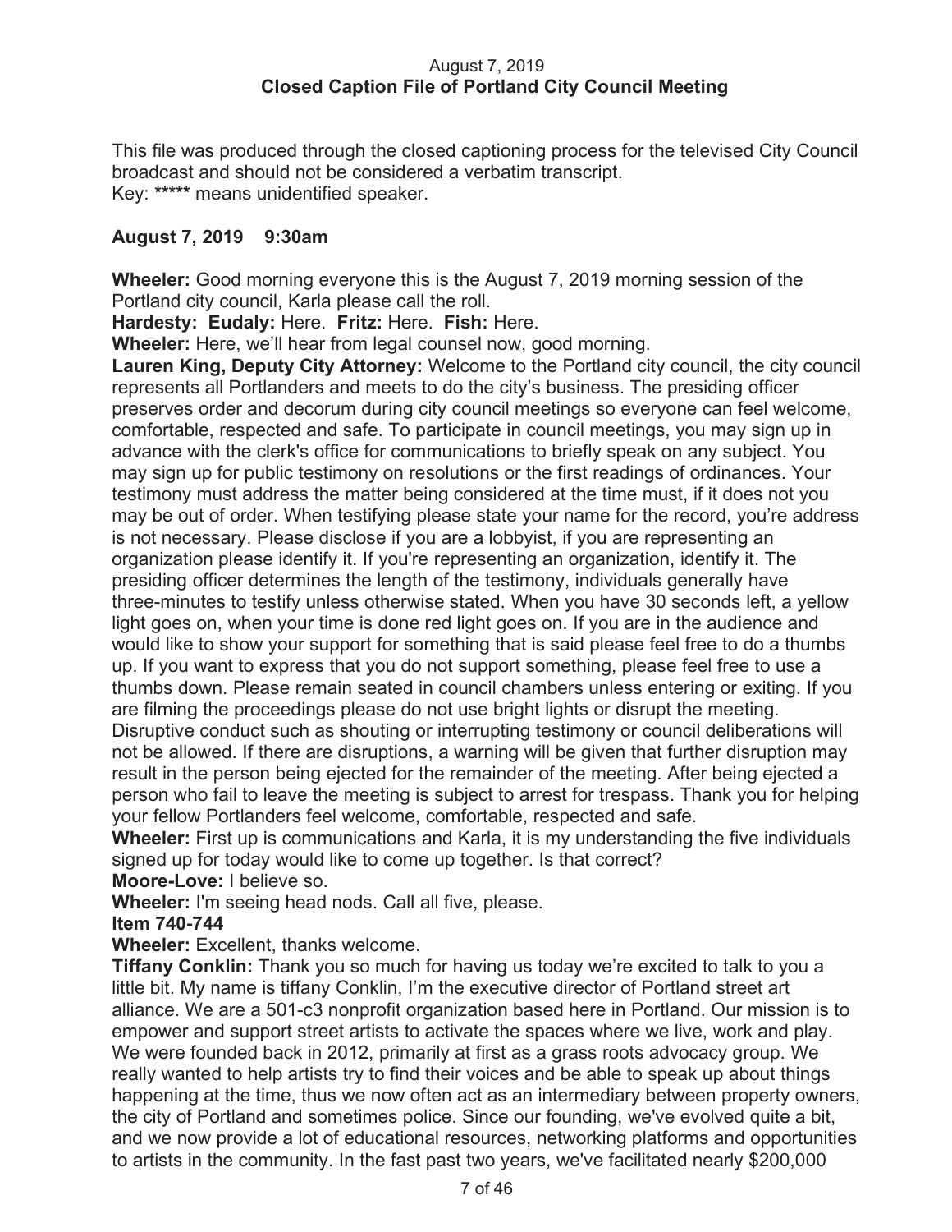August 7, 2019
**Closed Caption File of Portland City Council Meeting**

This file was produced through the closed captioning process for the televised City Council broadcast and should not be considered a verbatim transcript.
Key: ***** means unidentified speaker.

**August 7, 2019 9:30am**

**Wheeler:** Good morning everyone this is the August 7, 2019 morning session of the Portland city council, Karla please call the roll.

**Hardesty: Eudaly:** Here. **Fritz:** Here. **Fish:** Here.

**Wheeler:** Here, we'll hear from legal counsel now, good morning.

**Lauren King, Deputy City Attorney:** Welcome to the Portland city council, the city council represents all Portlanders and meets to do the city's business. The presiding officer preserves order and decorum during city council meetings so everyone can feel welcome, comfortable, respected and safe. To participate in council meetings, you may sign up in advance with the clerk's office for communications to briefly speak on any subject. You may sign up for public testimony on resolutions or the first readings of ordinances. Your testimony must address the matter being considered at the time must, if it does not you may be out of order. When testifying please state your name for the record, you're address is not necessary. Please disclose if you are a lobbyist, if you are representing an organization please identify it. If you're representing an organization, identify it. The presiding officer determines the length of the testimony, individuals generally have three-minutes to testify unless otherwise stated. When you have 30 seconds left, a yellow light goes on, when your time is done red light goes on. If you are in the audience and would like to show your support for something that is said please feel free to do a thumbs up. If you want to express that you do not support something, please feel free to use a thumbs down. Please remain seated in council chambers unless entering or exiting. If you are filming the proceedings please do not use bright lights or disrupt the meeting. Disruptive conduct such as shouting or interrupting testimony or council deliberations will not be allowed. If there are disruptions, a warning will be given that further disruption may result in the person being ejected for the remainder of the meeting. After being ejected a person who fail to leave the meeting is subject to arrest for trespass. Thank you for helping your fellow Portlanders feel welcome, comfortable, respected and safe.

**Wheeler:** First up is communications and Karla, it is my understanding the five individuals signed up for today would like to come up together. Is that correct?

**Moore-Love:** I believe so.

**Wheeler:** I'm seeing head nods. Call all five, please.

**Item 740-744**

**Wheeler:** Excellent, thanks welcome.

**Tiffany Conklin:** Thank you so much for having us today we're excited to talk to you a little bit. My name is tiffany Conklin, I'm the executive director of Portland street art alliance. We are a 501-c3 nonprofit organization based here in Portland. Our mission is to empower and support street artists to activate the spaces where we live, work and play. We were founded back in 2012, primarily at first as a grass roots advocacy group. We really wanted to help artists try to find their voices and be able to speak up about things happening at the time, thus we now often act as an intermediary between property owners, the city of Portland and sometimes police. Since our founding, we've evolved quite a bit, and we now provide a lot of educational resources, networking platforms and opportunities to artists in the community. In the fast past two years, we've facilitated nearly $200,000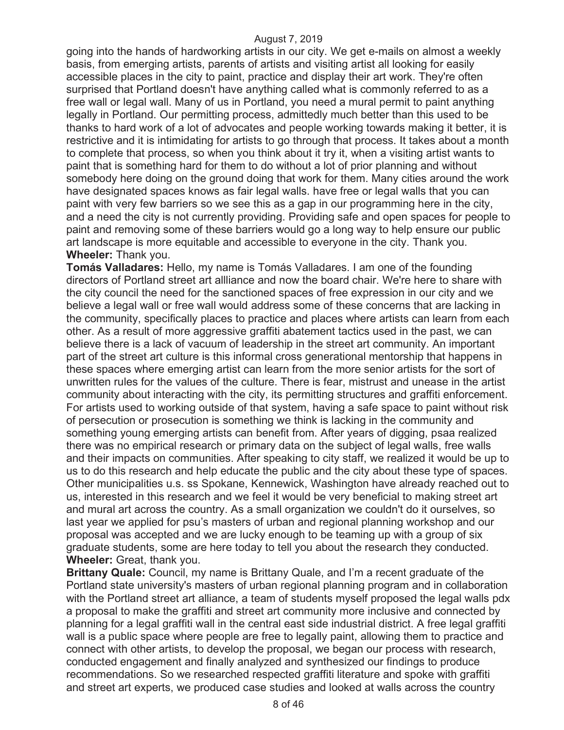going into the hands of hardworking artists in our city. We get e-mails on almost a weekly basis, from emerging artists, parents of artists and visiting artist all looking for easily accessible places in the city to paint, practice and display their art work. They're often surprised that Portland doesn't have anything called what is commonly referred to as a free wall or legal wall. Many of us in Portland, you need a mural permit to paint anything legally in Portland. Our permitting process, admittedly much better than this used to be thanks to hard work of a lot of advocates and people working towards making it better, it is restrictive and it is intimidating for artists to go through that process. It takes about a month to complete that process, so when you think about it try it, when a visiting artist wants to paint that is something hard for them to do without a lot of prior planning and without somebody here doing on the ground doing that work for them. Many cities around the work have designated spaces knows as fair legal walls. have free or legal walls that you can paint with very few barriers so we see this as a gap in our programming here in the city, and a need the city is not currently providing. Providing safe and open spaces for people to paint and removing some of these barriers would go a long way to help ensure our public art landscape is more equitable and accessible to everyone in the city. Thank you.

**Wheeler:** Thank you.

**Tomás Valladares:** Hello, my name is Tomás Valladares. I am one of the founding directors of Portland street art allliance and now the board chair. We're here to share with the city council the need for the sanctioned spaces of free expression in our city and we believe a legal wall or free wall would address some of these concerns that are lacking in the community, specifically places to practice and places where artists can learn from each other. As a result of more aggressive graffiti abatement tactics used in the past, we can believe there is a lack of vacuum of leadership in the street art community. An important part of the street art culture is this informal cross generational mentorship that happens in these spaces where emerging artist can learn from the more senior artists for the sort of unwritten rules for the values of the culture. There is fear, mistrust and unease in the artist community about interacting with the city, its permitting structures and graffiti enforcement. For artists used to working outside of that system, having a safe space to paint without risk of persecution or prosecution is something we think is lacking in the community and something young emerging artists can benefit from. After years of digging, psaa realized there was no empirical research or primary data on the subject of legal walls, free walls and their impacts on communities. After speaking to city staff, we realized it would be up to us to do this research and help educate the public and the city about these type of spaces. Other municipalities u.s. ss Spokane, Kennewick, Washington have already reached out to us, interested in this research and we feel it would be very beneficial to making street art and mural art across the country. As a small organization we couldn't do it ourselves, so last year we applied for psu's masters of urban and regional planning workshop and our proposal was accepted and we are lucky enough to be teaming up with a group of six graduate students, some are here today to tell you about the research they conducted.

**Wheeler:** Great, thank you.

**Brittany Quale:** Council, my name is Brittany Quale, and I'm a recent graduate of the Portland state university's masters of urban regional planning program and in collaboration with the Portland street art alliance, a team of students myself proposed the legal walls pdx a proposal to make the graffiti and street art community more inclusive and connected by planning for a legal graffiti wall in the central east side industrial district. A free legal graffiti wall is a public space where people are free to legally paint, allowing them to practice and connect with other artists, to develop the proposal, we began our process with research, conducted engagement and finally analyzed and synthesized our findings to produce recommendations. So we researched respected graffiti literature and spoke with graffiti and street art experts, we produced case studies and looked at walls across the country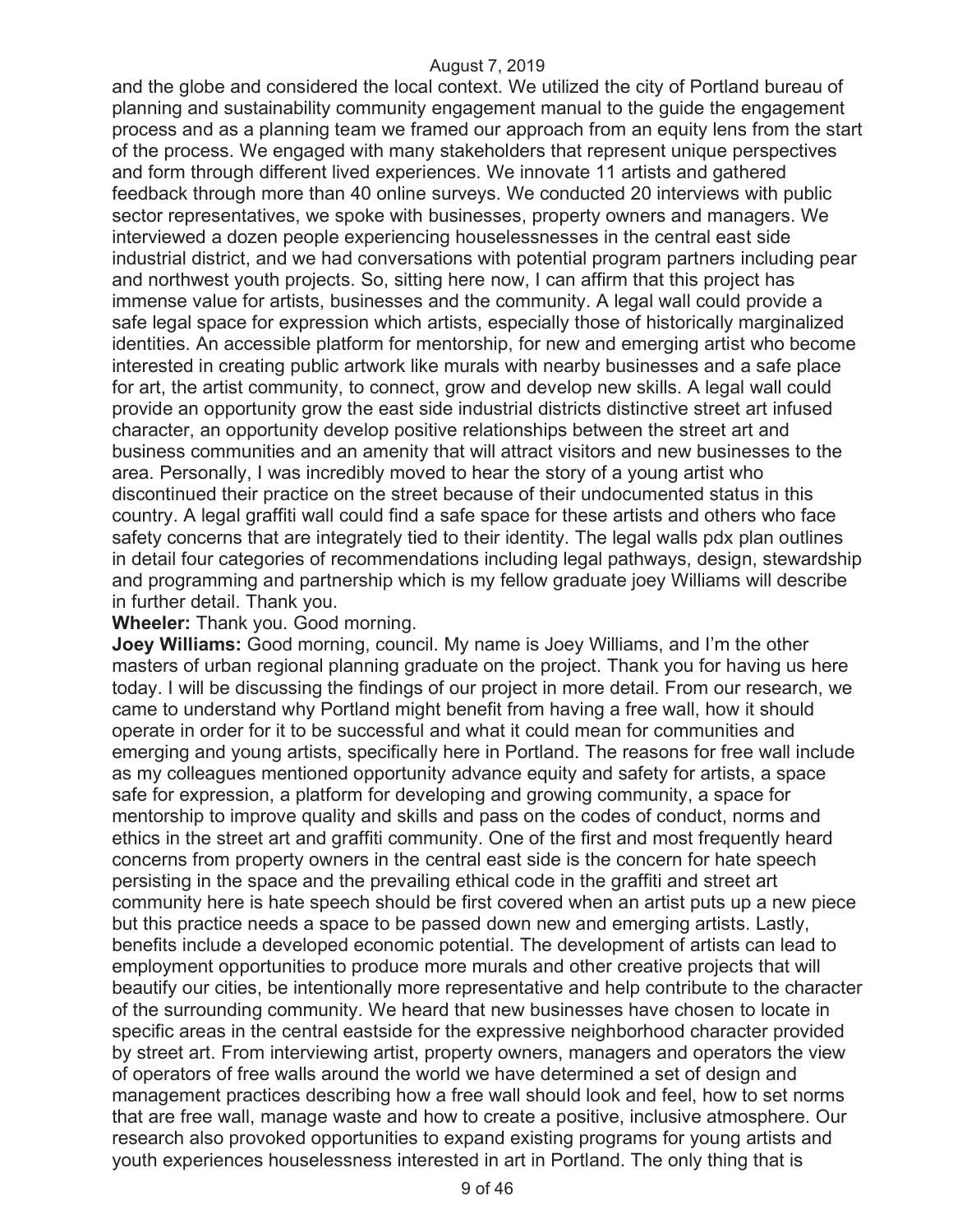and the globe and considered the local context. We utilized the city of Portland bureau of planning and sustainability community engagement manual to the guide the engagement process and as a planning team we framed our approach from an equity lens from the start of the process. We engaged with many stakeholders that represent unique perspectives and form through different lived experiences. We innovate 11 artists and gathered feedback through more than 40 online surveys. We conducted 20 interviews with public sector representatives, we spoke with businesses, property owners and managers. We interviewed a dozen people experiencing houselessnesses in the central east side industrial district, and we had conversations with potential program partners including pear and northwest youth projects. So, sitting here now, I can affirm that this project has immense value for artists, businesses and the community. A legal wall could provide a safe legal space for expression which artists, especially those of historically marginalized identities. An accessible platform for mentorship, for new and emerging artist who become interested in creating public artwork like murals with nearby businesses and a safe place for art, the artist community, to connect, grow and develop new skills. A legal wall could provide an opportunity grow the east side industrial districts distinctive street art infused character, an opportunity develop positive relationships between the street art and business communities and an amenity that will attract visitors and new businesses to the area. Personally, I was incredibly moved to hear the story of a young artist who discontinued their practice on the street because of their undocumented status in this country. A legal graffiti wall could find a safe space for these artists and others who face safety concerns that are integrately tied to their identity. The legal walls pdx plan outlines in detail four categories of recommendations including legal pathways, design, stewardship and programming and partnership which is my fellow graduate joey Williams will describe in further detail. Thank you.

**Wheeler:** Thank you. Good morning.

**Joey Williams:** Good morning, council. My name is Joey Williams, and I'm the other masters of urban regional planning graduate on the project. Thank you for having us here today. I will be discussing the findings of our project in more detail. From our research, we came to understand why Portland might benefit from having a free wall, how it should operate in order for it to be successful and what it could mean for communities and emerging and young artists, specifically here in Portland. The reasons for free wall include as my colleagues mentioned opportunity advance equity and safety for artists, a space safe for expression, a platform for developing and growing community, a space for mentorship to improve quality and skills and pass on the codes of conduct, norms and ethics in the street art and graffiti community. One of the first and most frequently heard concerns from property owners in the central east side is the concern for hate speech persisting in the space and the prevailing ethical code in the graffiti and street art community here is hate speech should be first covered when an artist puts up a new piece but this practice needs a space to be passed down new and emerging artists. Lastly, benefits include a developed economic potential. The development of artists can lead to employment opportunities to produce more murals and other creative projects that will beautify our cities, be intentionally more representative and help contribute to the character of the surrounding community. We heard that new businesses have chosen to locate in specific areas in the central eastside for the expressive neighborhood character provided by street art. From interviewing artist, property owners, managers and operators the view of operators of free walls around the world we have determined a set of design and management practices describing how a free wall should look and feel, how to set norms that are free wall, manage waste and how to create a positive, inclusive atmosphere. Our research also provoked opportunities to expand existing programs for young artists and youth experiences houselessness interested in art in Portland. The only thing that is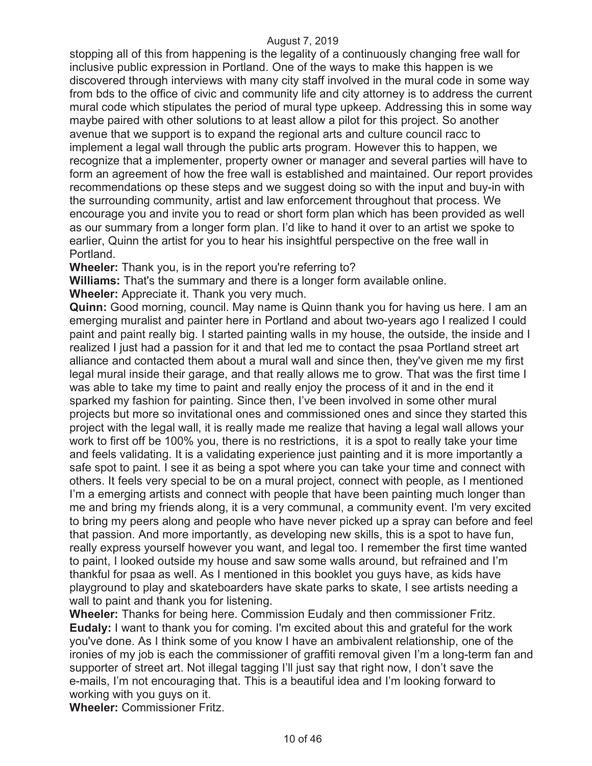stopping all of this from happening is the legality of a continuously changing free wall for inclusive public expression in Portland. One of the ways to make this happen is we discovered through interviews with many city staff involved in the mural code in some way from bds to the office of civic and community life and city attorney is to address the current mural code which stipulates the period of mural type upkeep. Addressing this in some way maybe paired with other solutions to at least allow a pilot for this project. So another avenue that we support is to expand the regional arts and culture council racc to implement a legal wall through the public arts program. However this to happen, we recognize that a implementer, property owner or manager and several parties will have to form an agreement of how the free wall is established and maintained. Our report provides recommendations op these steps and we suggest doing so with the input and buy-in with the surrounding community, artist and law enforcement throughout that process. We encourage you and invite you to read or short form plan which has been provided as well as our summary from a longer form plan. I'd like to hand it over to an artist we spoke to earlier, Quinn the artist for you to hear his insightful perspective on the free wall in Portland.

**Wheeler:** Thank you, is in the report you're referring to?

**Williams:** That's the summary and there is a longer form available online.

**Wheeler:** Appreciate it. Thank you very much.

**Quinn:** Good morning, council. May name is Quinn thank you for having us here. I am an emerging muralist and painter here in Portland and about two-years ago I realized I could paint and paint really big. I started painting walls in my house, the outside, the inside and I realized I just had a passion for it and that led me to contact the psaa Portland street art alliance and contacted them about a mural wall and since then, they've given me my first legal mural inside their garage, and that really allows me to grow. That was the first time I was able to take my time to paint and really enjoy the process of it and in the end it sparked my fashion for painting. Since then, I've been involved in some other mural projects but more so invitational ones and commissioned ones and since they started this project with the legal wall, it is really made me realize that having a legal wall allows your work to first off be 100% you, there is no restrictions, it is a spot to really take your time and feels validating. It is a validating experience just painting and it is more importantly a safe spot to paint. I see it as being a spot where you can take your time and connect with others. It feels very special to be on a mural project, connect with people, as I mentioned I'm a emerging artists and connect with people that have been painting much longer than me and bring my friends along, it is a very communal, a community event. I'm very excited to bring my peers along and people who have never picked up a spray can before and feel that passion. And more importantly, as developing new skills, this is a spot to have fun, really express yourself however you want, and legal too. I remember the first time wanted to paint, I looked outside my house and saw some walls around, but refrained and I'm thankful for psaa as well. As I mentioned in this booklet you guys have, as kids have playground to play and skateboarders have skate parks to skate, I see artists needing a wall to paint and thank you for listening.

**Wheeler:** Thanks for being here. Commission Eudaly and then commissioner Fritz.

**Eudaly:** I want to thank you for coming. I'm excited about this and grateful for the work you've done. As I think some of you know I have an ambivalent relationship, one of the ironies of my job is each the commissioner of graffiti removal given I'm a long-term fan and supporter of street art. Not illegal tagging I'll just say that right now, I don't save the e-mails, I'm not encouraging that. This is a beautiful idea and I'm looking forward to working with you guys on it.

**Wheeler:** Commissioner Fritz.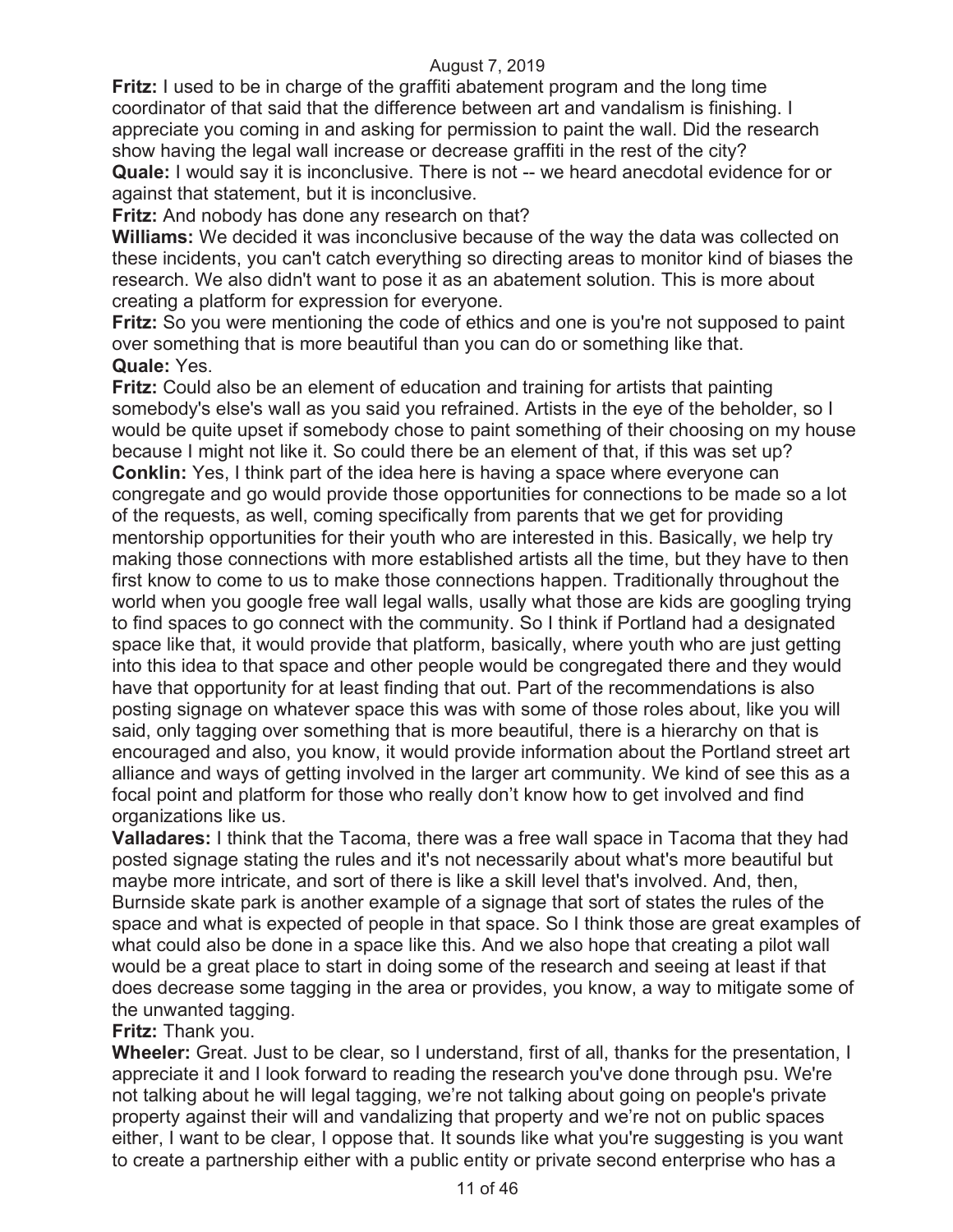**Fritz:** I used to be in charge of the graffiti abatement program and the long time coordinator of that said that the difference between art and vandalism is finishing. I appreciate you coming in and asking for permission to paint the wall. Did the research show having the legal wall increase or decrease graffiti in the rest of the city?

**Quale:** I would say it is inconclusive. There is not -- we heard anecdotal evidence for or against that statement, but it is inconclusive.

**Fritz:** And nobody has done any research on that?

**Williams:** We decided it was inconclusive because of the way the data was collected on these incidents, you can't catch everything so directing areas to monitor kind of biases the research. We also didn't want to pose it as an abatement solution. This is more about creating a platform for expression for everyone.

**Fritz:** So you were mentioning the code of ethics and one is you're not supposed to paint over something that is more beautiful than you can do or something like that.

**Quale:** Yes.

**Fritz:** Could also be an element of education and training for artists that painting somebody's else's wall as you said you refrained. Artists in the eye of the beholder, so I would be quite upset if somebody chose to paint something of their choosing on my house because I might not like it. So could there be an element of that, if this was set up?

**Conklin:** Yes, I think part of the idea here is having a space where everyone can congregate and go would provide those opportunities for connections to be made so a lot of the requests, as well, coming specifically from parents that we get for providing mentorship opportunities for their youth who are interested in this. Basically, we help try making those connections with more established artists all the time, but they have to then first know to come to us to make those connections happen. Traditionally throughout the world when you google free wall legal walls, usally what those are kids are googling trying to find spaces to go connect with the community. So I think if Portland had a designated space like that, it would provide that platform, basically, where youth who are just getting into this idea to that space and other people would be congregated there and they would have that opportunity for at least finding that out. Part of the recommendations is also posting signage on whatever space this was with some of those roles about, like you will said, only tagging over something that is more beautiful, there is a hierarchy on that is encouraged and also, you know, it would provide information about the Portland street art alliance and ways of getting involved in the larger art community. We kind of see this as a focal point and platform for those who really don't know how to get involved and find organizations like us.

**Valladares:** I think that the Tacoma, there was a free wall space in Tacoma that they had posted signage stating the rules and it's not necessarily about what's more beautiful but maybe more intricate, and sort of there is like a skill level that's involved. And, then, Burnside skate park is another example of a signage that sort of states the rules of the space and what is expected of people in that space. So I think those are great examples of what could also be done in a space like this. And we also hope that creating a pilot wall would be a great place to start in doing some of the research and seeing at least if that does decrease some tagging in the area or provides, you know, a way to mitigate some of the unwanted tagging.

**Fritz:** Thank you.

**Wheeler:** Great. Just to be clear, so I understand, first of all, thanks for the presentation, I appreciate it and I look forward to reading the research you've done through psu. We're not talking about he will legal tagging, we're not talking about going on people's private property against their will and vandalizing that property and we're not on public spaces either, I want to be clear, I oppose that. It sounds like what you're suggesting is you want to create a partnership either with a public entity or private second enterprise who has a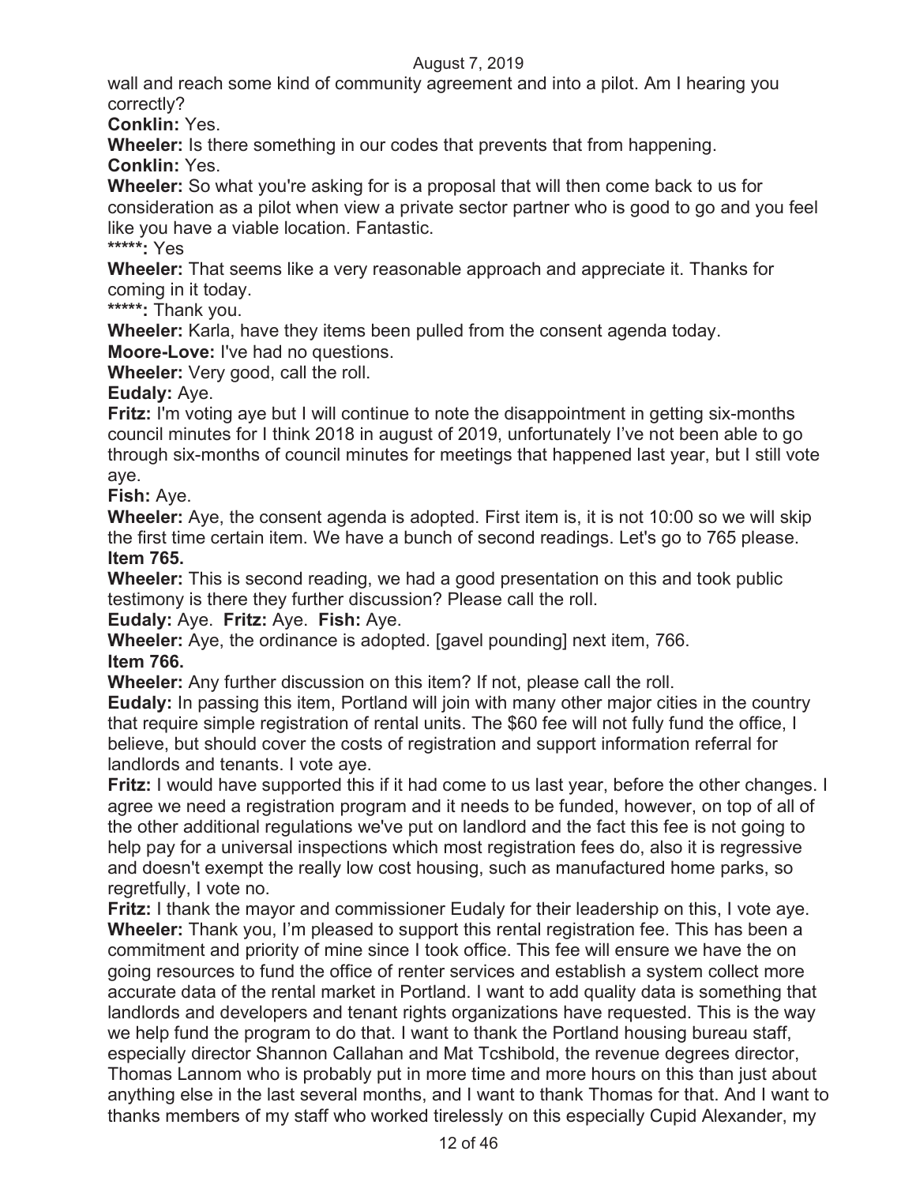wall and reach some kind of community agreement and into a pilot. Am I hearing you correctly?

**Conklin:** Yes.

**Wheeler:** Is there something in our codes that prevents that from happening.

**Conklin:** Yes.

**Wheeler:** So what you're asking for is a proposal that will then come back to us for consideration as a pilot when view a private sector partner who is good to go and you feel like you have a viable location. Fantastic.

*****: Yes

**Wheeler:** That seems like a very reasonable approach and appreciate it. Thanks for coming in it today.

*****: Thank you.

**Wheeler:** Karla, have they items been pulled from the consent agenda today.

**Moore-Love:** I've had no questions.

**Wheeler:** Very good, call the roll.

**Eudaly:** Aye.

**Fritz:** I'm voting aye but I will continue to note the disappointment in getting six-months council minutes for I think 2018 in august of 2019, unfortunately I've not been able to go through six-months of council minutes for meetings that happened last year, but I still vote aye.

**Fish:** Aye.

**Wheeler:** Aye, the consent agenda is adopted. First item is, it is not 10:00 so we will skip the first time certain item. We have a bunch of second readings. Let's go to 765 please.

**Item 765.**

**Wheeler:** This is second reading, we had a good presentation on this and took public testimony is there they further discussion? Please call the roll.

**Eudaly:** Aye. **Fritz:** Aye. **Fish:** Aye.

**Wheeler:** Aye, the ordinance is adopted. [gavel pounding] next item, 766.

**Item 766.**

**Wheeler:** Any further discussion on this item? If not, please call the roll.

**Eudaly:** In passing this item, Portland will join with many other major cities in the country that require simple registration of rental units. The $60 fee will not fully fund the office, I believe, but should cover the costs of registration and support information referral for landlords and tenants. I vote aye.

**Fritz:** I would have supported this if it had come to us last year, before the other changes. I agree we need a registration program and it needs to be funded, however, on top of all of the other additional regulations we've put on landlord and the fact this fee is not going to help pay for a universal inspections which most registration fees do, also it is regressive and doesn't exempt the really low cost housing, such as manufactured home parks, so regretfully, I vote no.

**Fritz:** I thank the mayor and commissioner Eudaly for their leadership on this, I vote aye.

**Wheeler:** Thank you, I'm pleased to support this rental registration fee. This has been a commitment and priority of mine since I took office. This fee will ensure we have the on going resources to fund the office of renter services and establish a system collect more accurate data of the rental market in Portland. I want to add quality data is something that landlords and developers and tenant rights organizations have requested. This is the way we help fund the program to do that. I want to thank the Portland housing bureau staff, especially director Shannon Callahan and Mat Tcshibold, the revenue degrees director, Thomas Lannom who is probably put in more time and more hours on this than just about anything else in the last several months, and I want to thank Thomas for that. And I want to thanks members of my staff who worked tirelessly on this especially Cupid Alexander, my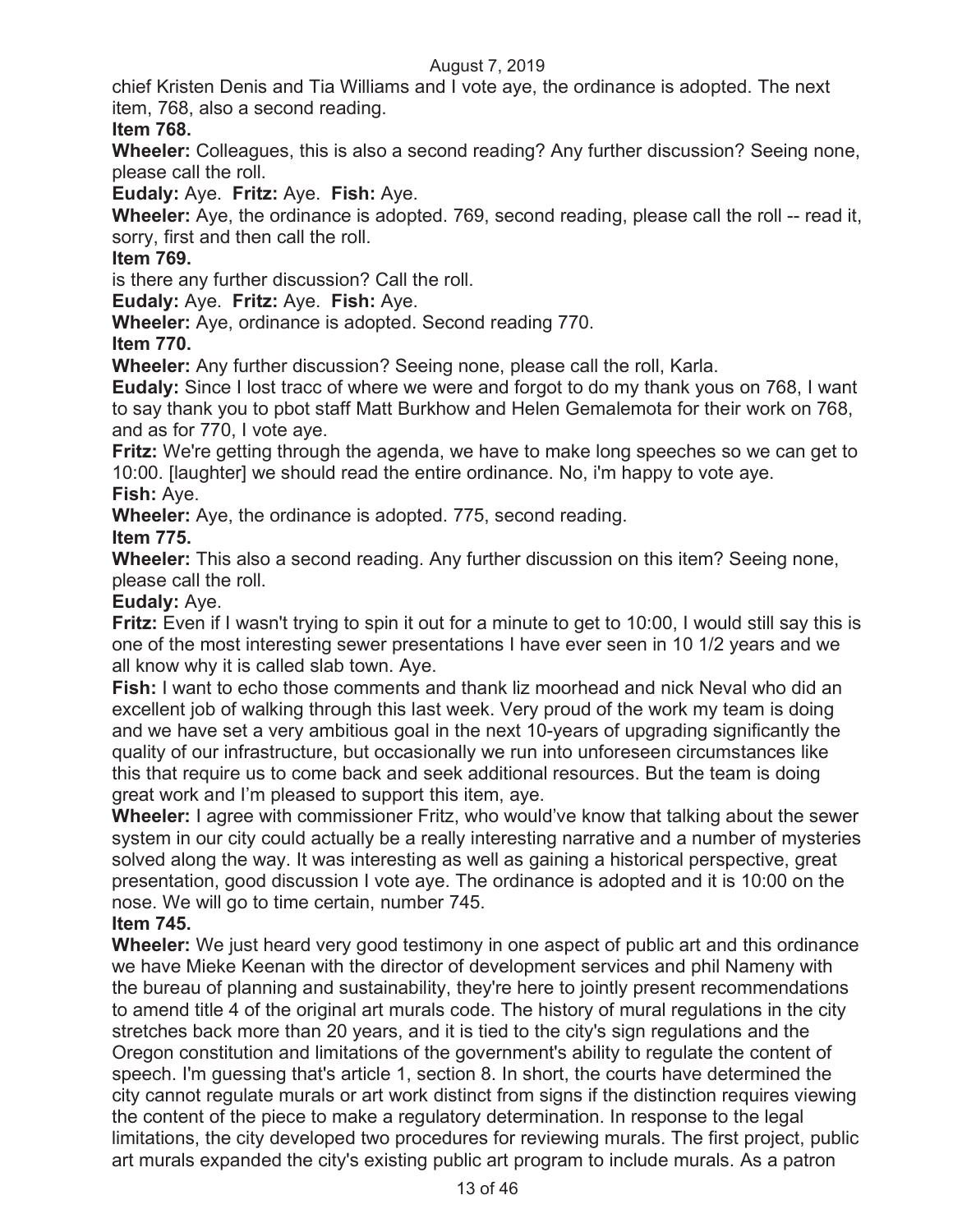chief Kristen Denis and Tia Williams and I vote aye, the ordinance is adopted. The next item, 768, also a second reading.

**Item 768.**

**Wheeler:** Colleagues, this is also a second reading? Any further discussion? Seeing none, please call the roll.

**Eudaly:** Aye. **Fritz:** Aye. **Fish:** Aye.

**Wheeler:** Aye, the ordinance is adopted. 769, second reading, please call the roll -- read it, sorry, first and then call the roll.

**Item 769.**

is there any further discussion? Call the roll.

**Eudaly:** Aye. **Fritz:** Aye. **Fish:** Aye.

**Wheeler:** Aye, ordinance is adopted. Second reading 770.

**Item 770.**

**Wheeler:** Any further discussion? Seeing none, please call the roll, Karla.

**Eudaly:** Since I lost tracc of where we were and forgot to do my thank yous on 768, I want to say thank you to pbot staff Matt Burkhow and Helen Gemalemota for their work on 768, and as for 770, I vote aye.

**Fritz:** We're getting through the agenda, we have to make long speeches so we can get to 10:00. [laughter] we should read the entire ordinance. No, i'm happy to vote aye.

**Fish:** Aye.

**Wheeler:** Aye, the ordinance is adopted. 775, second reading.

**Item 775.**

**Wheeler:** This also a second reading. Any further discussion on this item? Seeing none, please call the roll.

**Eudaly:** Aye.

**Fritz:** Even if I wasn't trying to spin it out for a minute to get to 10:00, I would still say this is one of the most interesting sewer presentations I have ever seen in 10 1/2 years and we all know why it is called slab town. Aye.

**Fish:** I want to echo those comments and thank liz moorhead and nick Neval who did an excellent job of walking through this last week. Very proud of the work my team is doing and we have set a very ambitious goal in the next 10-years of upgrading significantly the quality of our infrastructure, but occasionally we run into unforeseen circumstances like this that require us to come back and seek additional resources. But the team is doing great work and I'm pleased to support this item, aye.

**Wheeler:** I agree with commissioner Fritz, who would've know that talking about the sewer system in our city could actually be a really interesting narrative and a number of mysteries solved along the way. It was interesting as well as gaining a historical perspective, great presentation, good discussion I vote aye. The ordinance is adopted and it is 10:00 on the nose. We will go to time certain, number 745.

**Item 745.**

**Wheeler:** We just heard very good testimony in one aspect of public art and this ordinance we have Mieke Keenan with the director of development services and phil Nameny with the bureau of planning and sustainability, they're here to jointly present recommendations to amend title 4 of the original art murals code. The history of mural regulations in the city stretches back more than 20 years, and it is tied to the city's sign regulations and the Oregon constitution and limitations of the government's ability to regulate the content of speech. I'm guessing that's article 1, section 8. In short, the courts have determined the city cannot regulate murals or art work distinct from signs if the distinction requires viewing the content of the piece to make a regulatory determination. In response to the legal limitations, the city developed two procedures for reviewing murals. The first project, public art murals expanded the city's existing public art program to include murals. As a patron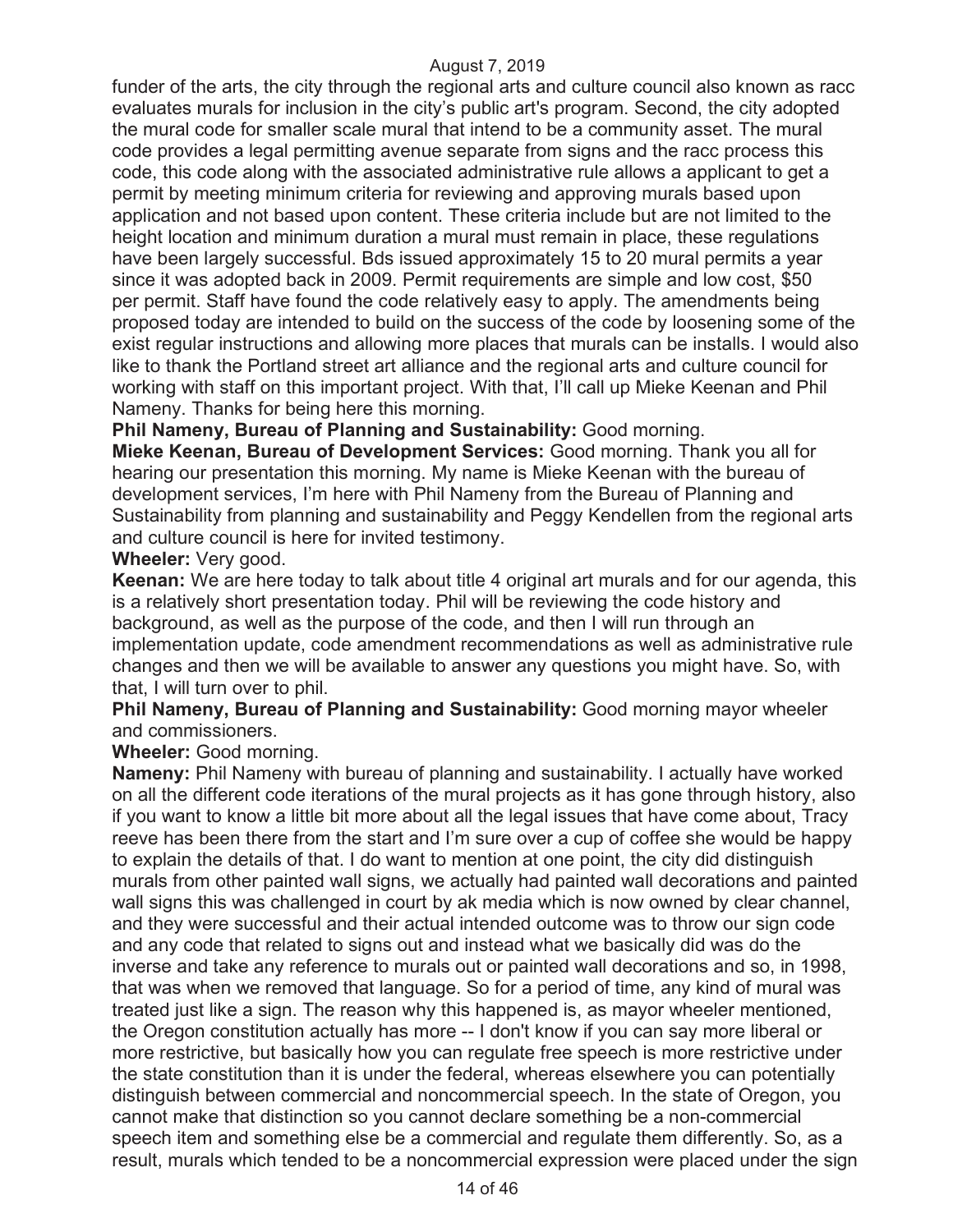funder of the arts, the city through the regional arts and culture council also known as racc evaluates murals for inclusion in the city's public art's program. Second, the city adopted the mural code for smaller scale mural that intend to be a community asset. The mural code provides a legal permitting avenue separate from signs and the racc process this code, this code along with the associated administrative rule allows a applicant to get a permit by meeting minimum criteria for reviewing and approving murals based upon application and not based upon content. These criteria include but are not limited to the height location and minimum duration a mural must remain in place, these regulations have been largely successful. Bds issued approximately 15 to 20 mural permits a year since it was adopted back in 2009. Permit requirements are simple and low cost, $50 per permit. Staff have found the code relatively easy to apply. The amendments being proposed today are intended to build on the success of the code by loosening some of the exist regular instructions and allowing more places that murals can be installs. I would also like to thank the Portland street art alliance and the regional arts and culture council for working with staff on this important project. With that, I'll call up Mieke Keenan and Phil Nameny. Thanks for being here this morning.

**Phil Nameny, Bureau of Planning and Sustainability:** Good morning.

**Mieke Keenan, Bureau of Development Services:** Good morning. Thank you all for hearing our presentation this morning. My name is Mieke Keenan with the bureau of development services, I'm here with Phil Nameny from the Bureau of Planning and Sustainability from planning and sustainability and Peggy Kendellen from the regional arts and culture council is here for invited testimony.

**Wheeler:** Very good.

**Keenan:** We are here today to talk about title 4 original art murals and for our agenda, this is a relatively short presentation today. Phil will be reviewing the code history and background, as well as the purpose of the code, and then I will run through an implementation update, code amendment recommendations as well as administrative rule changes and then we will be available to answer any questions you might have. So, with that, I will turn over to phil.

**Phil Nameny, Bureau of Planning and Sustainability:** Good morning mayor wheeler and commissioners.

**Wheeler:** Good morning.

**Nameny:** Phil Nameny with bureau of planning and sustainability. I actually have worked on all the different code iterations of the mural projects as it has gone through history, also if you want to know a little bit more about all the legal issues that have come about, Tracy reeve has been there from the start and I'm sure over a cup of coffee she would be happy to explain the details of that. I do want to mention at one point, the city did distinguish murals from other painted wall signs, we actually had painted wall decorations and painted wall signs this was challenged in court by ak media which is now owned by clear channel, and they were successful and their actual intended outcome was to throw our sign code and any code that related to signs out and instead what we basically did was do the inverse and take any reference to murals out or painted wall decorations and so, in 1998, that was when we removed that language. So for a period of time, any kind of mural was treated just like a sign. The reason why this happened is, as mayor wheeler mentioned, the Oregon constitution actually has more -- I don't know if you can say more liberal or more restrictive, but basically how you can regulate free speech is more restrictive under the state constitution than it is under the federal, whereas elsewhere you can potentially distinguish between commercial and noncommercial speech. In the state of Oregon, you cannot make that distinction so you cannot declare something be a non-commercial speech item and something else be a commercial and regulate them differently. So, as a result, murals which tended to be a noncommercial expression were placed under the sign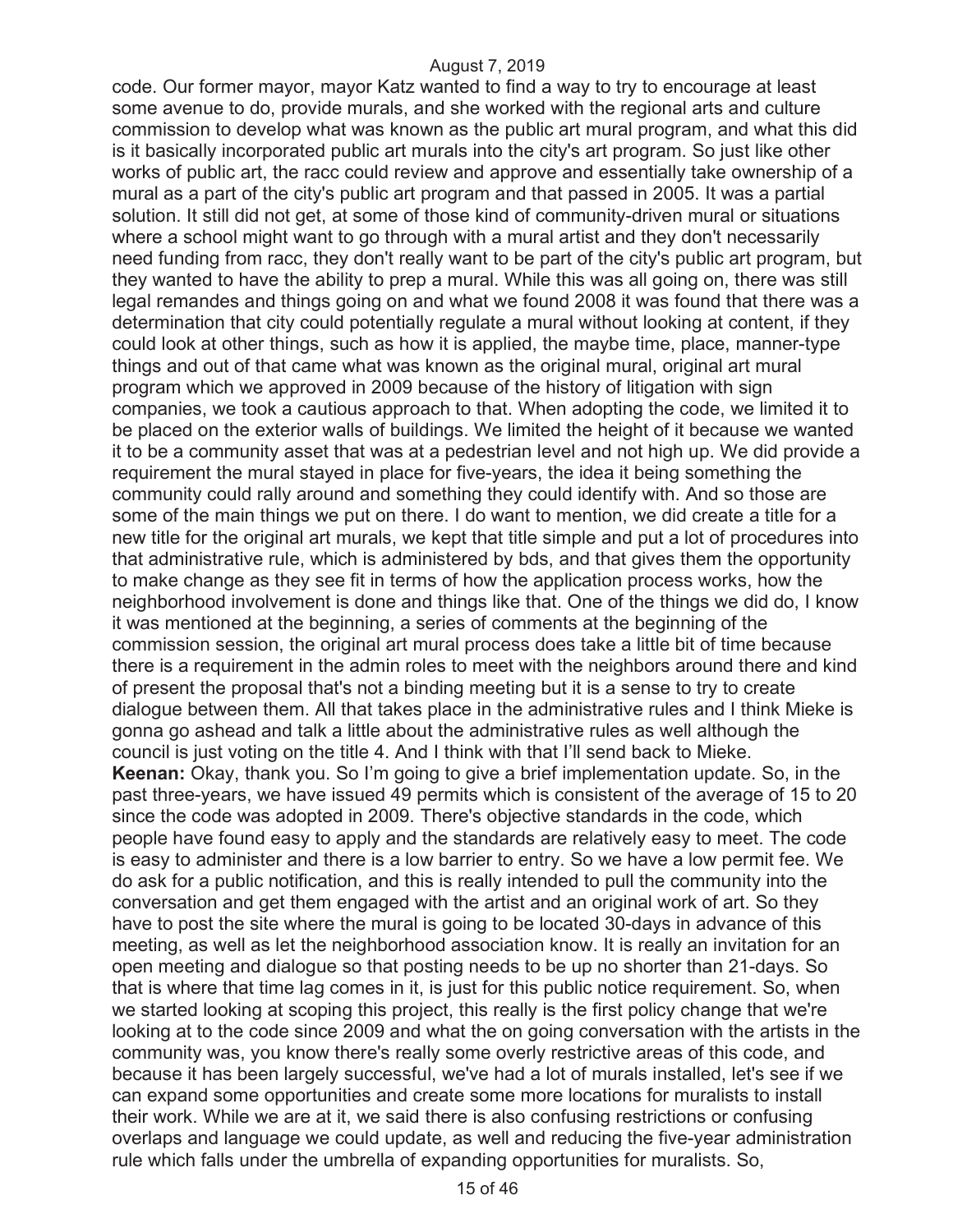code. Our former mayor, mayor Katz wanted to find a way to try to encourage at least some avenue to do, provide murals, and she worked with the regional arts and culture commission to develop what was known as the public art mural program, and what this did is it basically incorporated public art murals into the city's art program. So just like other works of public art, the racc could review and approve and essentially take ownership of a mural as a part of the city's public art program and that passed in 2005. It was a partial solution. It still did not get, at some of those kind of community-driven mural or situations where a school might want to go through with a mural artist and they don't necessarily need funding from racc, they don't really want to be part of the city's public art program, but they wanted to have the ability to prep a mural. While this was all going on, there was still legal remandes and things going on and what we found 2008 it was found that there was a determination that city could potentially regulate a mural without looking at content, if they could look at other things, such as how it is applied, the maybe time, place, manner-type things and out of that came what was known as the original mural, original art mural program which we approved in 2009 because of the history of litigation with sign companies, we took a cautious approach to that. When adopting the code, we limited it to be placed on the exterior walls of buildings. We limited the height of it because we wanted it to be a community asset that was at a pedestrian level and not high up. We did provide a requirement the mural stayed in place for five-years, the idea it being something the community could rally around and something they could identify with. And so those are some of the main things we put on there. I do want to mention, we did create a title for a new title for the original art murals, we kept that title simple and put a lot of procedures into that administrative rule, which is administered by bds, and that gives them the opportunity to make change as they see fit in terms of how the application process works, how the neighborhood involvement is done and things like that. One of the things we did do, I know it was mentioned at the beginning, a series of comments at the beginning of the commission session, the original art mural process does take a little bit of time because there is a requirement in the admin roles to meet with the neighbors around there and kind of present the proposal that's not a binding meeting but it is a sense to try to create dialogue between them. All that takes place in the administrative rules and I think Mieke is gonna go ashead and talk a little about the administrative rules as well although the council is just voting on the title 4. And I think with that I'll send back to Mieke.

**Keenan:** Okay, thank you. So I'm going to give a brief implementation update. So, in the past three-years, we have issued 49 permits which is consistent of the average of 15 to 20 since the code was adopted in 2009. There's objective standards in the code, which people have found easy to apply and the standards are relatively easy to meet. The code is easy to administer and there is a low barrier to entry. So we have a low permit fee. We do ask for a public notification, and this is really intended to pull the community into the conversation and get them engaged with the artist and an original work of art. So they have to post the site where the mural is going to be located 30-days in advance of this meeting, as well as let the neighborhood association know. It is really an invitation for an open meeting and dialogue so that posting needs to be up no shorter than 21-days. So that is where that time lag comes in it, is just for this public notice requirement. So, when we started looking at scoping this project, this really is the first policy change that we're looking at to the code since 2009 and what the on going conversation with the artists in the community was, you know there's really some overly restrictive areas of this code, and because it has been largely successful, we've had a lot of murals installed, let's see if we can expand some opportunities and create some more locations for muralists to install their work. While we are at it, we said there is also confusing restrictions or confusing overlaps and language we could update, as well and reducing the five-year administration rule which falls under the umbrella of expanding opportunities for muralists. So,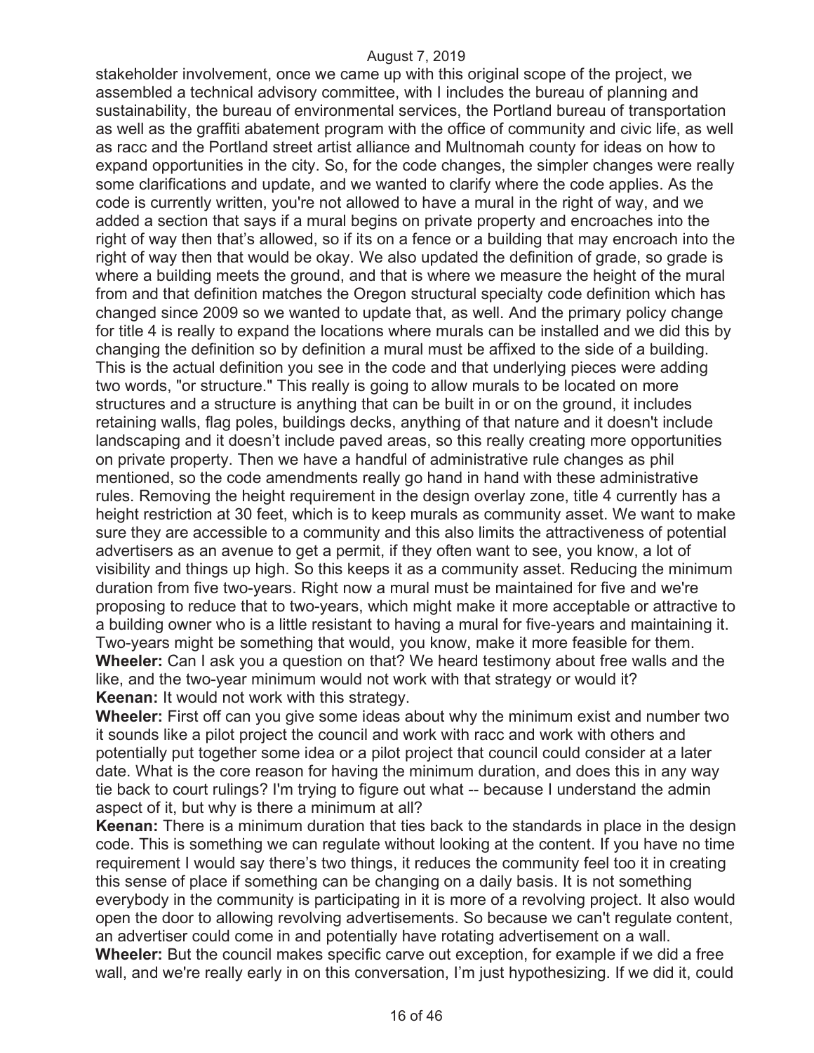stakeholder involvement, once we came up with this original scope of the project, we assembled a technical advisory committee, with I includes the bureau of planning and sustainability, the bureau of environmental services, the Portland bureau of transportation as well as the graffiti abatement program with the office of community and civic life, as well as racc and the Portland street artist alliance and Multnomah county for ideas on how to expand opportunities in the city. So, for the code changes, the simpler changes were really some clarifications and update, and we wanted to clarify where the code applies. As the code is currently written, you're not allowed to have a mural in the right of way, and we added a section that says if a mural begins on private property and encroaches into the right of way then that's allowed, so if its on a fence or a building that may encroach into the right of way then that would be okay. We also updated the definition of grade, so grade is where a building meets the ground, and that is where we measure the height of the mural from and that definition matches the Oregon structural specialty code definition which has changed since 2009 so we wanted to update that, as well. And the primary policy change for title 4 is really to expand the locations where murals can be installed and we did this by changing the definition so by definition a mural must be affixed to the side of a building. This is the actual definition you see in the code and that underlying pieces were adding two words, "or structure." This really is going to allow murals to be located on more structures and a structure is anything that can be built in or on the ground, it includes retaining walls, flag poles, buildings decks, anything of that nature and it doesn't include landscaping and it doesn't include paved areas, so this really creating more opportunities on private property. Then we have a handful of administrative rule changes as phil mentioned, so the code amendments really go hand in hand with these administrative rules. Removing the height requirement in the design overlay zone, title 4 currently has a height restriction at 30 feet, which is to keep murals as community asset. We want to make sure they are accessible to a community and this also limits the attractiveness of potential advertisers as an avenue to get a permit, if they often want to see, you know, a lot of visibility and things up high. So this keeps it as a community asset. Reducing the minimum duration from five two-years. Right now a mural must be maintained for five and we're proposing to reduce that to two-years, which might make it more acceptable or attractive to a building owner who is a little resistant to having a mural for five-years and maintaining it. Two-years might be something that would, you know, make it more feasible for them.

**Wheeler:** Can I ask you a question on that? We heard testimony about free walls and the like, and the two-year minimum would not work with that strategy or would it?

**Keenan:** It would not work with this strategy.

**Wheeler:** First off can you give some ideas about why the minimum exist and number two it sounds like a pilot project the council and work with racc and work with others and potentially put together some idea or a pilot project that council could consider at a later date. What is the core reason for having the minimum duration, and does this in any way tie back to court rulings? I'm trying to figure out what -- because I understand the admin aspect of it, but why is there a minimum at all?

**Keenan:** There is a minimum duration that ties back to the standards in place in the design code. This is something we can regulate without looking at the content. If you have no time requirement I would say there's two things, it reduces the community feel too it in creating this sense of place if something can be changing on a daily basis. It is not something everybody in the community is participating in it is more of a revolving project. It also would open the door to allowing revolving advertisements. So because we can't regulate content, an advertiser could come in and potentially have rotating advertisement on a wall.

**Wheeler:** But the council makes specific carve out exception, for example if we did a free wall, and we're really early in on this conversation, I'm just hypothesizing. If we did it, could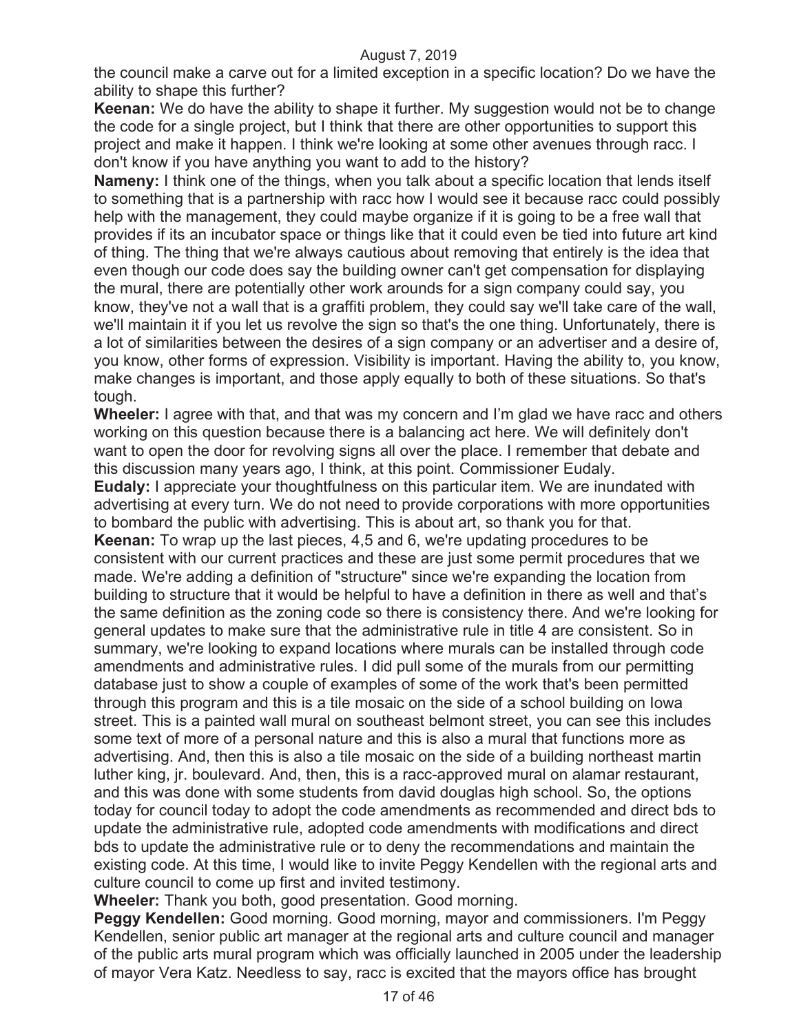the council make a carve out for a limited exception in a specific location? Do we have the ability to shape this further?

**Keenan:** We do have the ability to shape it further. My suggestion would not be to change the code for a single project, but I think that there are other opportunities to support this project and make it happen. I think we're looking at some other avenues through racc. I don't know if you have anything you want to add to the history?

**Nameny:** I think one of the things, when you talk about a specific location that lends itself to something that is a partnership with racc how I would see it because racc could possibly help with the management, they could maybe organize if it is going to be a free wall that provides if its an incubator space or things like that it could even be tied into future art kind of thing. The thing that we're always cautious about removing that entirely is the idea that even though our code does say the building owner can't get compensation for displaying the mural, there are potentially other work arounds for a sign company could say, you know, they've not a wall that is a graffiti problem, they could say we'll take care of the wall, we'll maintain it if you let us revolve the sign so that's the one thing. Unfortunately, there is a lot of similarities between the desires of a sign company or an advertiser and a desire of, you know, other forms of expression. Visibility is important. Having the ability to, you know, make changes is important, and those apply equally to both of these situations. So that's tough.

**Wheeler:** I agree with that, and that was my concern and I'm glad we have racc and others working on this question because there is a balancing act here. We will definitely don't want to open the door for revolving signs all over the place. I remember that debate and this discussion many years ago, I think, at this point. Commissioner Eudaly.

**Eudaly:** I appreciate your thoughtfulness on this particular item. We are inundated with advertising at every turn. We do not need to provide corporations with more opportunities to bombard the public with advertising. This is about art, so thank you for that.

**Keenan:** To wrap up the last pieces, 4,5 and 6, we're updating procedures to be consistent with our current practices and these are just some permit procedures that we made. We're adding a definition of "structure" since we're expanding the location from building to structure that it would be helpful to have a definition in there as well and that's the same definition as the zoning code so there is consistency there. And we're looking for general updates to make sure that the administrative rule in title 4 are consistent. So in summary, we're looking to expand locations where murals can be installed through code amendments and administrative rules. I did pull some of the murals from our permitting database just to show a couple of examples of some of the work that's been permitted through this program and this is a tile mosaic on the side of a school building on Iowa street. This is a painted wall mural on southeast belmont street, you can see this includes some text of more of a personal nature and this is also a mural that functions more as advertising. And, then this is also a tile mosaic on the side of a building northeast martin luther king, jr. boulevard. And, then, this is a racc-approved mural on alamar restaurant, and this was done with some students from david douglas high school. So, the options today for council today to adopt the code amendments as recommended and direct bds to update the administrative rule, adopted code amendments with modifications and direct bds to update the administrative rule or to deny the recommendations and maintain the existing code. At this time, I would like to invite Peggy Kendellen with the regional arts and culture council to come up first and invited testimony.

**Wheeler:** Thank you both, good presentation. Good morning.

**Peggy Kendellen:** Good morning. Good morning, mayor and commissioners. I'm Peggy Kendellen, senior public art manager at the regional arts and culture council and manager of the public arts mural program which was officially launched in 2005 under the leadership of mayor Vera Katz. Needless to say, racc is excited that the mayors office has brought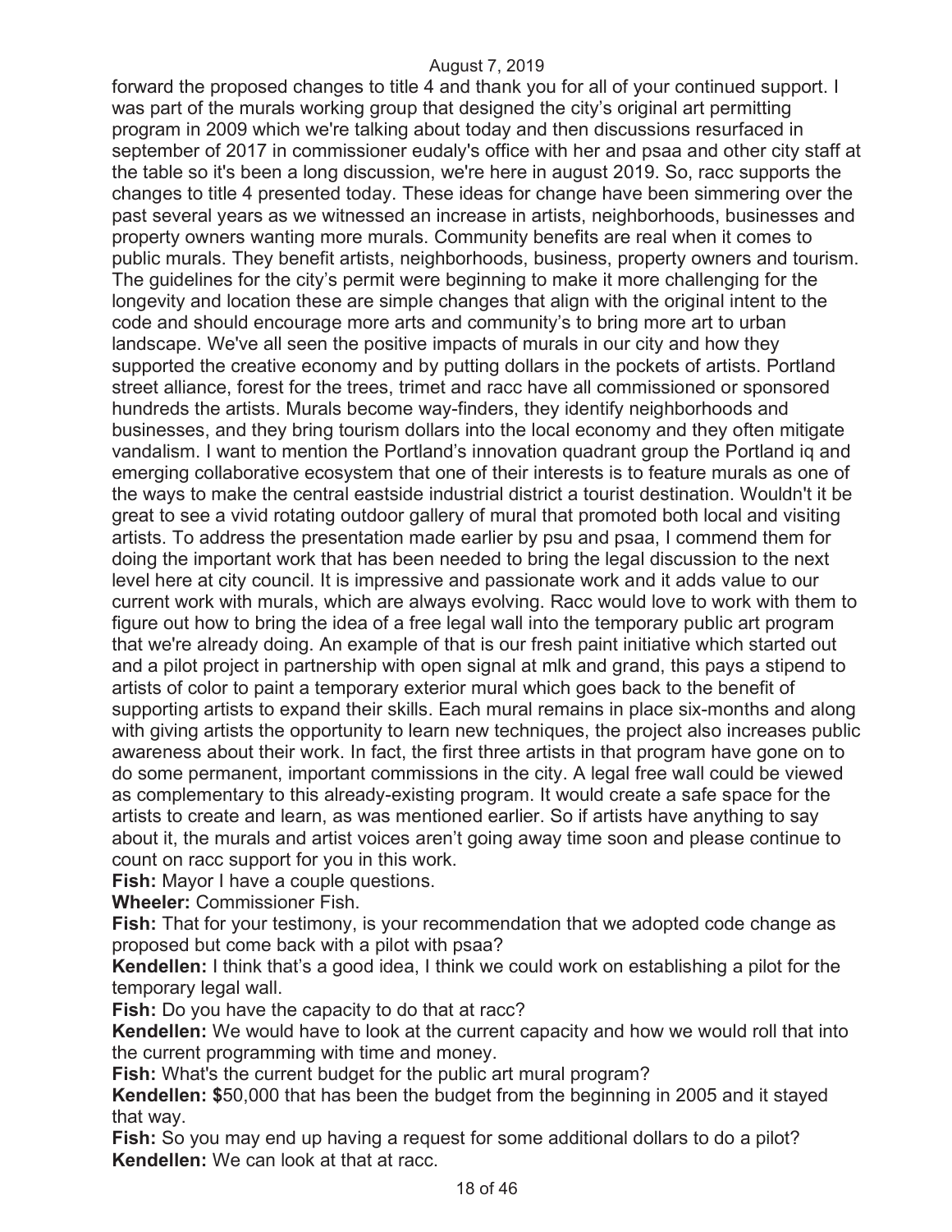forward the proposed changes to title 4 and thank you for all of your continued support. I was part of the murals working group that designed the city's original art permitting program in 2009 which we're talking about today and then discussions resurfaced in september of 2017 in commissioner eudaly's office with her and psaa and other city staff at the table so it's been a long discussion, we're here in august 2019. So, racc supports the changes to title 4 presented today. These ideas for change have been simmering over the past several years as we witnessed an increase in artists, neighborhoods, businesses and property owners wanting more murals. Community benefits are real when it comes to public murals. They benefit artists, neighborhoods, business, property owners and tourism. The guidelines for the city's permit were beginning to make it more challenging for the longevity and location these are simple changes that align with the original intent to the code and should encourage more arts and community's to bring more art to urban landscape. We've all seen the positive impacts of murals in our city and how they supported the creative economy and by putting dollars in the pockets of artists. Portland street alliance, forest for the trees, trimet and racc have all commissioned or sponsored hundreds the artists. Murals become way-finders, they identify neighborhoods and businesses, and they bring tourism dollars into the local economy and they often mitigate vandalism. I want to mention the Portland's innovation quadrant group the Portland iq and emerging collaborative ecosystem that one of their interests is to feature murals as one of the ways to make the central eastside industrial district a tourist destination. Wouldn't it be great to see a vivid rotating outdoor gallery of mural that promoted both local and visiting artists. To address the presentation made earlier by psu and psaa, I commend them for doing the important work that has been needed to bring the legal discussion to the next level here at city council. It is impressive and passionate work and it adds value to our current work with murals, which are always evolving. Racc would love to work with them to figure out how to bring the idea of a free legal wall into the temporary public art program that we're already doing. An example of that is our fresh paint initiative which started out and a pilot project in partnership with open signal at mlk and grand, this pays a stipend to artists of color to paint a temporary exterior mural which goes back to the benefit of supporting artists to expand their skills. Each mural remains in place six-months and along with giving artists the opportunity to learn new techniques, the project also increases public awareness about their work. In fact, the first three artists in that program have gone on to do some permanent, important commissions in the city. A legal free wall could be viewed as complementary to this already-existing program. It would create a safe space for the artists to create and learn, as was mentioned earlier. So if artists have anything to say about it, the murals and artist voices aren't going away time soon and please continue to count on racc support for you in this work.

**Fish:** Mayor I have a couple questions.

**Wheeler:** Commissioner Fish.

**Fish:** That for your testimony, is your recommendation that we adopted code change as proposed but come back with a pilot with psaa?

**Kendellen:** I think that's a good idea, I think we could work on establishing a pilot for the temporary legal wall.

**Fish:** Do you have the capacity to do that at racc?

**Kendellen:** We would have to look at the current capacity and how we would roll that into the current programming with time and money.

**Fish:** What's the current budget for the public art mural program?

**Kendellen:** $50,000 that has been the budget from the beginning in 2005 and it stayed that way.

**Fish:** So you may end up having a request for some additional dollars to do a pilot?

**Kendellen:** We can look at that at racc.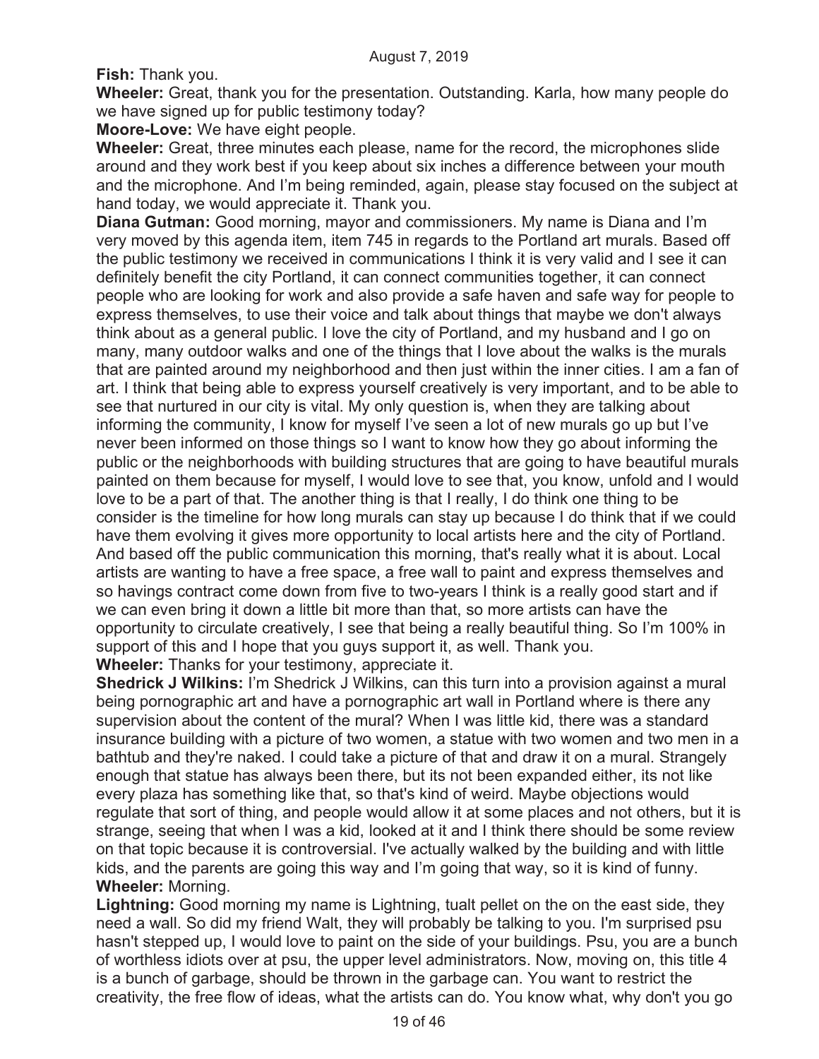**Fish:** Thank you.

**Wheeler:** Great, thank you for the presentation. Outstanding. Karla, how many people do we have signed up for public testimony today?

**Moore-Love:** We have eight people.

**Wheeler:** Great, three minutes each please, name for the record, the microphones slide around and they work best if you keep about six inches a difference between your mouth and the microphone. And I'm being reminded, again, please stay focused on the subject at hand today, we would appreciate it. Thank you.

**Diana Gutman:** Good morning, mayor and commissioners. My name is Diana and I'm very moved by this agenda item, item 745 in regards to the Portland art murals. Based off the public testimony we received in communications I think it is very valid and I see it can definitely benefit the city Portland, it can connect communities together, it can connect people who are looking for work and also provide a safe haven and safe way for people to express themselves, to use their voice and talk about things that maybe we don't always think about as a general public. I love the city of Portland, and my husband and I go on many, many outdoor walks and one of the things that I love about the walks is the murals that are painted around my neighborhood and then just within the inner cities. I am a fan of art. I think that being able to express yourself creatively is very important, and to be able to see that nurtured in our city is vital. My only question is, when they are talking about informing the community, I know for myself I've seen a lot of new murals go up but I've never been informed on those things so I want to know how they go about informing the public or the neighborhoods with building structures that are going to have beautiful murals painted on them because for myself, I would love to see that, you know, unfold and I would love to be a part of that. The another thing is that I really, I do think one thing to be consider is the timeline for how long murals can stay up because I do think that if we could have them evolving it gives more opportunity to local artists here and the city of Portland. And based off the public communication this morning, that's really what it is about. Local artists are wanting to have a free space, a free wall to paint and express themselves and so havings contract come down from five to two-years I think is a really good start and if we can even bring it down a little bit more than that, so more artists can have the opportunity to circulate creatively, I see that being a really beautiful thing. So I'm 100% in support of this and I hope that you guys support it, as well. Thank you.

**Wheeler:** Thanks for your testimony, appreciate it.

**Shedrick J Wilkins:** I'm Shedrick J Wilkins, can this turn into a provision against a mural being pornographic art and have a pornographic art wall in Portland where is there any supervision about the content of the mural? When I was little kid, there was a standard insurance building with a picture of two women, a statue with two women and two men in a bathtub and they're naked. I could take a picture of that and draw it on a mural. Strangely enough that statue has always been there, but its not been expanded either, its not like every plaza has something like that, so that's kind of weird. Maybe objections would regulate that sort of thing, and people would allow it at some places and not others, but it is strange, seeing that when I was a kid, looked at it and I think there should be some review on that topic because it is controversial. I've actually walked by the building and with little kids, and the parents are going this way and I'm going that way, so it is kind of funny.

**Wheeler:** Morning.

**Lightning:** Good morning my name is Lightning, tualt pellet on the on the east side, they need a wall. So did my friend Walt, they will probably be talking to you. I'm surprised psu hasn't stepped up, I would love to paint on the side of your buildings. Psu, you are a bunch of worthless idiots over at psu, the upper level administrators. Now, moving on, this title 4 is a bunch of garbage, should be thrown in the garbage can. You want to restrict the creativity, the free flow of ideas, what the artists can do. You know what, why don't you go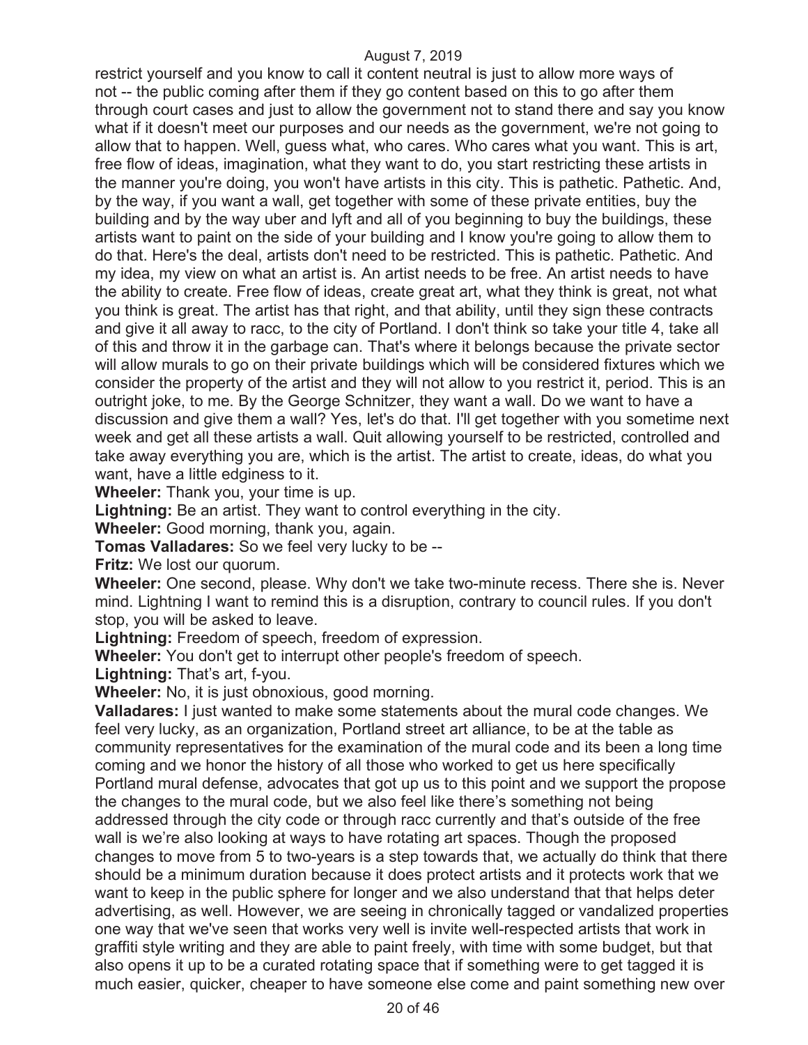restrict yourself and you know to call it content neutral is just to allow more ways of not -- the public coming after them if they go content based on this to go after them through court cases and just to allow the government not to stand there and say you know what if it doesn't meet our purposes and our needs as the government, we're not going to allow that to happen. Well, guess what, who cares. Who cares what you want. This is art, free flow of ideas, imagination, what they want to do, you start restricting these artists in the manner you're doing, you won't have artists in this city. This is pathetic. Pathetic. And, by the way, if you want a wall, get together with some of these private entities, buy the building and by the way uber and lyft and all of you beginning to buy the buildings, these artists want to paint on the side of your building and I know you're going to allow them to do that. Here's the deal, artists don't need to be restricted. This is pathetic. Pathetic. And my idea, my view on what an artist is. An artist needs to be free. An artist needs to have the ability to create. Free flow of ideas, create great art, what they think is great, not what you think is great. The artist has that right, and that ability, until they sign these contracts and give it all away to racc, to the city of Portland. I don't think so take your title 4, take all of this and throw it in the garbage can. That's where it belongs because the private sector will allow murals to go on their private buildings which will be considered fixtures which we consider the property of the artist and they will not allow to you restrict it, period. This is an outright joke, to me. By the George Schnitzer, they want a wall. Do we want to have a discussion and give them a wall? Yes, let's do that. I'll get together with you sometime next week and get all these artists a wall. Quit allowing yourself to be restricted, controlled and take away everything you are, which is the artist. The artist to create, ideas, do what you want, have a little edginess to it.

**Wheeler:** Thank you, your time is up.

**Lightning:** Be an artist. They want to control everything in the city.

**Wheeler:** Good morning, thank you, again.

**Tomas Valladares:** So we feel very lucky to be --

**Fritz:** We lost our quorum.

**Wheeler:** One second, please. Why don't we take two-minute recess. There she is. Never mind. Lightning I want to remind this is a disruption, contrary to council rules. If you don't stop, you will be asked to leave.

**Lightning:** Freedom of speech, freedom of expression.

**Wheeler:** You don't get to interrupt other people's freedom of speech.

**Lightning:** That's art, f-you.

**Wheeler:** No, it is just obnoxious, good morning.

**Valladares:** I just wanted to make some statements about the mural code changes. We feel very lucky, as an organization, Portland street art alliance, to be at the table as community representatives for the examination of the mural code and its been a long time coming and we honor the history of all those who worked to get us here specifically Portland mural defense, advocates that got up us to this point and we support the propose the changes to the mural code, but we also feel like there's something not being addressed through the city code or through racc currently and that's outside of the free wall is we're also looking at ways to have rotating art spaces. Though the proposed changes to move from 5 to two-years is a step towards that, we actually do think that there should be a minimum duration because it does protect artists and it protects work that we want to keep in the public sphere for longer and we also understand that that helps deter advertising, as well. However, we are seeing in chronically tagged or vandalized properties one way that we've seen that works very well is invite well-respected artists that work in graffiti style writing and they are able to paint freely, with time with some budget, but that also opens it up to be a curated rotating space that if something were to get tagged it is much easier, quicker, cheaper to have someone else come and paint something new over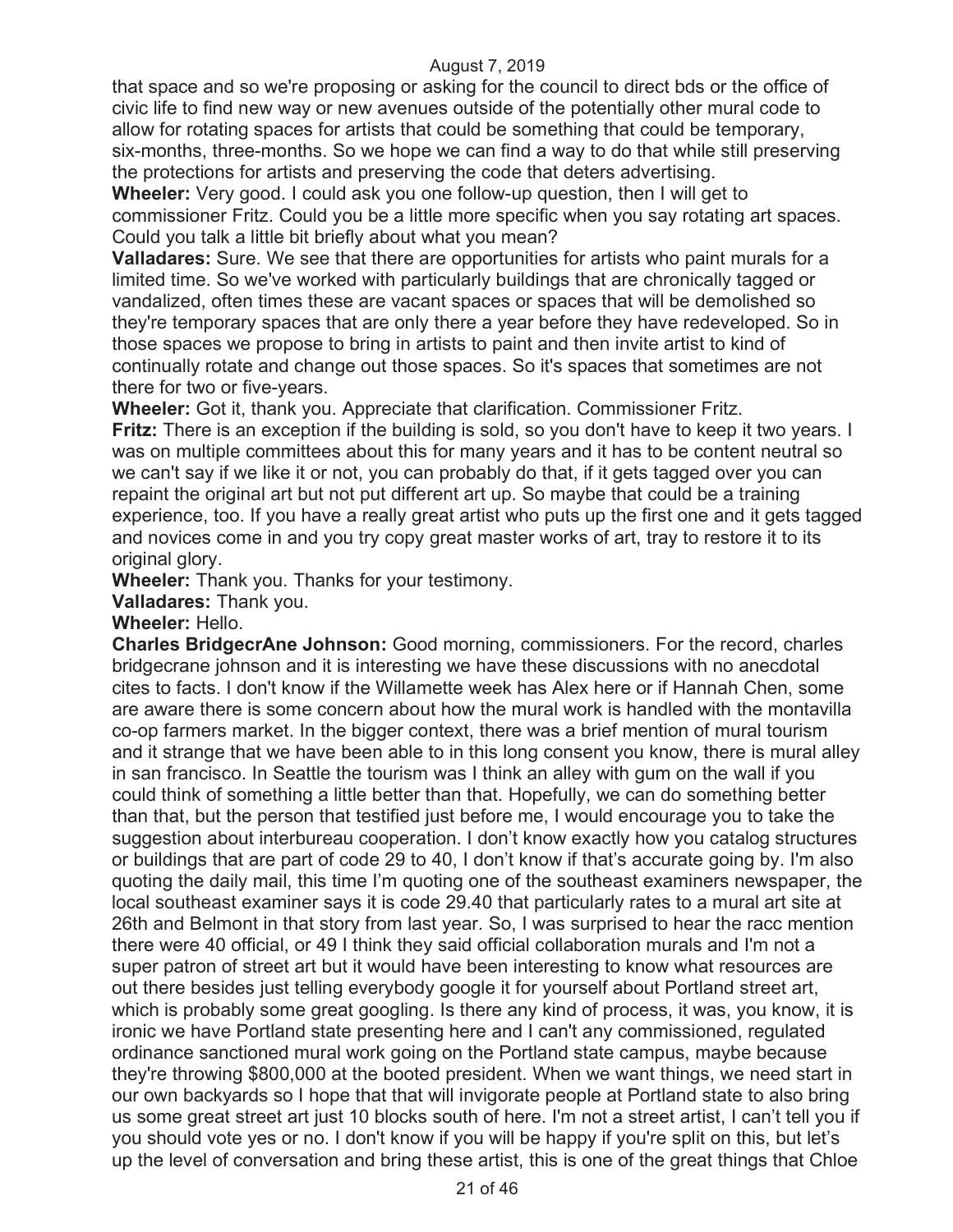that space and so we're proposing or asking for the council to direct bds or the office of civic life to find new way or new avenues outside of the potentially other mural code to allow for rotating spaces for artists that could be something that could be temporary, six-months, three-months. So we hope we can find a way to do that while still preserving the protections for artists and preserving the code that deters advertising.

**Wheeler:** Very good. I could ask you one follow-up question, then I will get to commissioner Fritz. Could you be a little more specific when you say rotating art spaces. Could you talk a little bit briefly about what you mean?

**Valladares:** Sure. We see that there are opportunities for artists who paint murals for a limited time. So we've worked with particularly buildings that are chronically tagged or vandalized, often times these are vacant spaces or spaces that will be demolished so they're temporary spaces that are only there a year before they have redeveloped. So in those spaces we propose to bring in artists to paint and then invite artist to kind of continually rotate and change out those spaces. So it's spaces that sometimes are not there for two or five-years.

**Wheeler:** Got it, thank you. Appreciate that clarification. Commissioner Fritz.

**Fritz:** There is an exception if the building is sold, so you don't have to keep it two years. I was on multiple committees about this for many years and it has to be content neutral so we can't say if we like it or not, you can probably do that, if it gets tagged over you can repaint the original art but not put different art up. So maybe that could be a training experience, too. If you have a really great artist who puts up the first one and it gets tagged and novices come in and you try copy great master works of art, tray to restore it to its original glory.

**Wheeler:** Thank you. Thanks for your testimony.

**Valladares:** Thank you.

**Wheeler:** Hello.

**Charles BridgecrAne Johnson:** Good morning, commissioners. For the record, charles bridgecrane johnson and it is interesting we have these discussions with no anecdotal cites to facts. I don't know if the Willamette week has Alex here or if Hannah Chen, some are aware there is some concern about how the mural work is handled with the montavilla co-op farmers market. In the bigger context, there was a brief mention of mural tourism and it strange that we have been able to in this long consent you know, there is mural alley in san francisco. In Seattle the tourism was I think an alley with gum on the wall if you could think of something a little better than that. Hopefully, we can do something better than that, but the person that testified just before me, I would encourage you to take the suggestion about interbureau cooperation. I don't know exactly how you catalog structures or buildings that are part of code 29 to 40, I don't know if that's accurate going by. I'm also quoting the daily mail, this time I'm quoting one of the southeast examiners newspaper, the local southeast examiner says it is code 29.40 that particularly rates to a mural art site at 26th and Belmont in that story from last year. So, I was surprised to hear the racc mention there were 40 official, or 49 I think they said official collaboration murals and I'm not a super patron of street art but it would have been interesting to know what resources are out there besides just telling everybody google it for yourself about Portland street art, which is probably some great googling. Is there any kind of process, it was, you know, it is ironic we have Portland state presenting here and I can't any commissioned, regulated ordinance sanctioned mural work going on the Portland state campus, maybe because they're throwing $800,000 at the booted president. When we want things, we need start in our own backyards so I hope that that will invigorate people at Portland state to also bring us some great street art just 10 blocks south of here. I'm not a street artist, I can't tell you if you should vote yes or no. I don't know if you will be happy if you're split on this, but let's up the level of conversation and bring these artist, this is one of the great things that Chloe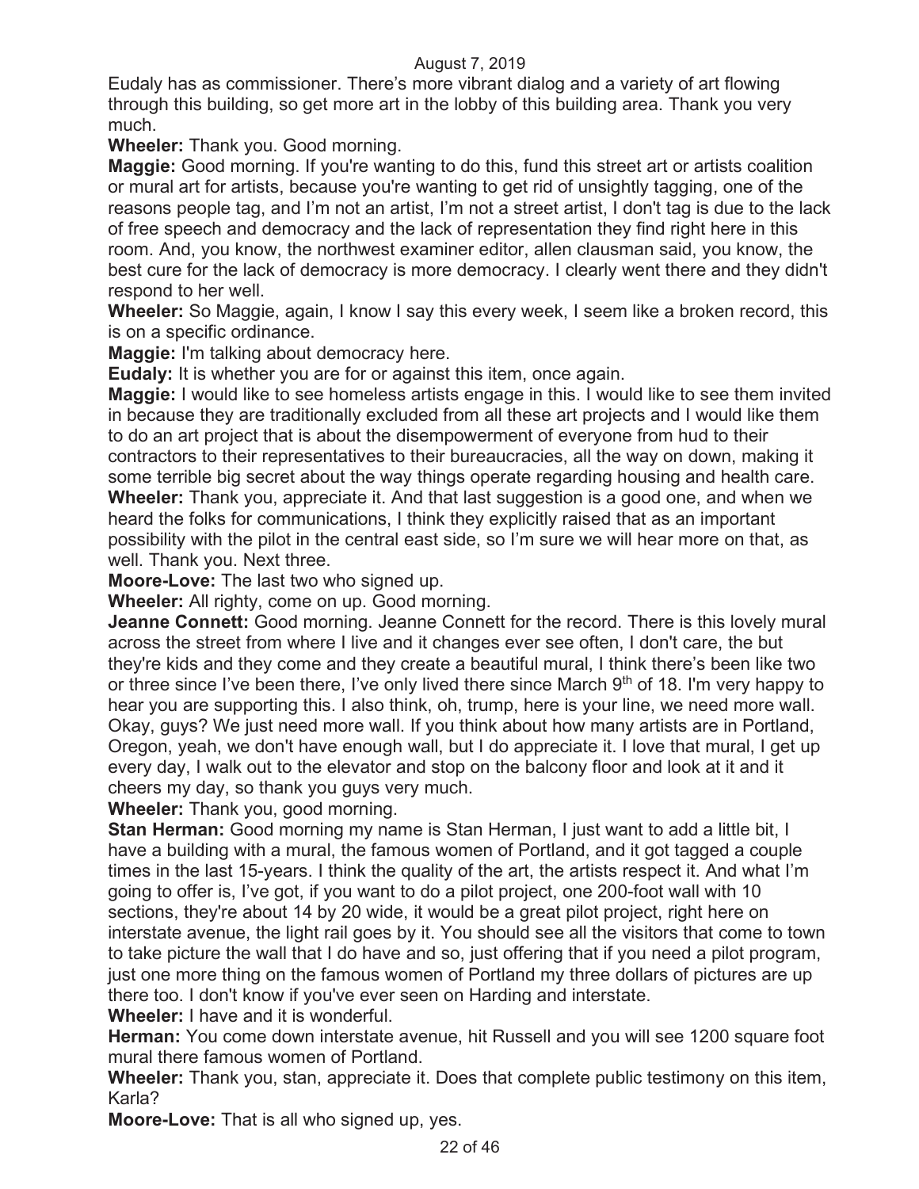Eudaly has as commissioner. There's more vibrant dialog and a variety of art flowing through this building, so get more art in the lobby of this building area. Thank you very much.

**Wheeler:** Thank you. Good morning.

**Maggie:** Good morning. If you're wanting to do this, fund this street art or artists coalition or mural art for artists, because you're wanting to get rid of unsightly tagging, one of the reasons people tag, and I'm not an artist, I'm not a street artist, I don't tag is due to the lack of free speech and democracy and the lack of representation they find right here in this room. And, you know, the northwest examiner editor, allen clausman said, you know, the best cure for the lack of democracy is more democracy. I clearly went there and they didn't respond to her well.

**Wheeler:** So Maggie, again, I know I say this every week, I seem like a broken record, this is on a specific ordinance.

**Maggie:** I'm talking about democracy here.

**Eudaly:** It is whether you are for or against this item, once again.

**Maggie:** I would like to see homeless artists engage in this. I would like to see them invited in because they are traditionally excluded from all these art projects and I would like them to do an art project that is about the disempowerment of everyone from hud to their contractors to their representatives to their bureaucracies, all the way on down, making it some terrible big secret about the way things operate regarding housing and health care.

**Wheeler:** Thank you, appreciate it. And that last suggestion is a good one, and when we heard the folks for communications, I think they explicitly raised that as an important possibility with the pilot in the central east side, so I'm sure we will hear more on that, as well. Thank you. Next three.

**Moore-Love:** The last two who signed up.

**Wheeler:** All righty, come on up. Good morning.

**Jeanne Connett:** Good morning. Jeanne Connett for the record. There is this lovely mural across the street from where I live and it changes ever see often, I don't care, the but they're kids and they come and they create a beautiful mural, I think there's been like two or three since I've been there, I've only lived there since March 9th of 18. I'm very happy to hear you are supporting this. I also think, oh, trump, here is your line, we need more wall. Okay, guys? We just need more wall. If you think about how many artists are in Portland, Oregon, yeah, we don't have enough wall, but I do appreciate it. I love that mural, I get up every day, I walk out to the elevator and stop on the balcony floor and look at it and it cheers my day, so thank you guys very much.

**Wheeler:** Thank you, good morning.

**Stan Herman:** Good morning my name is Stan Herman, I just want to add a little bit, I have a building with a mural, the famous women of Portland, and it got tagged a couple times in the last 15-years. I think the quality of the art, the artists respect it. And what I'm going to offer is, I've got, if you want to do a pilot project, one 200-foot wall with 10 sections, they're about 14 by 20 wide, it would be a great pilot project, right here on interstate avenue, the light rail goes by it. You should see all the visitors that come to town to take picture the wall that I do have and so, just offering that if you need a pilot program, just one more thing on the famous women of Portland my three dollars of pictures are up there too. I don't know if you've ever seen on Harding and interstate.

**Wheeler:** I have and it is wonderful.

**Herman:** You come down interstate avenue, hit Russell and you will see 1200 square foot mural there famous women of Portland.

**Wheeler:** Thank you, stan, appreciate it. Does that complete public testimony on this item, Karla?

**Moore-Love:** That is all who signed up, yes.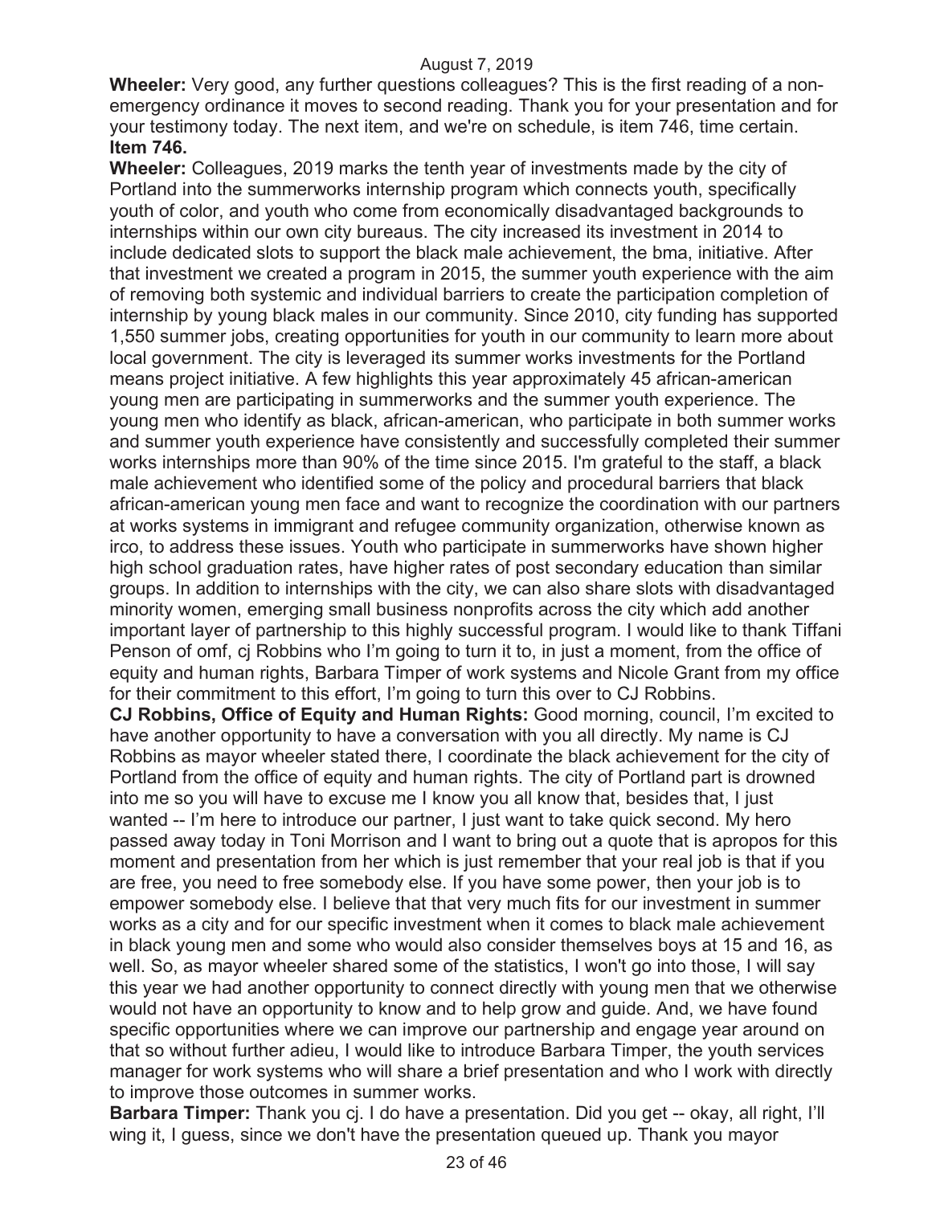**Wheeler:** Very good, any further questions colleagues? This is the first reading of a non-emergency ordinance it moves to second reading. Thank you for your presentation and for your testimony today. The next item, and we're on schedule, is item 746, time certain.

**Item 746.**

**Wheeler:** Colleagues, 2019 marks the tenth year of investments made by the city of Portland into the summerworks internship program which connects youth, specifically youth of color, and youth who come from economically disadvantaged backgrounds to internships within our own city bureaus. The city increased its investment in 2014 to include dedicated slots to support the black male achievement, the bma, initiative. After that investment we created a program in 2015, the summer youth experience with the aim of removing both systemic and individual barriers to create the participation completion of internship by young black males in our community. Since 2010, city funding has supported 1,550 summer jobs, creating opportunities for youth in our community to learn more about local government. The city is leveraged its summer works investments for the Portland means project initiative. A few highlights this year approximately 45 african-american young men are participating in summerworks and the summer youth experience. The young men who identify as black, african-american, who participate in both summer works and summer youth experience have consistently and successfully completed their summer works internships more than 90% of the time since 2015. I'm grateful to the staff, a black male achievement who identified some of the policy and procedural barriers that black african-american young men face and want to recognize the coordination with our partners at works systems in immigrant and refugee community organization, otherwise known as irco, to address these issues. Youth who participate in summerworks have shown higher high school graduation rates, have higher rates of post secondary education than similar groups. In addition to internships with the city, we can also share slots with disadvantaged minority women, emerging small business nonprofits across the city which add another important layer of partnership to this highly successful program. I would like to thank Tiffani Penson of omf, cj Robbins who I'm going to turn it to, in just a moment, from the office of equity and human rights, Barbara Timper of work systems and Nicole Grant from my office for their commitment to this effort, I'm going to turn this over to CJ Robbins.

**CJ Robbins, Office of Equity and Human Rights:** Good morning, council, I'm excited to have another opportunity to have a conversation with you all directly. My name is CJ Robbins as mayor wheeler stated there, I coordinate the black achievement for the city of Portland from the office of equity and human rights. The city of Portland part is drowned into me so you will have to excuse me I know you all know that, besides that, I just wanted -- I'm here to introduce our partner, I just want to take quick second. My hero passed away today in Toni Morrison and I want to bring out a quote that is apropos for this moment and presentation from her which is just remember that your real job is that if you are free, you need to free somebody else. If you have some power, then your job is to empower somebody else. I believe that that very much fits for our investment in summer works as a city and for our specific investment when it comes to black male achievement in black young men and some who would also consider themselves boys at 15 and 16, as well. So, as mayor wheeler shared some of the statistics, I won't go into those, I will say this year we had another opportunity to connect directly with young men that we otherwise would not have an opportunity to know and to help grow and guide. And, we have found specific opportunities where we can improve our partnership and engage year around on that so without further adieu, I would like to introduce Barbara Timper, the youth services manager for work systems who will share a brief presentation and who I work with directly to improve those outcomes in summer works.

**Barbara Timper:** Thank you cj. I do have a presentation. Did you get -- okay, all right, I'll wing it, I guess, since we don't have the presentation queued up. Thank you mayor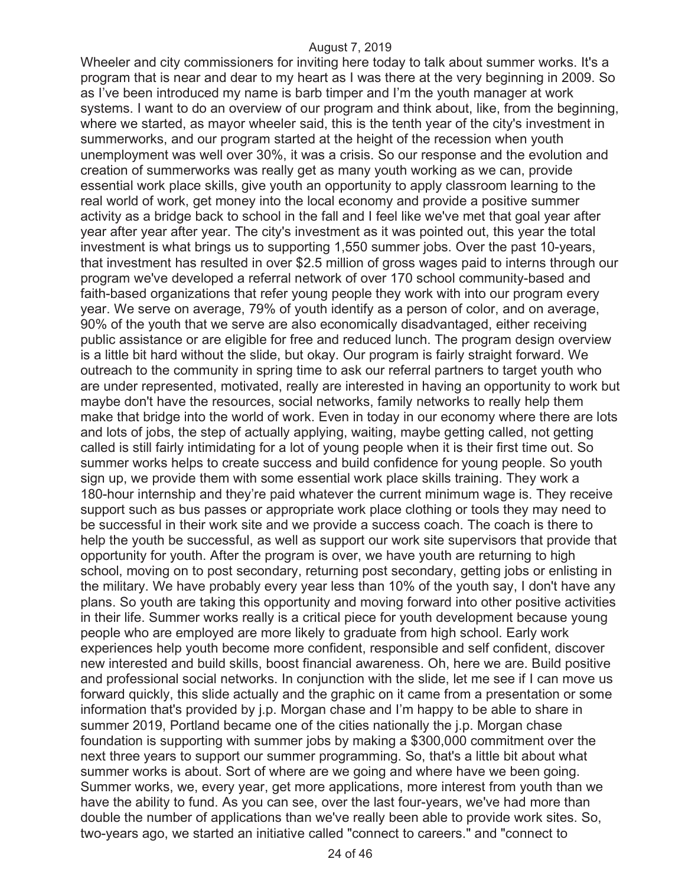Wheeler and city commissioners for inviting here today to talk about summer works. It's a program that is near and dear to my heart as I was there at the very beginning in 2009. So as I've been introduced my name is barb timper and I'm the youth manager at work systems. I want to do an overview of our program and think about, like, from the beginning, where we started, as mayor wheeler said, this is the tenth year of the city's investment in summerworks, and our program started at the height of the recession when youth unemployment was well over 30%, it was a crisis. So our response and the evolution and creation of summerworks was really get as many youth working as we can, provide essential work place skills, give youth an opportunity to apply classroom learning to the real world of work, get money into the local economy and provide a positive summer activity as a bridge back to school in the fall and I feel like we've met that goal year after year after year after year. The city's investment as it was pointed out, this year the total investment is what brings us to supporting 1,550 summer jobs. Over the past 10-years, that investment has resulted in over $2.5 million of gross wages paid to interns through our program we've developed a referral network of over 170 school community-based and faith-based organizations that refer young people they work with into our program every year. We serve on average, 79% of youth identify as a person of color, and on average, 90% of the youth that we serve are also economically disadvantaged, either receiving public assistance or are eligible for free and reduced lunch. The program design overview is a little bit hard without the slide, but okay. Our program is fairly straight forward. We outreach to the community in spring time to ask our referral partners to target youth who are under represented, motivated, really are interested in having an opportunity to work but maybe don't have the resources, social networks, family networks to really help them make that bridge into the world of work. Even in today in our economy where there are lots and lots of jobs, the step of actually applying, waiting, maybe getting called, not getting called is still fairly intimidating for a lot of young people when it is their first time out. So summer works helps to create success and build confidence for young people. So youth sign up, we provide them with some essential work place skills training. They work a 180-hour internship and they're paid whatever the current minimum wage is. They receive support such as bus passes or appropriate work place clothing or tools they may need to be successful in their work site and we provide a success coach. The coach is there to help the youth be successful, as well as support our work site supervisors that provide that opportunity for youth. After the program is over, we have youth are returning to high school, moving on to post secondary, returning post secondary, getting jobs or enlisting in the military. We have probably every year less than 10% of the youth say, I don't have any plans. So youth are taking this opportunity and moving forward into other positive activities in their life. Summer works really is a critical piece for youth development because young people who are employed are more likely to graduate from high school. Early work experiences help youth become more confident, responsible and self confident, discover new interested and build skills, boost financial awareness. Oh, here we are. Build positive and professional social networks. In conjunction with the slide, let me see if I can move us forward quickly, this slide actually and the graphic on it came from a presentation or some information that's provided by j.p. Morgan chase and I'm happy to be able to share in summer 2019, Portland became one of the cities nationally the j.p. Morgan chase foundation is supporting with summer jobs by making a $300,000 commitment over the next three years to support our summer programming. So, that's a little bit about what summer works is about. Sort of where are we going and where have we been going. Summer works, we, every year, get more applications, more interest from youth than we have the ability to fund. As you can see, over the last four-years, we've had more than double the number of applications than we've really been able to provide work sites. So, two-years ago, we started an initiative called "connect to careers." and "connect to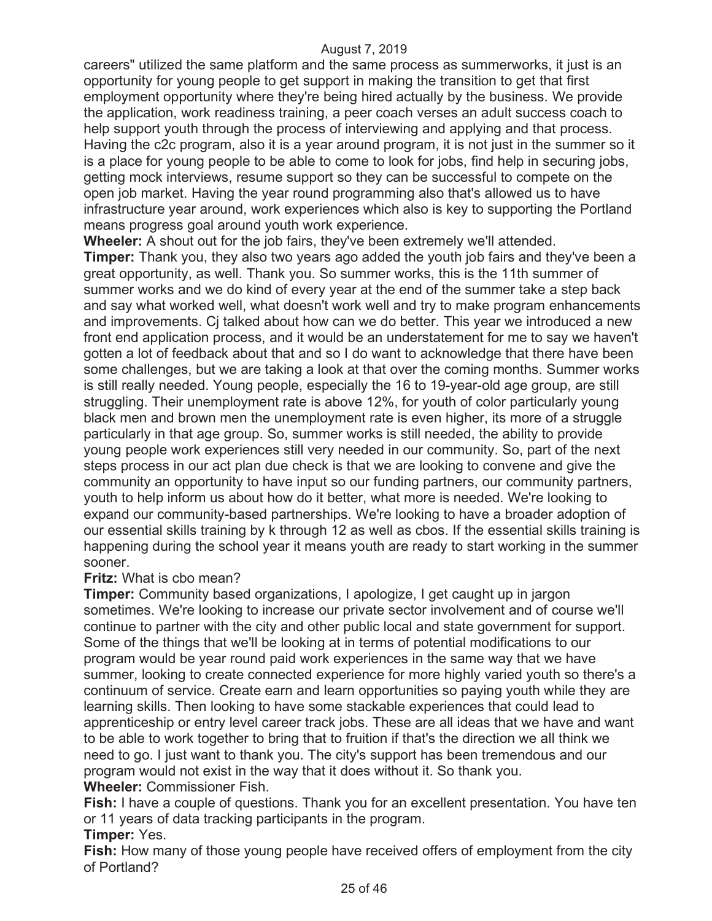careers" utilized the same platform and the same process as summerworks, it just is an opportunity for young people to get support in making the transition to get that first employment opportunity where they're being hired actually by the business. We provide the application, work readiness training, a peer coach verses an adult success coach to help support youth through the process of interviewing and applying and that process. Having the c2c program, also it is a year around program, it is not just in the summer so it is a place for young people to be able to come to look for jobs, find help in securing jobs, getting mock interviews, resume support so they can be successful to compete on the open job market. Having the year round programming also that's allowed us to have infrastructure year around, work experiences which also is key to supporting the Portland means progress goal around youth work experience.

**Wheeler:** A shout out for the job fairs, they've been extremely we'll attended.

**Timper:** Thank you, they also two years ago added the youth job fairs and they've been a great opportunity, as well. Thank you. So summer works, this is the 11th summer of summer works and we do kind of every year at the end of the summer take a step back and say what worked well, what doesn't work well and try to make program enhancements and improvements. Cj talked about how can we do better. This year we introduced a new front end application process, and it would be an understatement for me to say we haven't gotten a lot of feedback about that and so I do want to acknowledge that there have been some challenges, but we are taking a look at that over the coming months. Summer works is still really needed. Young people, especially the 16 to 19-year-old age group, are still struggling. Their unemployment rate is above 12%, for youth of color particularly young black men and brown men the unemployment rate is even higher, its more of a struggle particularly in that age group. So, summer works is still needed, the ability to provide young people work experiences still very needed in our community. So, part of the next steps process in our act plan due check is that we are looking to convene and give the community an opportunity to have input so our funding partners, our community partners, youth to help inform us about how do it better, what more is needed. We're looking to expand our community-based partnerships. We're looking to have a broader adoption of our essential skills training by k through 12 as well as cbos. If the essential skills training is happening during the school year it means youth are ready to start working in the summer sooner.

**Fritz:** What is cbo mean?

**Timper:** Community based organizations, I apologize, I get caught up in jargon sometimes. We're looking to increase our private sector involvement and of course we'll continue to partner with the city and other public local and state government for support. Some of the things that we'll be looking at in terms of potential modifications to our program would be year round paid work experiences in the same way that we have summer, looking to create connected experience for more highly varied youth so there's a continuum of service. Create earn and learn opportunities so paying youth while they are learning skills. Then looking to have some stackable experiences that could lead to apprenticeship or entry level career track jobs. These are all ideas that we have and want to be able to work together to bring that to fruition if that's the direction we all think we need to go. I just want to thank you. The city's support has been tremendous and our program would not exist in the way that it does without it. So thank you.

**Wheeler:** Commissioner Fish.

**Fish:** I have a couple of questions. Thank you for an excellent presentation. You have ten or 11 years of data tracking participants in the program.

**Timper:** Yes.

**Fish:** How many of those young people have received offers of employment from the city of Portland?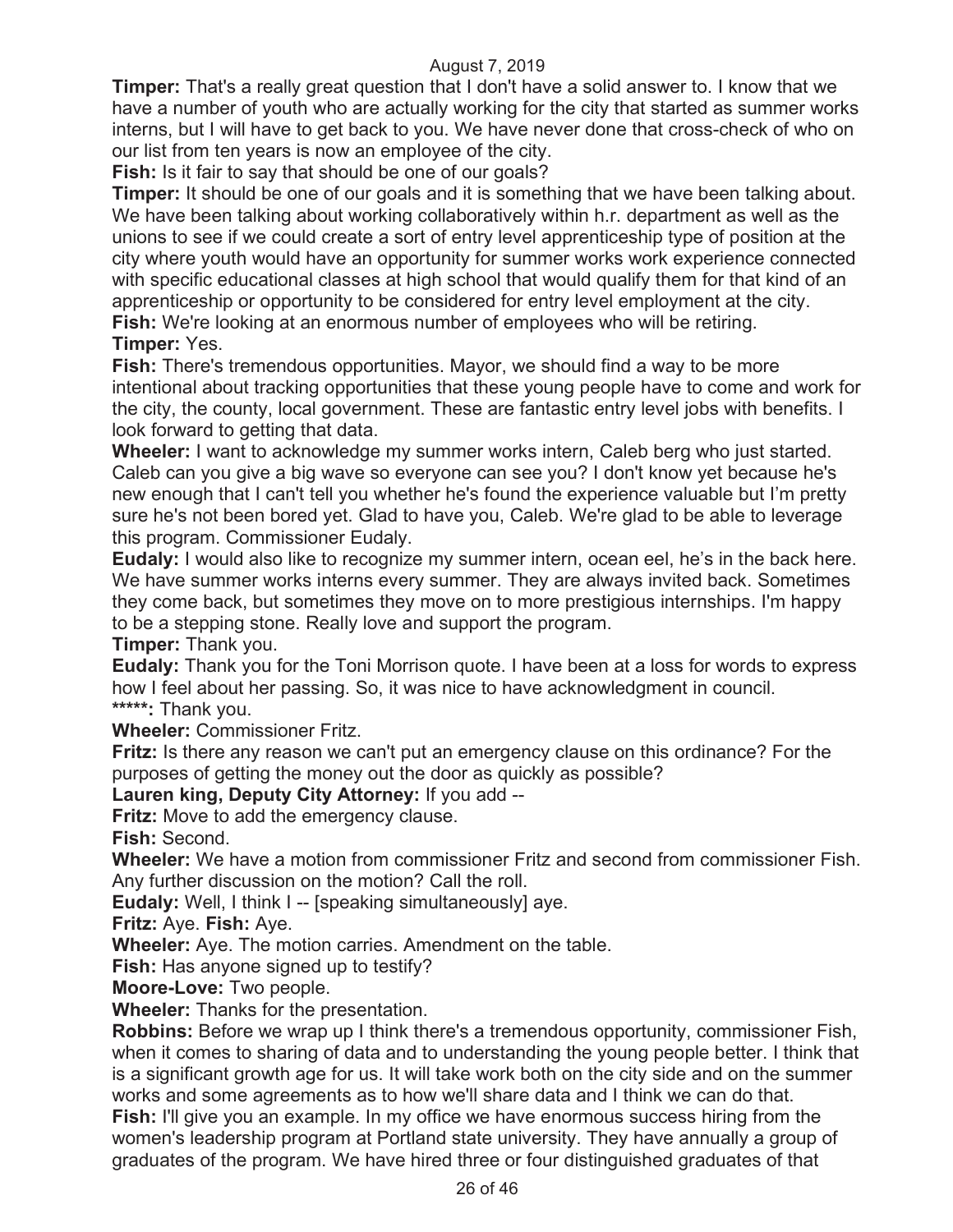**Timper:** That's a really great question that I don't have a solid answer to. I know that we have a number of youth who are actually working for the city that started as summer works interns, but I will have to get back to you. We have never done that cross-check of who on our list from ten years is now an employee of the city.

**Fish:** Is it fair to say that should be one of our goals?

**Timper:** It should be one of our goals and it is something that we have been talking about. We have been talking about working collaboratively within h.r. department as well as the unions to see if we could create a sort of entry level apprenticeship type of position at the city where youth would have an opportunity for summer works work experience connected with specific educational classes at high school that would qualify them for that kind of an apprenticeship or opportunity to be considered for entry level employment at the city.

**Fish:** We're looking at an enormous number of employees who will be retiring.

**Timper:** Yes.

**Fish:** There's tremendous opportunities. Mayor, we should find a way to be more intentional about tracking opportunities that these young people have to come and work for the city, the county, local government. These are fantastic entry level jobs with benefits. I look forward to getting that data.

**Wheeler:** I want to acknowledge my summer works intern, Caleb berg who just started. Caleb can you give a big wave so everyone can see you? I don't know yet because he's new enough that I can't tell you whether he's found the experience valuable but I'm pretty sure he's not been bored yet. Glad to have you, Caleb. We're glad to be able to leverage this program. Commissioner Eudaly.

**Eudaly:** I would also like to recognize my summer intern, ocean eel, he's in the back here. We have summer works interns every summer. They are always invited back. Sometimes they come back, but sometimes they move on to more prestigious internships. I'm happy to be a stepping stone. Really love and support the program.

**Timper:** Thank you.

**Eudaly:** Thank you for the Toni Morrison quote. I have been at a loss for words to express how I feel about her passing. So, it was nice to have acknowledgment in council.

*****:** Thank you.

**Wheeler:** Commissioner Fritz.

**Fritz:** Is there any reason we can't put an emergency clause on this ordinance? For the purposes of getting the money out the door as quickly as possible?

**Lauren king, Deputy City Attorney:** If you add --

**Fritz:** Move to add the emergency clause.

**Fish:** Second.

**Wheeler:** We have a motion from commissioner Fritz and second from commissioner Fish. Any further discussion on the motion? Call the roll.

**Eudaly:** Well, I think I -- [speaking simultaneously] aye.

**Fritz:** Aye. **Fish:** Aye.

**Wheeler:** Aye. The motion carries. Amendment on the table.

**Fish:** Has anyone signed up to testify?

**Moore-Love:** Two people.

**Wheeler:** Thanks for the presentation.

**Robbins:** Before we wrap up I think there's a tremendous opportunity, commissioner Fish, when it comes to sharing of data and to understanding the young people better. I think that is a significant growth age for us. It will take work both on the city side and on the summer works and some agreements as to how we'll share data and I think we can do that.

**Fish:** I'll give you an example. In my office we have enormous success hiring from the women's leadership program at Portland state university. They have annually a group of graduates of the program. We have hired three or four distinguished graduates of that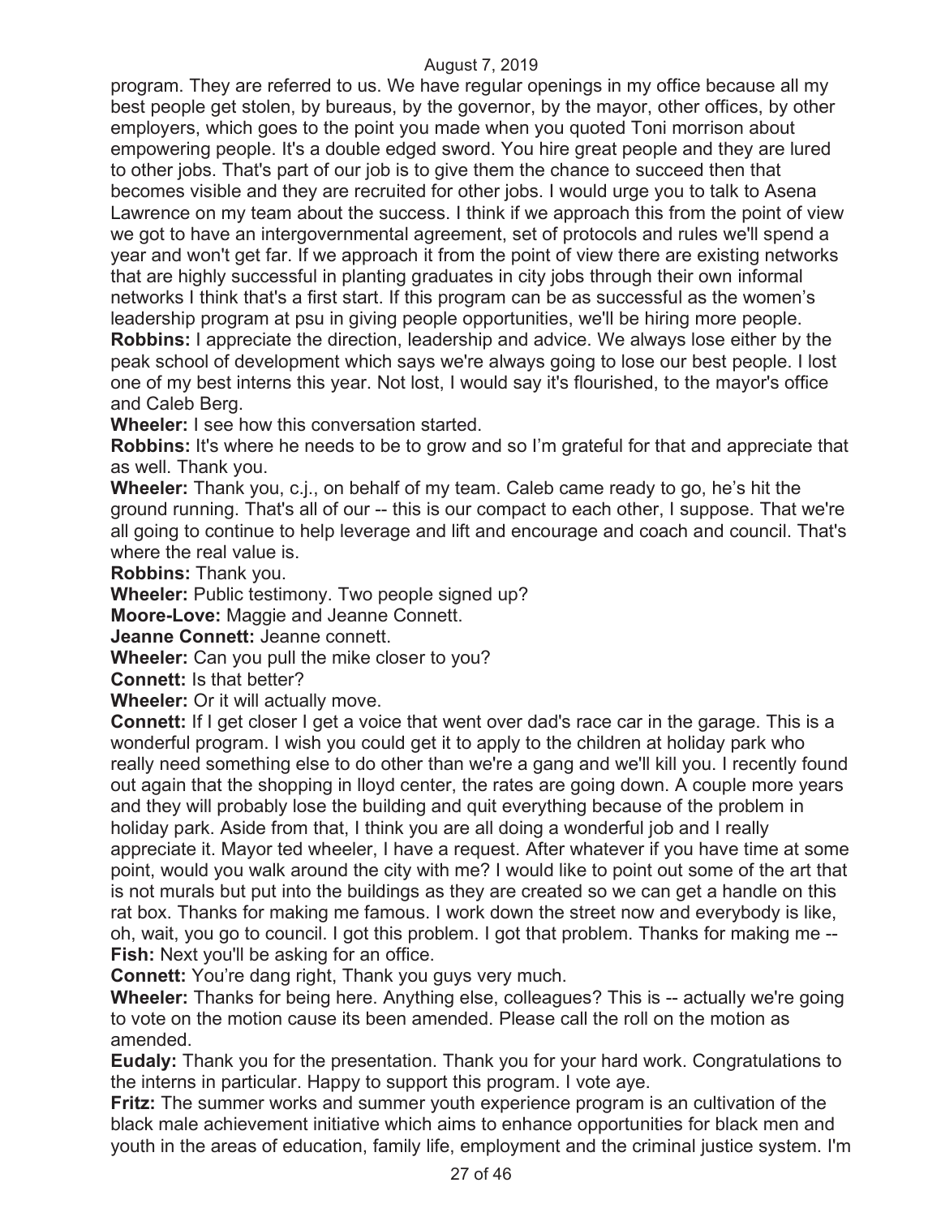program. They are referred to us. We have regular openings in my office because all my best people get stolen, by bureaus, by the governor, by the mayor, other offices, by other employers, which goes to the point you made when you quoted Toni morrison about empowering people. It's a double edged sword. You hire great people and they are lured to other jobs. That's part of our job is to give them the chance to succeed then that becomes visible and they are recruited for other jobs. I would urge you to talk to Asena Lawrence on my team about the success. I think if we approach this from the point of view we got to have an intergovernmental agreement, set of protocols and rules we'll spend a year and won't get far. If we approach it from the point of view there are existing networks that are highly successful in planting graduates in city jobs through their own informal networks I think that's a first start. If this program can be as successful as the women's leadership program at psu in giving people opportunities, we'll be hiring more people.

**Robbins:** I appreciate the direction, leadership and advice. We always lose either by the peak school of development which says we're always going to lose our best people. I lost one of my best interns this year. Not lost, I would say it's flourished, to the mayor's office and Caleb Berg.

**Wheeler:** I see how this conversation started.

**Robbins:** It's where he needs to be to grow and so I'm grateful for that and appreciate that as well. Thank you.

**Wheeler:** Thank you, c.j., on behalf of my team. Caleb came ready to go, he's hit the ground running. That's all of our -- this is our compact to each other, I suppose. That we're all going to continue to help leverage and lift and encourage and coach and council. That's where the real value is.

**Robbins:** Thank you.

**Wheeler:** Public testimony. Two people signed up?

**Moore-Love:** Maggie and Jeanne Connett.

**Jeanne Connett:** Jeanne connett.

**Wheeler:** Can you pull the mike closer to you?

**Connett:** Is that better?

**Wheeler:** Or it will actually move.

**Connett:** If I get closer I get a voice that went over dad's race car in the garage. This is a wonderful program. I wish you could get it to apply to the children at holiday park who really need something else to do other than we're a gang and we'll kill you. I recently found out again that the shopping in lloyd center, the rates are going down. A couple more years and they will probably lose the building and quit everything because of the problem in holiday park. Aside from that, I think you are all doing a wonderful job and I really appreciate it. Mayor ted wheeler, I have a request. After whatever if you have time at some point, would you walk around the city with me? I would like to point out some of the art that is not murals but put into the buildings as they are created so we can get a handle on this rat box. Thanks for making me famous. I work down the street now and everybody is like, oh, wait, you go to council. I got this problem. I got that problem. Thanks for making me --

**Fish:** Next you'll be asking for an office.

**Connett:** You're dang right, Thank you guys very much.

**Wheeler:** Thanks for being here. Anything else, colleagues? This is -- actually we're going to vote on the motion cause its been amended. Please call the roll on the motion as amended.

**Eudaly:** Thank you for the presentation. Thank you for your hard work. Congratulations to the interns in particular. Happy to support this program. I vote aye.

**Fritz:** The summer works and summer youth experience program is an cultivation of the black male achievement initiative which aims to enhance opportunities for black men and youth in the areas of education, family life, employment and the criminal justice system. I'm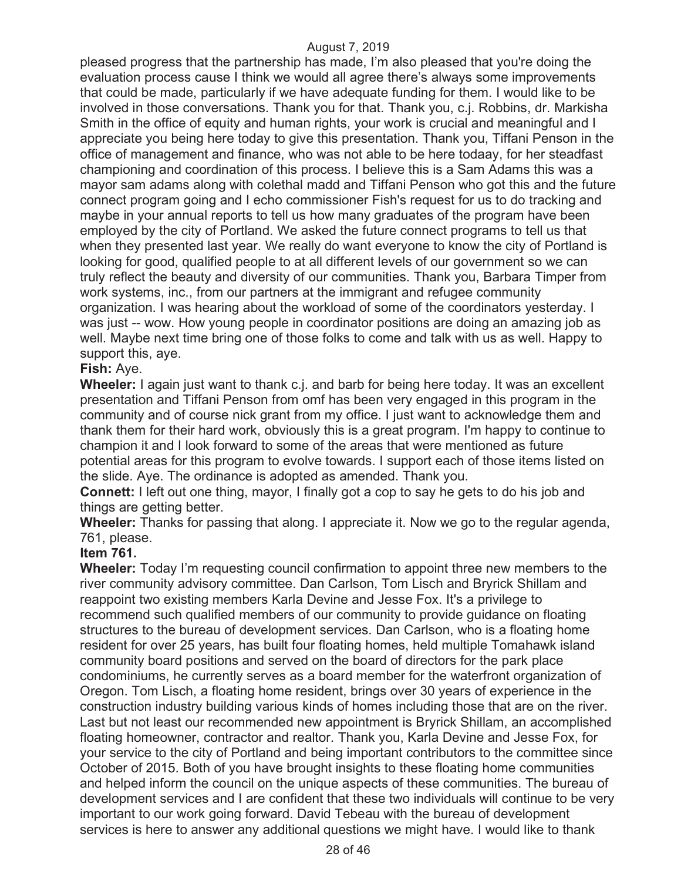pleased progress that the partnership has made, I'm also pleased that you're doing the evaluation process cause I think we would all agree there's always some improvements that could be made, particularly if we have adequate funding for them. I would like to be involved in those conversations. Thank you for that. Thank you, c.j. Robbins, dr. Markisha Smith in the office of equity and human rights, your work is crucial and meaningful and I appreciate you being here today to give this presentation. Thank you, Tiffani Penson in the office of management and finance, who was not able to be here todaay, for her steadfast championing and coordination of this process. I believe this is a Sam Adams this was a mayor sam adams along with colethal madd and Tiffani Penson who got this and the future connect program going and I echo commissioner Fish's request for us to do tracking and maybe in your annual reports to tell us how many graduates of the program have been employed by the city of Portland. We asked the future connect programs to tell us that when they presented last year. We really do want everyone to know the city of Portland is looking for good, qualified people to at all different levels of our government so we can truly reflect the beauty and diversity of our communities. Thank you, Barbara Timper from work systems, inc., from our partners at the immigrant and refugee community organization. I was hearing about the workload of some of the coordinators yesterday. I was just -- wow. How young people in coordinator positions are doing an amazing job as well. Maybe next time bring one of those folks to come and talk with us as well. Happy to support this, aye.

**Fish:** Aye.

**Wheeler:** I again just want to thank c.j. and barb for being here today. It was an excellent presentation and Tiffani Penson from omf has been very engaged in this program in the community and of course nick grant from my office. I just want to acknowledge them and thank them for their hard work, obviously this is a great program. I'm happy to continue to champion it and I look forward to some of the areas that were mentioned as future potential areas for this program to evolve towards. I support each of those items listed on the slide. Aye. The ordinance is adopted as amended. Thank you.

**Connett:** I left out one thing, mayor, I finally got a cop to say he gets to do his job and things are getting better.

**Wheeler:** Thanks for passing that along. I appreciate it. Now we go to the regular agenda, 761, please.

**Item 761.**

**Wheeler:** Today I'm requesting council confirmation to appoint three new members to the river community advisory committee. Dan Carlson, Tom Lisch and Bryrick Shillam and reappoint two existing members Karla Devine and Jesse Fox. It's a privilege to recommend such qualified members of our community to provide guidance on floating structures to the bureau of development services. Dan Carlson, who is a floating home resident for over 25 years, has built four floating homes, held multiple Tomahawk island community board positions and served on the board of directors for the park place condominiums, he currently serves as a board member for the waterfront organization of Oregon. Tom Lisch, a floating home resident, brings over 30 years of experience in the construction industry building various kinds of homes including those that are on the river. Last but not least our recommended new appointment is Bryrick Shillam, an accomplished floating homeowner, contractor and realtor. Thank you, Karla Devine and Jesse Fox, for your service to the city of Portland and being important contributors to the committee since October of 2015. Both of you have brought insights to these floating home communities and helped inform the council on the unique aspects of these communities. The bureau of development services and I are confident that these two individuals will continue to be very important to our work going forward. David Tebeau with the bureau of development services is here to answer any additional questions we might have. I would like to thank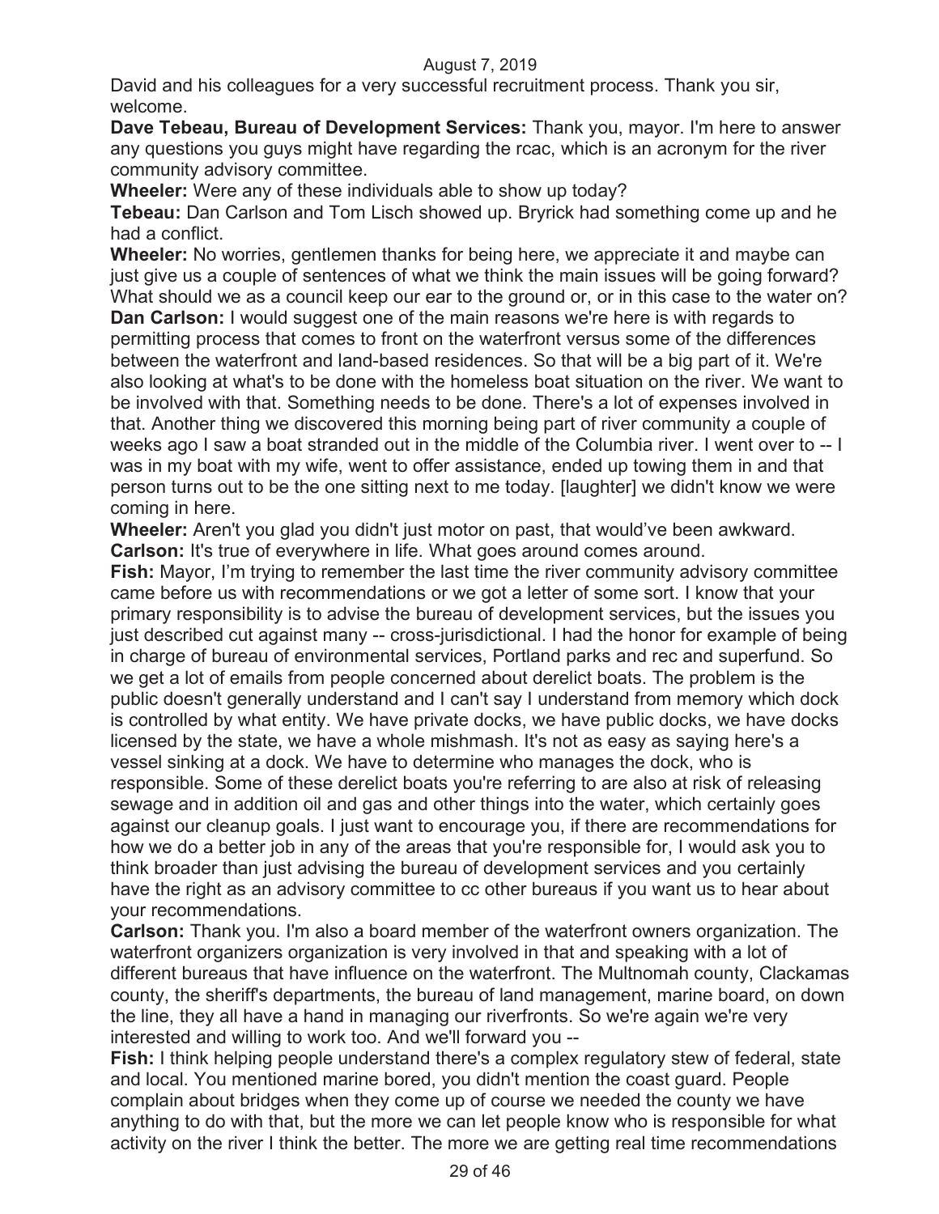David and his colleagues for a very successful recruitment process. Thank you sir, welcome.

**Dave Tebeau, Bureau of Development Services:** Thank you, mayor. I'm here to answer any questions you guys might have regarding the rcac, which is an acronym for the river community advisory committee.

**Wheeler:** Were any of these individuals able to show up today?

**Tebeau:** Dan Carlson and Tom Lisch showed up. Bryrick had something come up and he had a conflict.

**Wheeler:** No worries, gentlemen thanks for being here, we appreciate it and maybe can just give us a couple of sentences of what we think the main issues will be going forward? What should we as a council keep our ear to the ground or, or in this case to the water on?

**Dan Carlson:** I would suggest one of the main reasons we're here is with regards to permitting process that comes to front on the waterfront versus some of the differences between the waterfront and land-based residences. So that will be a big part of it. We're also looking at what's to be done with the homeless boat situation on the river. We want to be involved with that. Something needs to be done. There's a lot of expenses involved in that. Another thing we discovered this morning being part of river community a couple of weeks ago I saw a boat stranded out in the middle of the Columbia river. I went over to -- I was in my boat with my wife, went to offer assistance, ended up towing them in and that person turns out to be the one sitting next to me today. [laughter] we didn't know we were coming in here.

**Wheeler:** Aren't you glad you didn't just motor on past, that would've been awkward.

**Carlson:** It's true of everywhere in life. What goes around comes around.

**Fish:** Mayor, I'm trying to remember the last time the river community advisory committee came before us with recommendations or we got a letter of some sort. I know that your primary responsibility is to advise the bureau of development services, but the issues you just described cut against many -- cross-jurisdictional. I had the honor for example of being in charge of bureau of environmental services, Portland parks and rec and superfund. So we get a lot of emails from people concerned about derelict boats. The problem is the public doesn't generally understand and I can't say I understand from memory which dock is controlled by what entity. We have private docks, we have public docks, we have docks licensed by the state, we have a whole mishmash. It's not as easy as saying here's a vessel sinking at a dock. We have to determine who manages the dock, who is responsible. Some of these derelict boats you're referring to are also at risk of releasing sewage and in addition oil and gas and other things into the water, which certainly goes against our cleanup goals. I just want to encourage you, if there are recommendations for how we do a better job in any of the areas that you're responsible for, I would ask you to think broader than just advising the bureau of development services and you certainly have the right as an advisory committee to cc other bureaus if you want us to hear about your recommendations.

**Carlson:** Thank you. I'm also a board member of the waterfront owners organization. The waterfront organizers organization is very involved in that and speaking with a lot of different bureaus that have influence on the waterfront. The Multnomah county, Clackamas county, the sheriff's departments, the bureau of land management, marine board, on down the line, they all have a hand in managing our riverfronts. So we're again we're very interested and willing to work too. And we'll forward you --

**Fish:** I think helping people understand there's a complex regulatory stew of federal, state and local. You mentioned marine bored, you didn't mention the coast guard. People complain about bridges when they come up of course we needed the county we have anything to do with that, but the more we can let people know who is responsible for what activity on the river I think the better. The more we are getting real time recommendations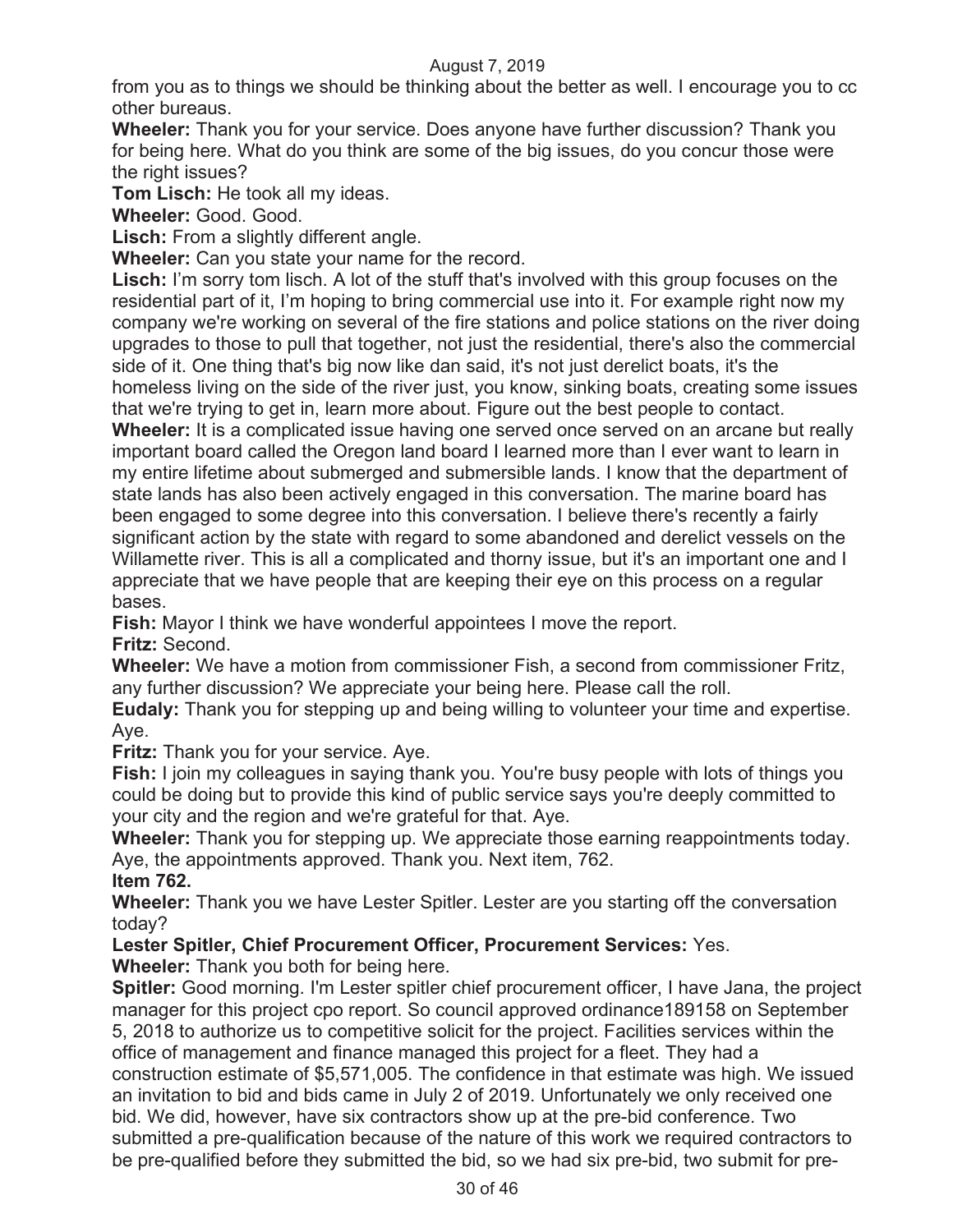from you as to things we should be thinking about the better as well. I encourage you to cc other bureaus.

**Wheeler:** Thank you for your service. Does anyone have further discussion? Thank you for being here. What do you think are some of the big issues, do you concur those were the right issues?

**Tom Lisch:** He took all my ideas.

**Wheeler:** Good. Good.

**Lisch:** From a slightly different angle.

**Wheeler:** Can you state your name for the record.

**Lisch:** I'm sorry tom lisch. A lot of the stuff that's involved with this group focuses on the residential part of it, I'm hoping to bring commercial use into it. For example right now my company we're working on several of the fire stations and police stations on the river doing upgrades to those to pull that together, not just the residential, there's also the commercial side of it. One thing that's big now like dan said, it's not just derelict boats, it's the homeless living on the side of the river just, you know, sinking boats, creating some issues that we're trying to get in, learn more about. Figure out the best people to contact.

**Wheeler:** It is a complicated issue having one served once served on an arcane but really important board called the Oregon land board I learned more than I ever want to learn in my entire lifetime about submerged and submersible lands. I know that the department of state lands has also been actively engaged in this conversation. The marine board has been engaged to some degree into this conversation. I believe there's recently a fairly significant action by the state with regard to some abandoned and derelict vessels on the Willamette river. This is all a complicated and thorny issue, but it's an important one and I appreciate that we have people that are keeping their eye on this process on a regular bases.

**Fish:** Mayor I think we have wonderful appointees I move the report.

**Fritz:** Second.

**Wheeler:** We have a motion from commissioner Fish, a second from commissioner Fritz, any further discussion? We appreciate your being here. Please call the roll.

**Eudaly:** Thank you for stepping up and being willing to volunteer your time and expertise. Aye.

**Fritz:** Thank you for your service. Aye.

**Fish:** I join my colleagues in saying thank you. You're busy people with lots of things you could be doing but to provide this kind of public service says you're deeply committed to your city and the region and we're grateful for that. Aye.

**Wheeler:** Thank you for stepping up. We appreciate those earning reappointments today. Aye, the appointments approved. Thank you. Next item, 762.

**Item 762.**

**Wheeler:** Thank you we have Lester Spitler. Lester are you starting off the conversation today?

**Lester Spitler, Chief Procurement Officer, Procurement Services:** Yes.

**Wheeler:** Thank you both for being here.

**Spitler:** Good morning. I'm Lester spitler chief procurement officer, I have Jana, the project manager for this project cpo report. So council approved ordinance189158 on September 5, 2018 to authorize us to competitive solicit for the project. Facilities services within the office of management and finance managed this project for a fleet. They had a construction estimate of $5,571,005. The confidence in that estimate was high. We issued an invitation to bid and bids came in July 2 of 2019. Unfortunately we only received one bid. We did, however, have six contractors show up at the pre-bid conference. Two submitted a pre-qualification because of the nature of this work we required contractors to be pre-qualified before they submitted the bid, so we had six pre-bid, two submit for pre-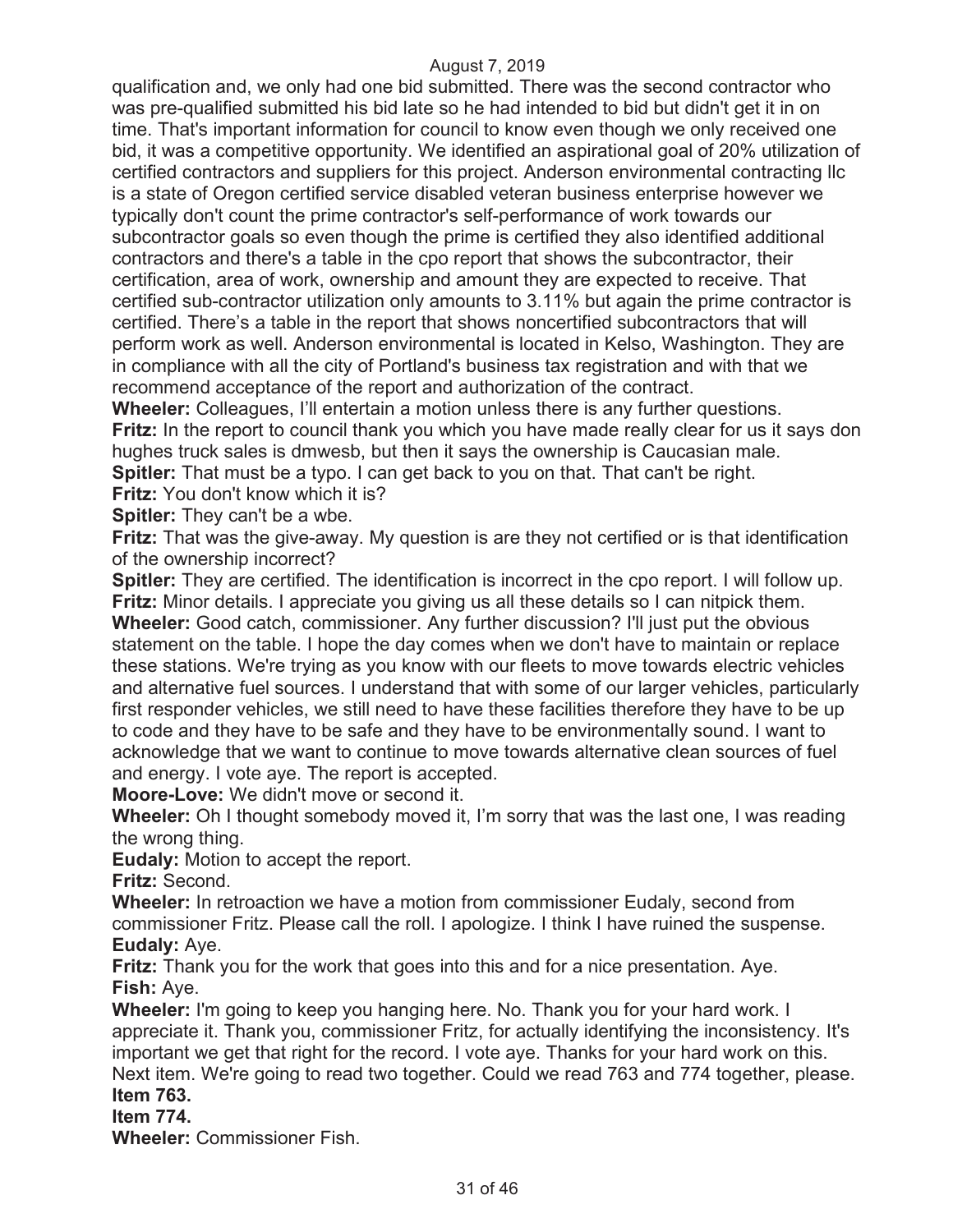qualification and, we only had one bid submitted. There was the second contractor who was pre-qualified submitted his bid late so he had intended to bid but didn't get it in on time. That's important information for council to know even though we only received one bid, it was a competitive opportunity. We identified an aspirational goal of 20% utilization of certified contractors and suppliers for this project. Anderson environmental contracting llc is a state of Oregon certified service disabled veteran business enterprise however we typically don't count the prime contractor's self-performance of work towards our subcontractor goals so even though the prime is certified they also identified additional contractors and there's a table in the cpo report that shows the subcontractor, their certification, area of work, ownership and amount they are expected to receive. That certified sub-contractor utilization only amounts to 3.11% but again the prime contractor is certified. There's a table in the report that shows noncertified subcontractors that will perform work as well. Anderson environmental is located in Kelso, Washington. They are in compliance with all the city of Portland's business tax registration and with that we recommend acceptance of the report and authorization of the contract.

**Wheeler:** Colleagues, I'll entertain a motion unless there is any further questions.

**Fritz:** In the report to council thank you which you have made really clear for us it says don hughes truck sales is dmwesb, but then it says the ownership is Caucasian male.

**Spitler:** That must be a typo. I can get back to you on that. That can't be right.

**Fritz:** You don't know which it is?

**Spitler:** They can't be a wbe.

**Fritz:** That was the give-away. My question is are they not certified or is that identification of the ownership incorrect?

**Spitler:** They are certified. The identification is incorrect in the cpo report. I will follow up.

**Fritz:** Minor details. I appreciate you giving us all these details so I can nitpick them.

**Wheeler:** Good catch, commissioner. Any further discussion? I'll just put the obvious statement on the table. I hope the day comes when we don't have to maintain or replace these stations. We're trying as you know with our fleets to move towards electric vehicles and alternative fuel sources. I understand that with some of our larger vehicles, particularly first responder vehicles, we still need to have these facilities therefore they have to be up to code and they have to be safe and they have to be environmentally sound. I want to acknowledge that we want to continue to move towards alternative clean sources of fuel and energy. I vote aye. The report is accepted.

**Moore-Love:** We didn't move or second it.

**Wheeler:** Oh I thought somebody moved it, I'm sorry that was the last one, I was reading the wrong thing.

**Eudaly:** Motion to accept the report.

**Fritz:** Second.

**Wheeler:** In retroaction we have a motion from commissioner Eudaly, second from commissioner Fritz. Please call the roll. I apologize. I think I have ruined the suspense.

**Eudaly:** Aye.

**Fritz:** Thank you for the work that goes into this and for a nice presentation. Aye.

**Fish:** Aye.

**Wheeler:** I'm going to keep you hanging here. No. Thank you for your hard work. I appreciate it. Thank you, commissioner Fritz, for actually identifying the inconsistency. It's important we get that right for the record. I vote aye. Thanks for your hard work on this. Next item. We're going to read two together. Could we read 763 and 774 together, please.

**Item 763.**

**Item 774.**

**Wheeler:** Commissioner Fish.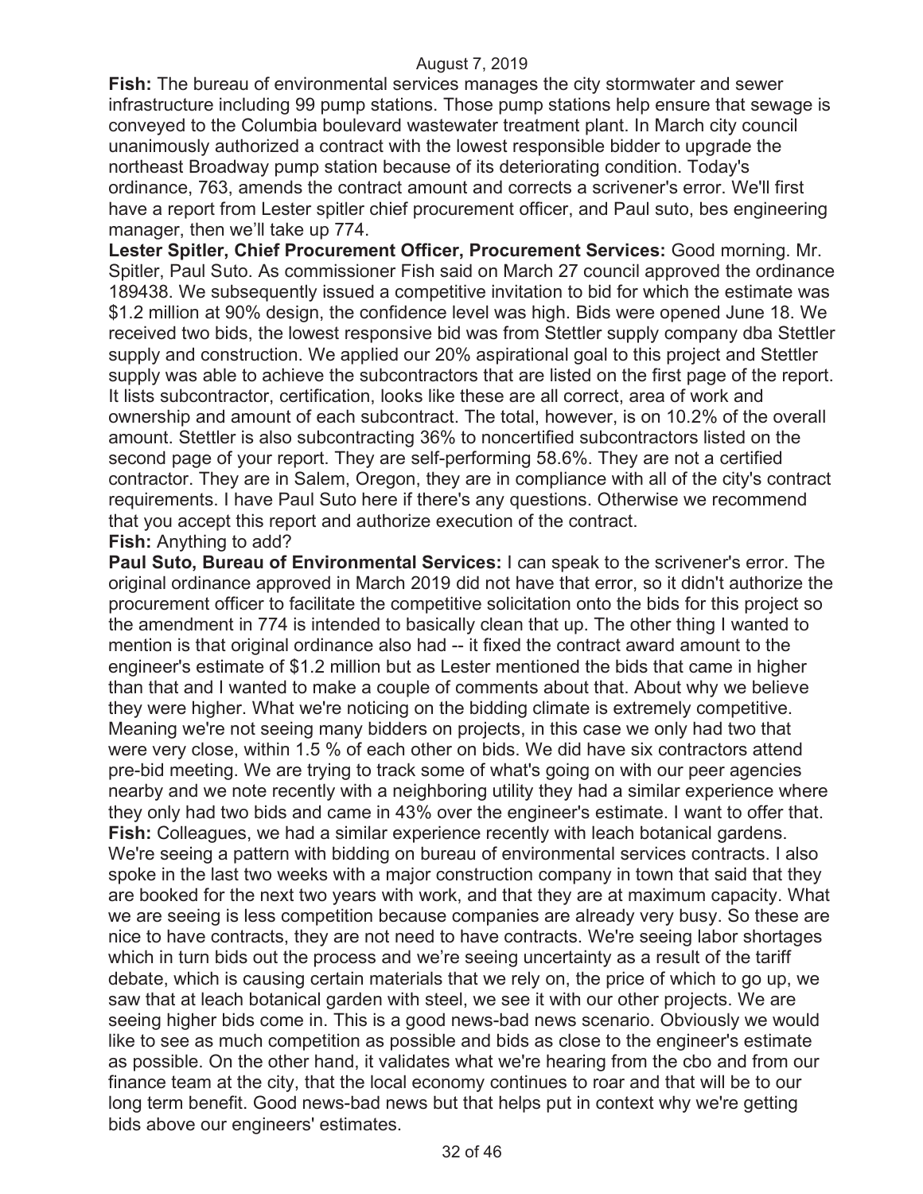**Fish:** The bureau of environmental services manages the city stormwater and sewer infrastructure including 99 pump stations. Those pump stations help ensure that sewage is conveyed to the Columbia boulevard wastewater treatment plant. In March city council unanimously authorized a contract with the lowest responsible bidder to upgrade the northeast Broadway pump station because of its deteriorating condition. Today's ordinance, 763, amends the contract amount and corrects a scrivener's error. We'll first have a report from Lester spitler chief procurement officer, and Paul suto, bes engineering manager, then we'll take up 774.

**Lester Spitler, Chief Procurement Officer, Procurement Services:** Good morning. Mr. Spitler, Paul Suto. As commissioner Fish said on March 27 council approved the ordinance 189438. We subsequently issued a competitive invitation to bid for which the estimate was $1.2 million at 90% design, the confidence level was high. Bids were opened June 18. We received two bids, the lowest responsive bid was from Stettler supply company dba Stettler supply and construction. We applied our 20% aspirational goal to this project and Stettler supply was able to achieve the subcontractors that are listed on the first page of the report. It lists subcontractor, certification, looks like these are all correct, area of work and ownership and amount of each subcontract. The total, however, is on 10.2% of the overall amount. Stettler is also subcontracting 36% to noncertified subcontractors listed on the second page of your report. They are self-performing 58.6%. They are not a certified contractor. They are in Salem, Oregon, they are in compliance with all of the city's contract requirements. I have Paul Suto here if there's any questions. Otherwise we recommend that you accept this report and authorize execution of the contract.

**Fish:** Anything to add?

**Paul Suto, Bureau of Environmental Services:** I can speak to the scrivener's error. The original ordinance approved in March 2019 did not have that error, so it didn't authorize the procurement officer to facilitate the competitive solicitation onto the bids for this project so the amendment in 774 is intended to basically clean that up. The other thing I wanted to mention is that original ordinance also had -- it fixed the contract award amount to the engineer's estimate of $1.2 million but as Lester mentioned the bids that came in higher than that and I wanted to make a couple of comments about that. About why we believe they were higher. What we're noticing on the bidding climate is extremely competitive. Meaning we're not seeing many bidders on projects, in this case we only had two that were very close, within 1.5 % of each other on bids. We did have six contractors attend pre-bid meeting. We are trying to track some of what's going on with our peer agencies nearby and we note recently with a neighboring utility they had a similar experience where they only had two bids and came in 43% over the engineer's estimate. I want to offer that.

**Fish:** Colleagues, we had a similar experience recently with leach botanical gardens. We're seeing a pattern with bidding on bureau of environmental services contracts. I also spoke in the last two weeks with a major construction company in town that said that they are booked for the next two years with work, and that they are at maximum capacity. What we are seeing is less competition because companies are already very busy. So these are nice to have contracts, they are not need to have contracts. We're seeing labor shortages which in turn bids out the process and we're seeing uncertainty as a result of the tariff debate, which is causing certain materials that we rely on, the price of which to go up, we saw that at leach botanical garden with steel, we see it with our other projects. We are seeing higher bids come in. This is a good news-bad news scenario. Obviously we would like to see as much competition as possible and bids as close to the engineer's estimate as possible. On the other hand, it validates what we're hearing from the cbo and from our finance team at the city, that the local economy continues to roar and that will be to our long term benefit. Good news-bad news but that helps put in context why we're getting bids above our engineers' estimates.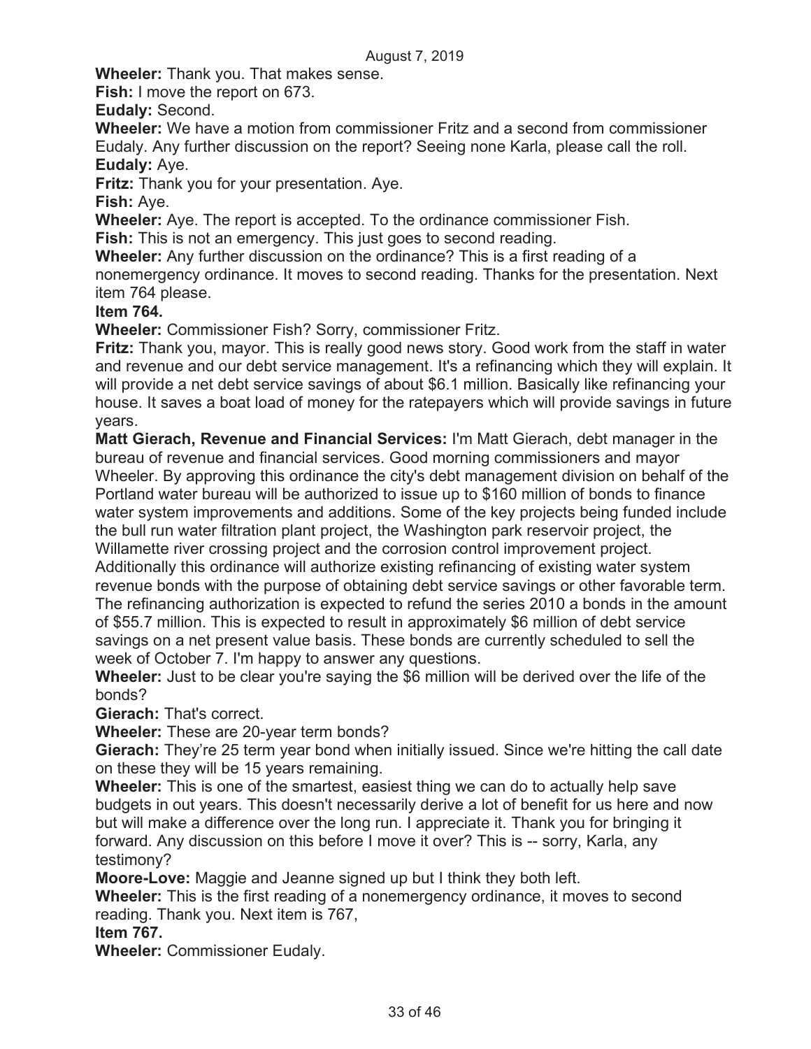**Wheeler:** Thank you. That makes sense.

**Fish:** I move the report on 673.

**Eudaly:** Second.

**Wheeler:** We have a motion from commissioner Fritz and a second from commissioner Eudaly. Any further discussion on the report? Seeing none Karla, please call the roll.

**Eudaly:** Aye.

**Fritz:** Thank you for your presentation. Aye.

**Fish:** Aye.

**Wheeler:** Aye. The report is accepted. To the ordinance commissioner Fish.

**Fish:** This is not an emergency. This just goes to second reading.

**Wheeler:** Any further discussion on the ordinance? This is a first reading of a nonemergency ordinance. It moves to second reading. Thanks for the presentation. Next item 764 please.

**Item 764.**

**Wheeler:** Commissioner Fish? Sorry, commissioner Fritz.

**Fritz:** Thank you, mayor. This is really good news story. Good work from the staff in water and revenue and our debt service management. It's a refinancing which they will explain. It will provide a net debt service savings of about $6.1 million. Basically like refinancing your house. It saves a boat load of money for the ratepayers which will provide savings in future years.

**Matt Gierach, Revenue and Financial Services:** I'm Matt Gierach, debt manager in the bureau of revenue and financial services. Good morning commissioners and mayor Wheeler. By approving this ordinance the city's debt management division on behalf of the Portland water bureau will be authorized to issue up to $160 million of bonds to finance water system improvements and additions. Some of the key projects being funded include the bull run water filtration plant project, the Washington park reservoir project, the Willamette river crossing project and the corrosion control improvement project. Additionally this ordinance will authorize existing refinancing of existing water system revenue bonds with the purpose of obtaining debt service savings or other favorable term. The refinancing authorization is expected to refund the series 2010 a bonds in the amount of $55.7 million. This is expected to result in approximately $6 million of debt service savings on a net present value basis. These bonds are currently scheduled to sell the week of October 7. I'm happy to answer any questions.

**Wheeler:** Just to be clear you're saying the $6 million will be derived over the life of the bonds?

**Gierach:** That's correct.

**Wheeler:** These are 20-year term bonds?

**Gierach:** They're 25 term year bond when initially issued. Since we're hitting the call date on these they will be 15 years remaining.

**Wheeler:** This is one of the smartest, easiest thing we can do to actually help save budgets in out years. This doesn't necessarily derive a lot of benefit for us here and now but will make a difference over the long run. I appreciate it. Thank you for bringing it forward. Any discussion on this before I move it over? This is -- sorry, Karla, any testimony?

**Moore-Love:** Maggie and Jeanne signed up but I think they both left.

**Wheeler:** This is the first reading of a nonemergency ordinance, it moves to second reading. Thank you. Next item is 767,

**Item 767.**

**Wheeler:** Commissioner Eudaly.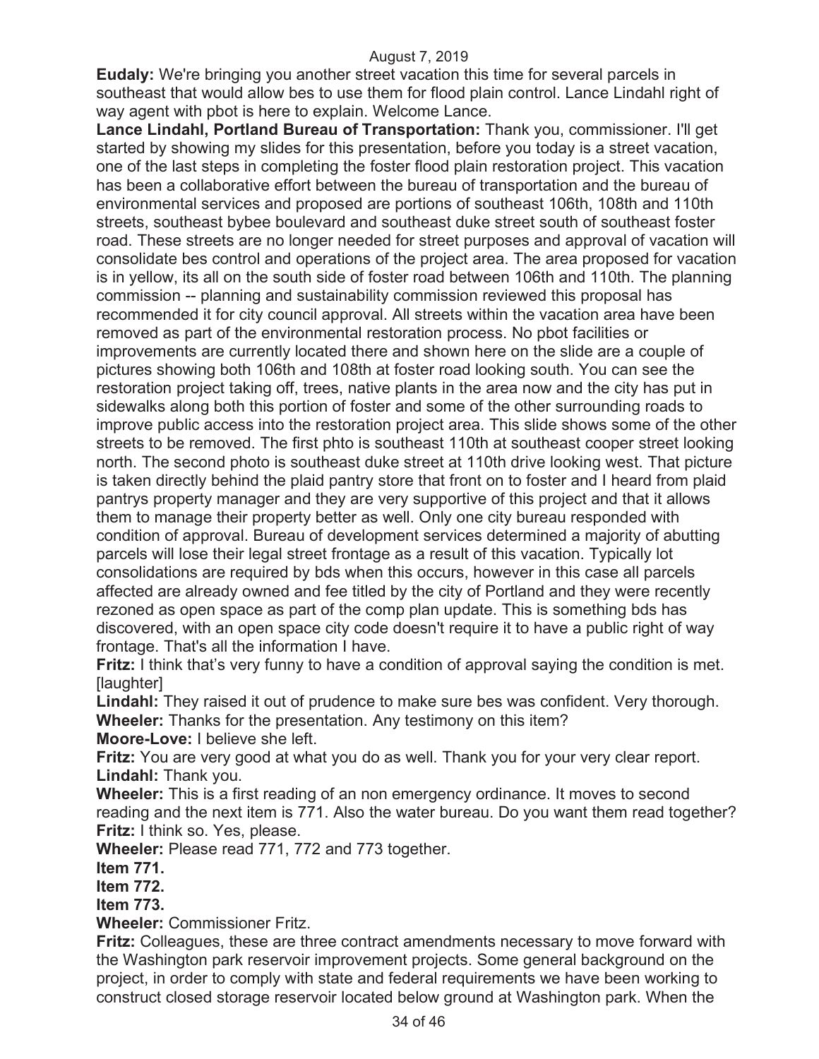**Eudaly:** We're bringing you another street vacation this time for several parcels in southeast that would allow bes to use them for flood plain control. Lance Lindahl right of way agent with pbot is here to explain. Welcome Lance.

**Lance Lindahl, Portland Bureau of Transportation:** Thank you, commissioner. I'll get started by showing my slides for this presentation, before you today is a street vacation, one of the last steps in completing the foster flood plain restoration project. This vacation has been a collaborative effort between the bureau of transportation and the bureau of environmental services and proposed are portions of southeast 106th, 108th and 110th streets, southeast bybee boulevard and southeast duke street south of southeast foster road. These streets are no longer needed for street purposes and approval of vacation will consolidate bes control and operations of the project area. The area proposed for vacation is in yellow, its all on the south side of foster road between 106th and 110th. The planning commission -- planning and sustainability commission reviewed this proposal has recommended it for city council approval. All streets within the vacation area have been removed as part of the environmental restoration process. No pbot facilities or improvements are currently located there and shown here on the slide are a couple of pictures showing both 106th and 108th at foster road looking south. You can see the restoration project taking off, trees, native plants in the area now and the city has put in sidewalks along both this portion of foster and some of the other surrounding roads to improve public access into the restoration project area. This slide shows some of the other streets to be removed. The first phto is southeast 110th at southeast cooper street looking north. The second photo is southeast duke street at 110th drive looking west. That picture is taken directly behind the plaid pantry store that front on to foster and I heard from plaid pantrys property manager and they are very supportive of this project and that it allows them to manage their property better as well. Only one city bureau responded with condition of approval. Bureau of development services determined a majority of abutting parcels will lose their legal street frontage as a result of this vacation. Typically lot consolidations are required by bds when this occurs, however in this case all parcels affected are already owned and fee titled by the city of Portland and they were recently rezoned as open space as part of the comp plan update. This is something bds has discovered, with an open space city code doesn't require it to have a public right of way frontage. That's all the information I have.

**Fritz:** I think that's very funny to have a condition of approval saying the condition is met. [laughter]

**Lindahl:** They raised it out of prudence to make sure bes was confident. Very thorough.

**Wheeler:** Thanks for the presentation. Any testimony on this item?

**Moore-Love:** I believe she left.

**Fritz:** You are very good at what you do as well. Thank you for your very clear report.

**Lindahl:** Thank you.

**Wheeler:** This is a first reading of an non emergency ordinance. It moves to second reading and the next item is 771. Also the water bureau. Do you want them read together?

**Fritz:** I think so. Yes, please.

**Wheeler:** Please read 771, 772 and 773 together.

**Item 771.**

**Item 772.**

**Item 773.**

**Wheeler:** Commissioner Fritz.

**Fritz:** Colleagues, these are three contract amendments necessary to move forward with the Washington park reservoir improvement projects. Some general background on the project, in order to comply with state and federal requirements we have been working to construct closed storage reservoir located below ground at Washington park. When the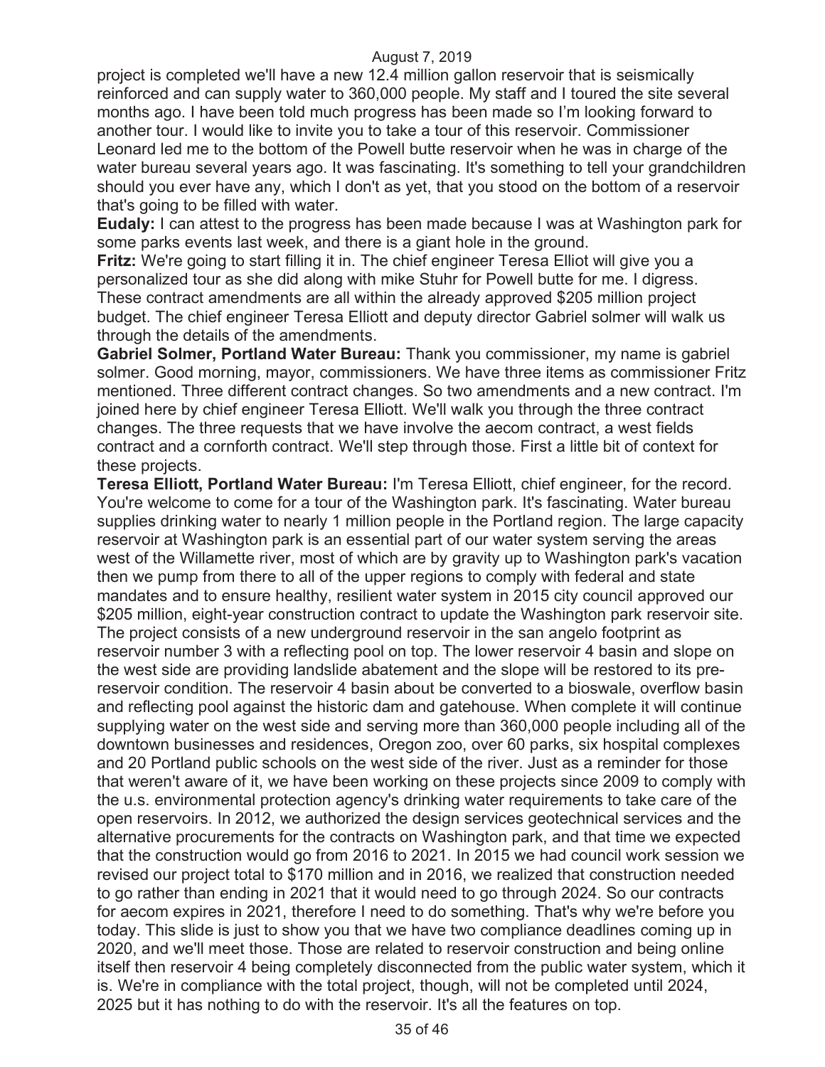project is completed we'll have a new 12.4 million gallon reservoir that is seismically reinforced and can supply water to 360,000 people. My staff and I toured the site several months ago. I have been told much progress has been made so I'm looking forward to another tour. I would like to invite you to take a tour of this reservoir. Commissioner Leonard led me to the bottom of the Powell butte reservoir when he was in charge of the water bureau several years ago. It was fascinating. It's something to tell your grandchildren should you ever have any, which I don't as yet, that you stood on the bottom of a reservoir that's going to be filled with water.

**Eudaly:** I can attest to the progress has been made because I was at Washington park for some parks events last week, and there is a giant hole in the ground.

**Fritz:** We're going to start filling it in. The chief engineer Teresa Elliot will give you a personalized tour as she did along with mike Stuhr for Powell butte for me. I digress. These contract amendments are all within the already approved $205 million project budget. The chief engineer Teresa Elliott and deputy director Gabriel solmer will walk us through the details of the amendments.

**Gabriel Solmer, Portland Water Bureau:** Thank you commissioner, my name is gabriel solmer. Good morning, mayor, commissioners. We have three items as commissioner Fritz mentioned. Three different contract changes. So two amendments and a new contract. I'm joined here by chief engineer Teresa Elliott. We'll walk you through the three contract changes. The three requests that we have involve the aecom contract, a west fields contract and a cornforth contract. We'll step through those. First a little bit of context for these projects.

**Teresa Elliott, Portland Water Bureau:** I'm Teresa Elliott, chief engineer, for the record. You're welcome to come for a tour of the Washington park. It's fascinating. Water bureau supplies drinking water to nearly 1 million people in the Portland region. The large capacity reservoir at Washington park is an essential part of our water system serving the areas west of the Willamette river, most of which are by gravity up to Washington park's vacation then we pump from there to all of the upper regions to comply with federal and state mandates and to ensure healthy, resilient water system in 2015 city council approved our $205 million, eight-year construction contract to update the Washington park reservoir site. The project consists of a new underground reservoir in the san angelo footprint as reservoir number 3 with a reflecting pool on top. The lower reservoir 4 basin and slope on the west side are providing landslide abatement and the slope will be restored to its pre-reservoir condition. The reservoir 4 basin about be converted to a bioswale, overflow basin and reflecting pool against the historic dam and gatehouse. When complete it will continue supplying water on the west side and serving more than 360,000 people including all of the downtown businesses and residences, Oregon zoo, over 60 parks, six hospital complexes and 20 Portland public schools on the west side of the river. Just as a reminder for those that weren't aware of it, we have been working on these projects since 2009 to comply with the u.s. environmental protection agency's drinking water requirements to take care of the open reservoirs. In 2012, we authorized the design services geotechnical services and the alternative procurements for the contracts on Washington park, and that time we expected that the construction would go from 2016 to 2021. In 2015 we had council work session we revised our project total to $170 million and in 2016, we realized that construction needed to go rather than ending in 2021 that it would need to go through 2024. So our contracts for aecom expires in 2021, therefore I need to do something. That's why we're before you today. This slide is just to show you that we have two compliance deadlines coming up in 2020, and we'll meet those. Those are related to reservoir construction and being online itself then reservoir 4 being completely disconnected from the public water system, which it is. We're in compliance with the total project, though, will not be completed until 2024, 2025 but it has nothing to do with the reservoir. It's all the features on top.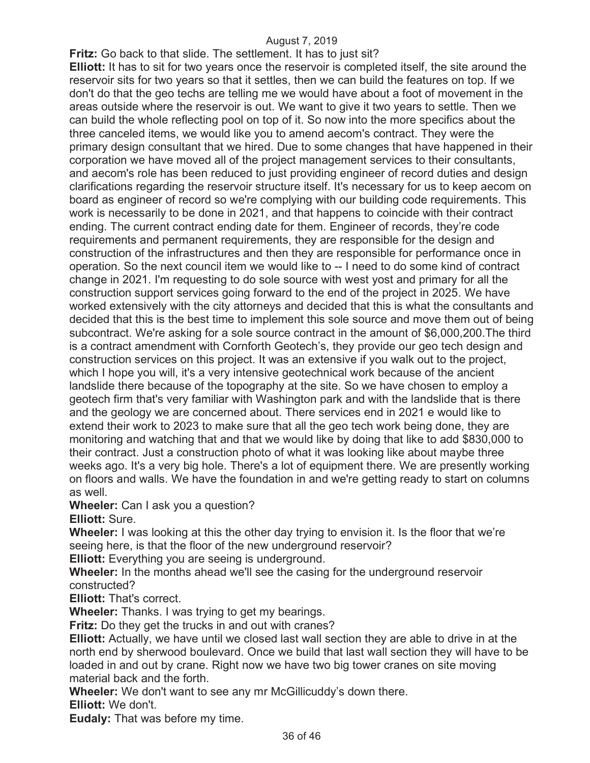**Fritz:** Go back to that slide. The settlement. It has to just sit?

**Elliott:** It has to sit for two years once the reservoir is completed itself, the site around the reservoir sits for two years so that it settles, then we can build the features on top. If we don't do that the geo techs are telling me we would have about a foot of movement in the areas outside where the reservoir is out. We want to give it two years to settle. Then we can build the whole reflecting pool on top of it. So now into the more specifics about the three canceled items, we would like you to amend aecom's contract. They were the primary design consultant that we hired. Due to some changes that have happened in their corporation we have moved all of the project management services to their consultants, and aecom's role has been reduced to just providing engineer of record duties and design clarifications regarding the reservoir structure itself. It's necessary for us to keep aecom on board as engineer of record so we're complying with our building code requirements. This work is necessarily to be done in 2021, and that happens to coincide with their contract ending. The current contract ending date for them. Engineer of records, they're code requirements and permanent requirements, they are responsible for the design and construction of the infrastructures and then they are responsible for performance once in operation. So the next council item we would like to -- I need to do some kind of contract change in 2021. I'm requesting to do sole source with west yost and primary for all the construction support services going forward to the end of the project in 2025. We have worked extensively with the city attorneys and decided that this is what the consultants and decided that this is the best time to implement this sole source and move them out of being subcontract. We're asking for a sole source contract in the amount of $6,000,200.The third is a contract amendment with Cornforth Geotech's, they provide our geo tech design and construction services on this project. It was an extensive if you walk out to the project, which I hope you will, it's a very intensive geotechnical work because of the ancient landslide there because of the topography at the site. So we have chosen to employ a geotech firm that's very familiar with Washington park and with the landslide that is there and the geology we are concerned about. There services end in 2021 e would like to extend their work to 2023 to make sure that all the geo tech work being done, they are monitoring and watching that and that we would like by doing that like to add $830,000 to their contract. Just a construction photo of what it was looking like about maybe three weeks ago. It's a very big hole. There's a lot of equipment there. We are presently working on floors and walls. We have the foundation in and we're getting ready to start on columns as well.

**Wheeler:** Can I ask you a question?

**Elliott:** Sure.

**Wheeler:** I was looking at this the other day trying to envision it. Is the floor that we're seeing here, is that the floor of the new underground reservoir?

**Elliott:** Everything you are seeing is underground.

**Wheeler:** In the months ahead we'll see the casing for the underground reservoir constructed?

**Elliott:** That's correct.

**Wheeler:** Thanks. I was trying to get my bearings.

**Fritz:** Do they get the trucks in and out with cranes?

**Elliott:** Actually, we have until we closed last wall section they are able to drive in at the north end by sherwood boulevard. Once we build that last wall section they will have to be loaded in and out by crane. Right now we have two big tower cranes on site moving material back and the forth.

**Wheeler:** We don't want to see any mr McGillicuddy's down there.

**Elliott:** We don't.

**Eudaly:** That was before my time.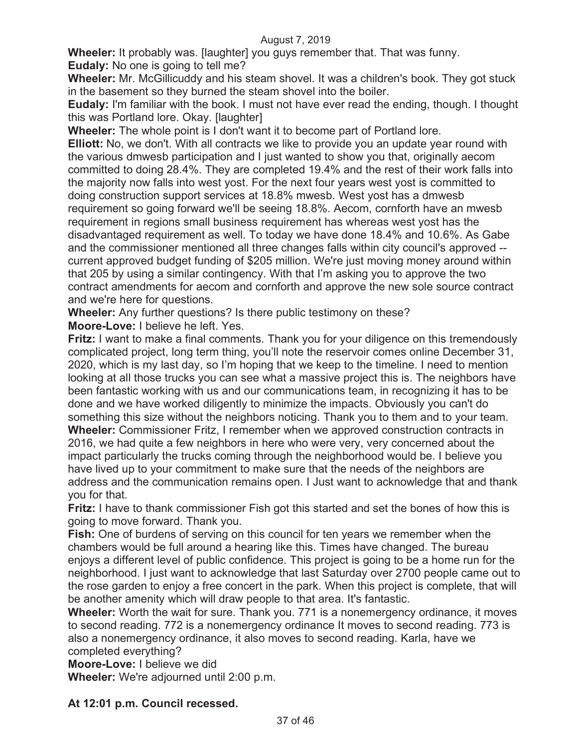**Wheeler:** It probably was. [laughter] you guys remember that. That was funny.

**Eudaly:** No one is going to tell me?

**Wheeler:** Mr. McGillicuddy and his steam shovel. It was a children's book. They got stuck in the basement so they burned the steam shovel into the boiler.

**Eudaly:** I'm familiar with the book. I must not have ever read the ending, though. I thought this was Portland lore. Okay. [laughter]

**Wheeler:** The whole point is I don't want it to become part of Portland lore.

**Elliott:** No, we don't. With all contracts we like to provide you an update year round with the various dmwesb participation and I just wanted to show you that, originally aecom committed to doing 28.4%. They are completed 19.4% and the rest of their work falls into the majority now falls into west yost. For the next four years west yost is committed to doing construction support services at 18.8% mwesb. West yost has a dmwesb requirement so going forward we'll be seeing 18.8%. Aecom, cornforth have an mwesb requirement in regions small business requirement has whereas west yost has the disadvantaged requirement as well. To today we have done 18.4% and 10.6%. As Gabe and the commissioner mentioned all three changes falls within city council's approved -- current approved budget funding of $205 million. We're just moving money around within that 205 by using a similar contingency. With that I'm asking you to approve the two contract amendments for aecom and cornforth and approve the new sole source contract and we're here for questions.

**Wheeler:** Any further questions? Is there public testimony on these?

**Moore-Love:** I believe he left. Yes.

**Fritz:** I want to make a final comments. Thank you for your diligence on this tremendously complicated project, long term thing, you'll note the reservoir comes online December 31, 2020, which is my last day, so I'm hoping that we keep to the timeline. I need to mention looking at all those trucks you can see what a massive project this is. The neighbors have been fantastic working with us and our communications team, in recognizing it has to be done and we have worked diligently to minimize the impacts. Obviously you can't do something this size without the neighbors noticing. Thank you to them and to your team.

**Wheeler:** Commissioner Fritz, I remember when we approved construction contracts in 2016, we had quite a few neighbors in here who were very, very concerned about the impact particularly the trucks coming through the neighborhood would be. I believe you have lived up to your commitment to make sure that the needs of the neighbors are address and the communication remains open. I Just want to acknowledge that and thank you for that.

**Fritz:** I have to thank commissioner Fish got this started and set the bones of how this is going to move forward. Thank you.

**Fish:** One of burdens of serving on this council for ten years we remember when the chambers would be full around a hearing like this. Times have changed. The bureau enjoys a different level of public confidence. This project is going to be a home run for the neighborhood. I just want to acknowledge that last Saturday over 2700 people came out to the rose garden to enjoy a free concert in the park. When this project is complete, that will be another amenity which will draw people to that area. It's fantastic.

**Wheeler:** Worth the wait for sure. Thank you. 771 is a nonemergency ordinance, it moves to second reading. 772 is a nonemergency ordinance It moves to second reading. 773 is also a nonemergency ordinance, it also moves to second reading. Karla, have we completed everything?

**Moore-Love:** I believe we did

**Wheeler:** We're adjourned until 2:00 p.m.

**At 12:01 p.m. Council recessed.**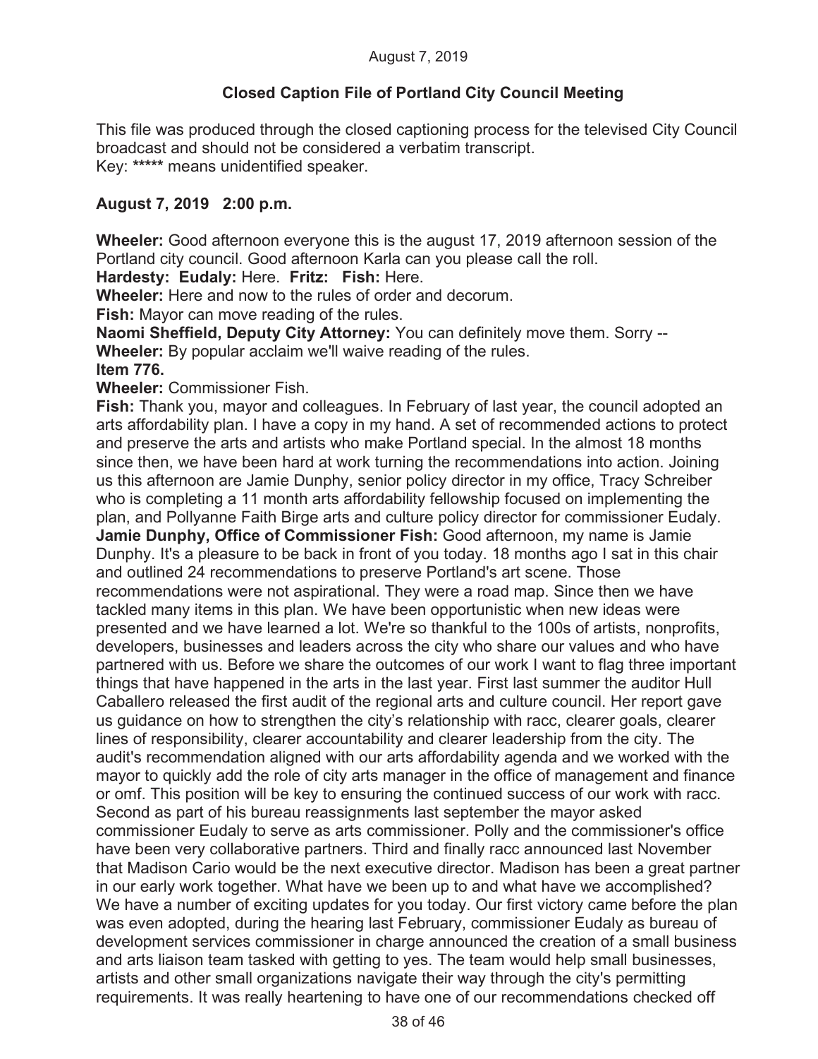August 7, 2019

**Closed Caption File of Portland City Council Meeting**

This file was produced through the closed captioning process for the televised City Council broadcast and should not be considered a verbatim transcript.
Key: **\*\*\*\*\*** means unidentified speaker.

**August 7, 2019 2:00 p.m.**

**Wheeler:** Good afternoon everyone this is the august 17, 2019 afternoon session of the Portland city council. Good afternoon Karla can you please call the roll.

**Hardesty: Eudaly:** Here. **Fritz: Fish:** Here.

**Wheeler:** Here and now to the rules of order and decorum.

**Fish:** Mayor can move reading of the rules.

**Naomi Sheffield, Deputy City Attorney:** You can definitely move them. Sorry --

**Wheeler:** By popular acclaim we'll waive reading of the rules.

**Item 776.**

**Wheeler:** Commissioner Fish.

**Fish:** Thank you, mayor and colleagues. In February of last year, the council adopted an arts affordability plan. I have a copy in my hand. A set of recommended actions to protect and preserve the arts and artists who make Portland special. In the almost 18 months since then, we have been hard at work turning the recommendations into action. Joining us this afternoon are Jamie Dunphy, senior policy director in my office, Tracy Schreiber who is completing a 11 month arts affordability fellowship focused on implementing the plan, and Pollyanne Faith Birge arts and culture policy director for commissioner Eudaly.

**Jamie Dunphy, Office of Commissioner Fish:** Good afternoon, my name is Jamie Dunphy. It's a pleasure to be back in front of you today. 18 months ago I sat in this chair and outlined 24 recommendations to preserve Portland's art scene. Those recommendations were not aspirational. They were a road map. Since then we have tackled many items in this plan. We have been opportunistic when new ideas were presented and we have learned a lot. We're so thankful to the 100s of artists, nonprofits, developers, businesses and leaders across the city who share our values and who have partnered with us. Before we share the outcomes of our work I want to flag three important things that have happened in the arts in the last year. First last summer the auditor Hull Caballero released the first audit of the regional arts and culture council. Her report gave us guidance on how to strengthen the city's relationship with racc, clearer goals, clearer lines of responsibility, clearer accountability and clearer leadership from the city. The audit's recommendation aligned with our arts affordability agenda and we worked with the mayor to quickly add the role of city arts manager in the office of management and finance or omf. This position will be key to ensuring the continued success of our work with racc. Second as part of his bureau reassignments last september the mayor asked commissioner Eudaly to serve as arts commissioner. Polly and the commissioner's office have been very collaborative partners. Third and finally racc announced last November that Madison Cario would be the next executive director. Madison has been a great partner in our early work together. What have we been up to and what have we accomplished? We have a number of exciting updates for you today. Our first victory came before the plan was even adopted, during the hearing last February, commissioner Eudaly as bureau of development services commissioner in charge announced the creation of a small business and arts liaison team tasked with getting to yes. The team would help small businesses, artists and other small organizations navigate their way through the city's permitting requirements. It was really heartening to have one of our recommendations checked off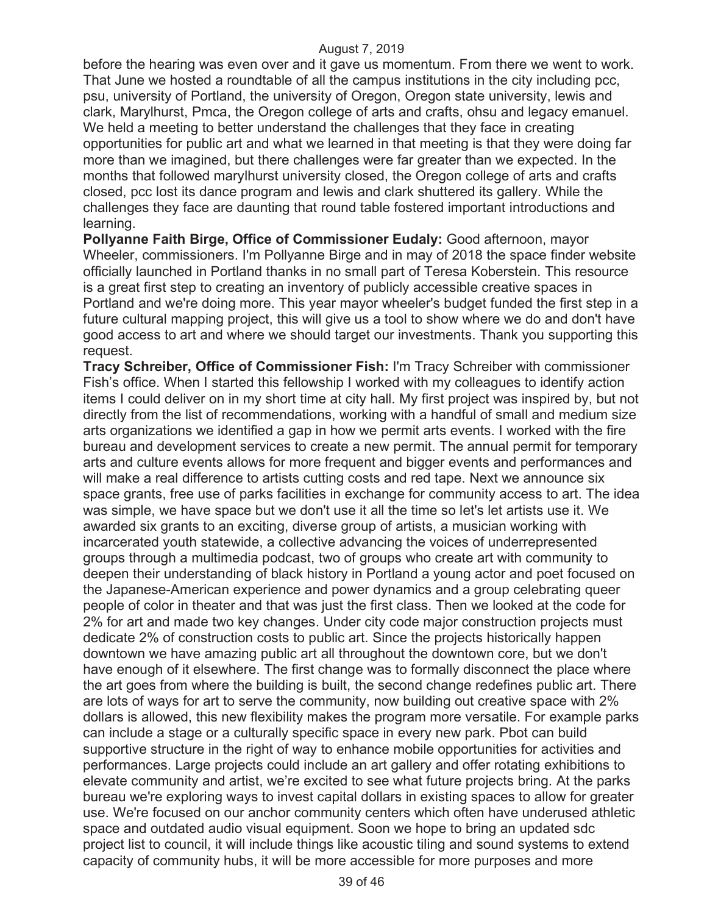before the hearing was even over and it gave us momentum. From there we went to work. That June we hosted a roundtable of all the campus institutions in the city including pcc, psu, university of Portland, the university of Oregon, Oregon state university, lewis and clark, Marylhurst, Pmca, the Oregon college of arts and crafts, ohsu and legacy emanuel. We held a meeting to better understand the challenges that they face in creating opportunities for public art and what we learned in that meeting is that they were doing far more than we imagined, but there challenges were far greater than we expected. In the months that followed marylhurst university closed, the Oregon college of arts and crafts closed, pcc lost its dance program and lewis and clark shuttered its gallery. While the challenges they face are daunting that round table fostered important introductions and learning.

**Pollyanne Faith Birge, Office of Commissioner Eudaly:** Good afternoon, mayor Wheeler, commissioners. I'm Pollyanne Birge and in may of 2018 the space finder website officially launched in Portland thanks in no small part of Teresa Koberstein. This resource is a great first step to creating an inventory of publicly accessible creative spaces in Portland and we're doing more. This year mayor wheeler's budget funded the first step in a future cultural mapping project, this will give us a tool to show where we do and don't have good access to art and where we should target our investments. Thank you supporting this request.

**Tracy Schreiber, Office of Commissioner Fish:** I'm Tracy Schreiber with commissioner Fish's office. When I started this fellowship I worked with my colleagues to identify action items I could deliver on in my short time at city hall. My first project was inspired by, but not directly from the list of recommendations, working with a handful of small and medium size arts organizations we identified a gap in how we permit arts events. I worked with the fire bureau and development services to create a new permit. The annual permit for temporary arts and culture events allows for more frequent and bigger events and performances and will make a real difference to artists cutting costs and red tape. Next we announce six space grants, free use of parks facilities in exchange for community access to art. The idea was simple, we have space but we don't use it all the time so let's let artists use it. We awarded six grants to an exciting, diverse group of artists, a musician working with incarcerated youth statewide, a collective advancing the voices of underrepresented groups through a multimedia podcast, two of groups who create art with community to deepen their understanding of black history in Portland a young actor and poet focused on the Japanese-American experience and power dynamics and a group celebrating queer people of color in theater and that was just the first class. Then we looked at the code for 2% for art and made two key changes. Under city code major construction projects must dedicate 2% of construction costs to public art. Since the projects historically happen downtown we have amazing public art all throughout the downtown core, but we don't have enough of it elsewhere. The first change was to formally disconnect the place where the art goes from where the building is built, the second change redefines public art. There are lots of ways for art to serve the community, now building out creative space with 2% dollars is allowed, this new flexibility makes the program more versatile. For example parks can include a stage or a culturally specific space in every new park. Pbot can build supportive structure in the right of way to enhance mobile opportunities for activities and performances. Large projects could include an art gallery and offer rotating exhibitions to elevate community and artist, we're excited to see what future projects bring. At the parks bureau we're exploring ways to invest capital dollars in existing spaces to allow for greater use. We're focused on our anchor community centers which often have underused athletic space and outdated audio visual equipment. Soon we hope to bring an updated sdc project list to council, it will include things like acoustic tiling and sound systems to extend capacity of community hubs, it will be more accessible for more purposes and more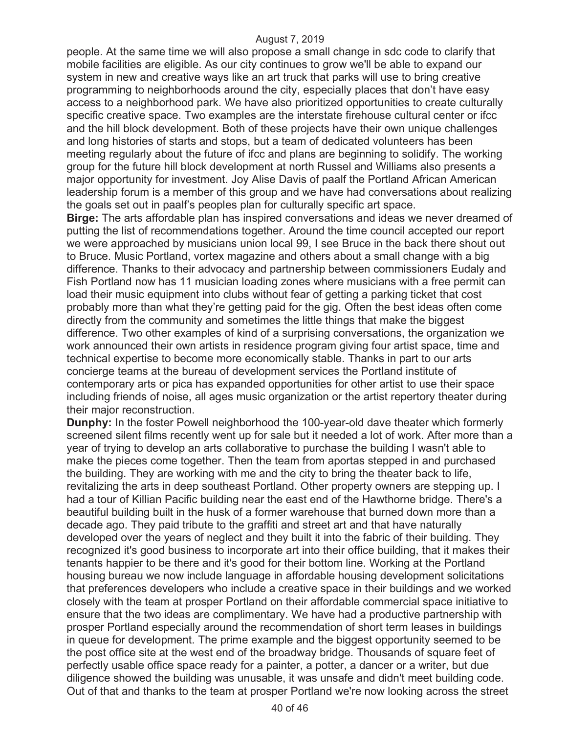people. At the same time we will also propose a small change in sdc code to clarify that mobile facilities are eligible. As our city continues to grow we'll be able to expand our system in new and creative ways like an art truck that parks will use to bring creative programming to neighborhoods around the city, especially places that don't have easy access to a neighborhood park. We have also prioritized opportunities to create culturally specific creative space. Two examples are the interstate firehouse cultural center or ifcc and the hill block development. Both of these projects have their own unique challenges and long histories of starts and stops, but a team of dedicated volunteers has been meeting regularly about the future of ifcc and plans are beginning to solidify. The working group for the future hill block development at north Russel and Williams also presents a major opportunity for investment. Joy Alise Davis of paalf the Portland African American leadership forum is a member of this group and we have had conversations about realizing the goals set out in paalf's peoples plan for culturally specific art space.

**Birge:** The arts affordable plan has inspired conversations and ideas we never dreamed of putting the list of recommendations together. Around the time council accepted our report we were approached by musicians union local 99, I see Bruce in the back there shout out to Bruce. Music Portland, vortex magazine and others about a small change with a big difference. Thanks to their advocacy and partnership between commissioners Eudaly and Fish Portland now has 11 musician loading zones where musicians with a free permit can load their music equipment into clubs without fear of getting a parking ticket that cost probably more than what they're getting paid for the gig. Often the best ideas often come directly from the community and sometimes the little things that make the biggest difference. Two other examples of kind of a surprising conversations, the organization we work announced their own artists in residence program giving four artist space, time and technical expertise to become more economically stable. Thanks in part to our arts concierge teams at the bureau of development services the Portland institute of contemporary arts or pica has expanded opportunities for other artist to use their space including friends of noise, all ages music organization or the artist repertory theater during their major reconstruction.

**Dunphy:** In the foster Powell neighborhood the 100-year-old dave theater which formerly screened silent films recently went up for sale but it needed a lot of work. After more than a year of trying to develop an arts collaborative to purchase the building I wasn't able to make the pieces come together. Then the team from aportas stepped in and purchased the building. They are working with me and the city to bring the theater back to life, revitalizing the arts in deep southeast Portland. Other property owners are stepping up. I had a tour of Killian Pacific building near the east end of the Hawthorne bridge. There's a beautiful building built in the husk of a former warehouse that burned down more than a decade ago. They paid tribute to the graffiti and street art and that have naturally developed over the years of neglect and they built it into the fabric of their building. They recognized it's good business to incorporate art into their office building, that it makes their tenants happier to be there and it's good for their bottom line. Working at the Portland housing bureau we now include language in affordable housing development solicitations that preferences developers who include a creative space in their buildings and we worked closely with the team at prosper Portland on their affordable commercial space initiative to ensure that the two ideas are complimentary. We have had a productive partnership with prosper Portland especially around the recommendation of short term leases in buildings in queue for development. The prime example and the biggest opportunity seemed to be the post office site at the west end of the broadway bridge. Thousands of square feet of perfectly usable office space ready for a painter, a potter, a dancer or a writer, but due diligence showed the building was unusable, it was unsafe and didn't meet building code. Out of that and thanks to the team at prosper Portland we're now looking across the street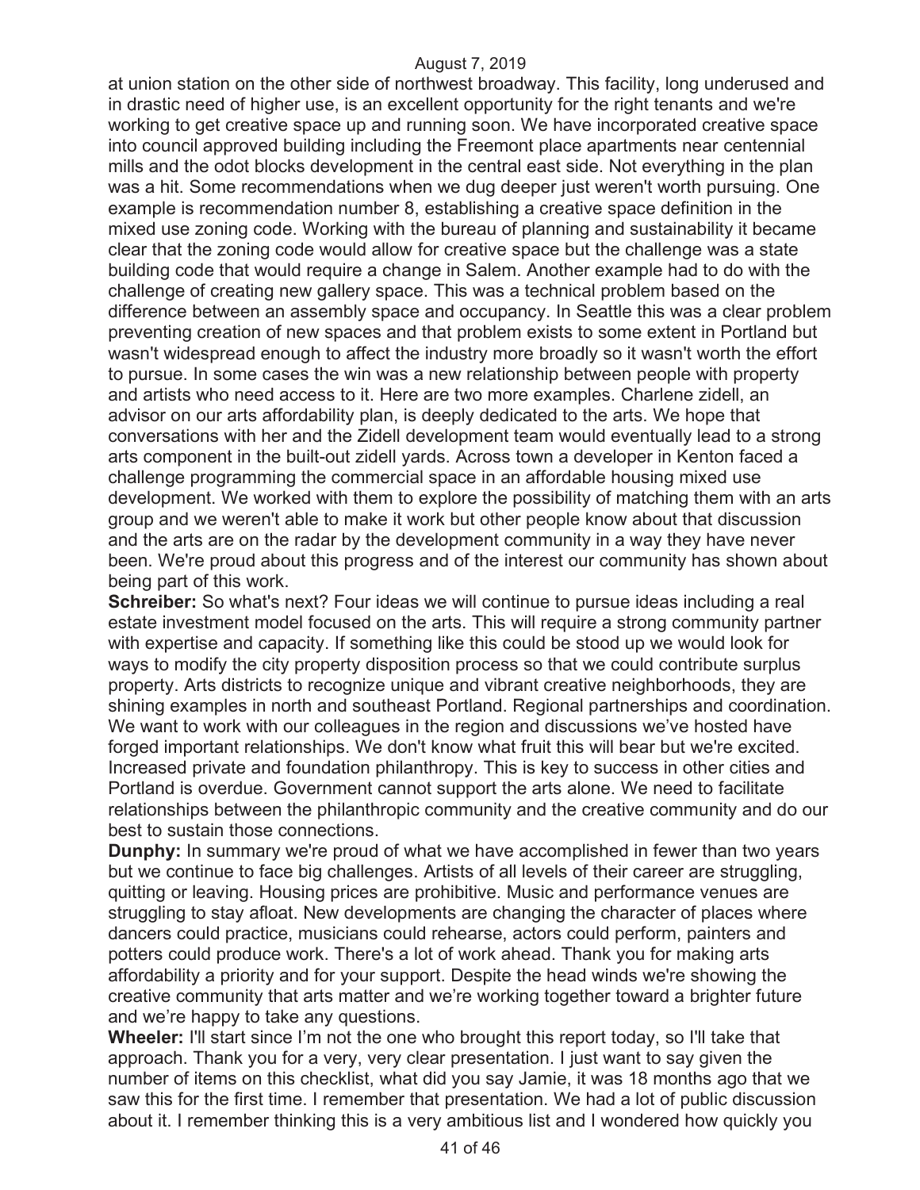at union station on the other side of northwest broadway. This facility, long underused and in drastic need of higher use, is an excellent opportunity for the right tenants and we're working to get creative space up and running soon. We have incorporated creative space into council approved building including the Freemont place apartments near centennial mills and the odot blocks development in the central east side. Not everything in the plan was a hit. Some recommendations when we dug deeper just weren't worth pursuing. One example is recommendation number 8, establishing a creative space definition in the mixed use zoning code. Working with the bureau of planning and sustainability it became clear that the zoning code would allow for creative space but the challenge was a state building code that would require a change in Salem. Another example had to do with the challenge of creating new gallery space. This was a technical problem based on the difference between an assembly space and occupancy. In Seattle this was a clear problem preventing creation of new spaces and that problem exists to some extent in Portland but wasn't widespread enough to affect the industry more broadly so it wasn't worth the effort to pursue. In some cases the win was a new relationship between people with property and artists who need access to it. Here are two more examples. Charlene zidell, an advisor on our arts affordability plan, is deeply dedicated to the arts. We hope that conversations with her and the Zidell development team would eventually lead to a strong arts component in the built-out zidell yards. Across town a developer in Kenton faced a challenge programming the commercial space in an affordable housing mixed use development. We worked with them to explore the possibility of matching them with an arts group and we weren't able to make it work but other people know about that discussion and the arts are on the radar by the development community in a way they have never been. We're proud about this progress and of the interest our community has shown about being part of this work.

**Schreiber:** So what's next? Four ideas we will continue to pursue ideas including a real estate investment model focused on the arts. This will require a strong community partner with expertise and capacity. If something like this could be stood up we would look for ways to modify the city property disposition process so that we could contribute surplus property. Arts districts to recognize unique and vibrant creative neighborhoods, they are shining examples in north and southeast Portland. Regional partnerships and coordination. We want to work with our colleagues in the region and discussions we've hosted have forged important relationships. We don't know what fruit this will bear but we're excited. Increased private and foundation philanthropy. This is key to success in other cities and Portland is overdue. Government cannot support the arts alone. We need to facilitate relationships between the philanthropic community and the creative community and do our best to sustain those connections.

**Dunphy:** In summary we're proud of what we have accomplished in fewer than two years but we continue to face big challenges. Artists of all levels of their career are struggling, quitting or leaving. Housing prices are prohibitive. Music and performance venues are struggling to stay afloat. New developments are changing the character of places where dancers could practice, musicians could rehearse, actors could perform, painters and potters could produce work. There's a lot of work ahead. Thank you for making arts affordability a priority and for your support. Despite the head winds we're showing the creative community that arts matter and we're working together toward a brighter future and we're happy to take any questions.

**Wheeler:** I'll start since I'm not the one who brought this report today, so I'll take that approach. Thank you for a very, very clear presentation. I just want to say given the number of items on this checklist, what did you say Jamie, it was 18 months ago that we saw this for the first time. I remember that presentation. We had a lot of public discussion about it. I remember thinking this is a very ambitious list and I wondered how quickly you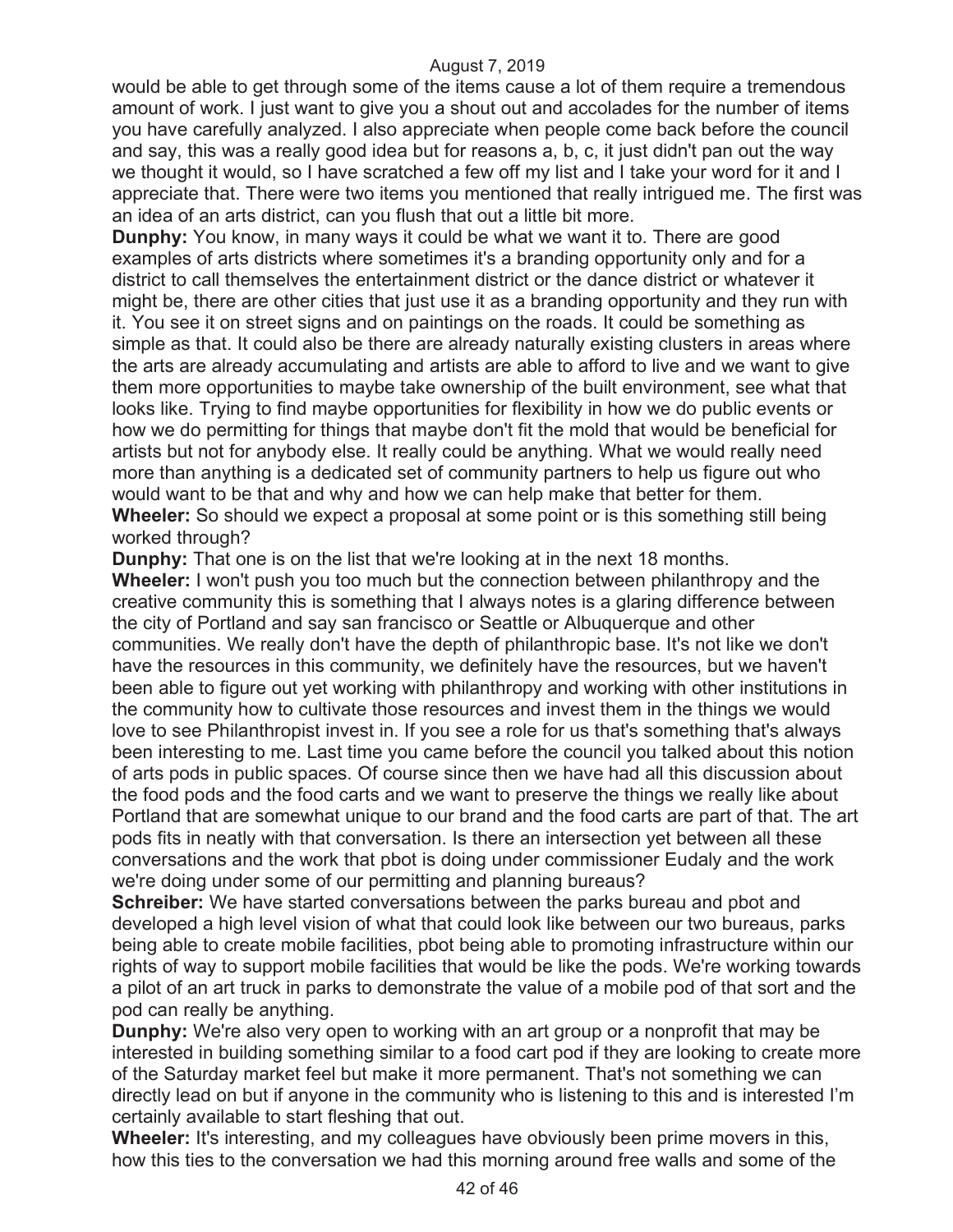would be able to get through some of the items cause a lot of them require a tremendous amount of work. I just want to give you a shout out and accolades for the number of items you have carefully analyzed. I also appreciate when people come back before the council and say, this was a really good idea but for reasons a, b, c, it just didn't pan out the way we thought it would, so I have scratched a few off my list and I take your word for it and I appreciate that. There were two items you mentioned that really intrigued me. The first was an idea of an arts district, can you flush that out a little bit more.

**Dunphy:** You know, in many ways it could be what we want it to. There are good examples of arts districts where sometimes it's a branding opportunity only and for a district to call themselves the entertainment district or the dance district or whatever it might be, there are other cities that just use it as a branding opportunity and they run with it. You see it on street signs and on paintings on the roads. It could be something as simple as that. It could also be there are already naturally existing clusters in areas where the arts are already accumulating and artists are able to afford to live and we want to give them more opportunities to maybe take ownership of the built environment, see what that looks like. Trying to find maybe opportunities for flexibility in how we do public events or how we do permitting for things that maybe don't fit the mold that would be beneficial for artists but not for anybody else. It really could be anything. What we would really need more than anything is a dedicated set of community partners to help us figure out who would want to be that and why and how we can help make that better for them.

**Wheeler:** So should we expect a proposal at some point or is this something still being worked through?

**Dunphy:** That one is on the list that we're looking at in the next 18 months.

**Wheeler:** I won't push you too much but the connection between philanthropy and the creative community this is something that I always notes is a glaring difference between the city of Portland and say san francisco or Seattle or Albuquerque and other communities. We really don't have the depth of philanthropic base. It's not like we don't have the resources in this community, we definitely have the resources, but we haven't been able to figure out yet working with philanthropy and working with other institutions in the community how to cultivate those resources and invest them in the things we would love to see Philanthropist invest in. If you see a role for us that's something that's always been interesting to me. Last time you came before the council you talked about this notion of arts pods in public spaces. Of course since then we have had all this discussion about the food pods and the food carts and we want to preserve the things we really like about Portland that are somewhat unique to our brand and the food carts are part of that. The art pods fits in neatly with that conversation. Is there an intersection yet between all these conversations and the work that pbot is doing under commissioner Eudaly and the work we're doing under some of our permitting and planning bureaus?

**Schreiber:** We have started conversations between the parks bureau and pbot and developed a high level vision of what that could look like between our two bureaus, parks being able to create mobile facilities, pbot being able to promoting infrastructure within our rights of way to support mobile facilities that would be like the pods. We're working towards a pilot of an art truck in parks to demonstrate the value of a mobile pod of that sort and the pod can really be anything.

**Dunphy:** We're also very open to working with an art group or a nonprofit that may be interested in building something similar to a food cart pod if they are looking to create more of the Saturday market feel but make it more permanent. That's not something we can directly lead on but if anyone in the community who is listening to this and is interested I'm certainly available to start fleshing that out.

**Wheeler:** It's interesting, and my colleagues have obviously been prime movers in this, how this ties to the conversation we had this morning around free walls and some of the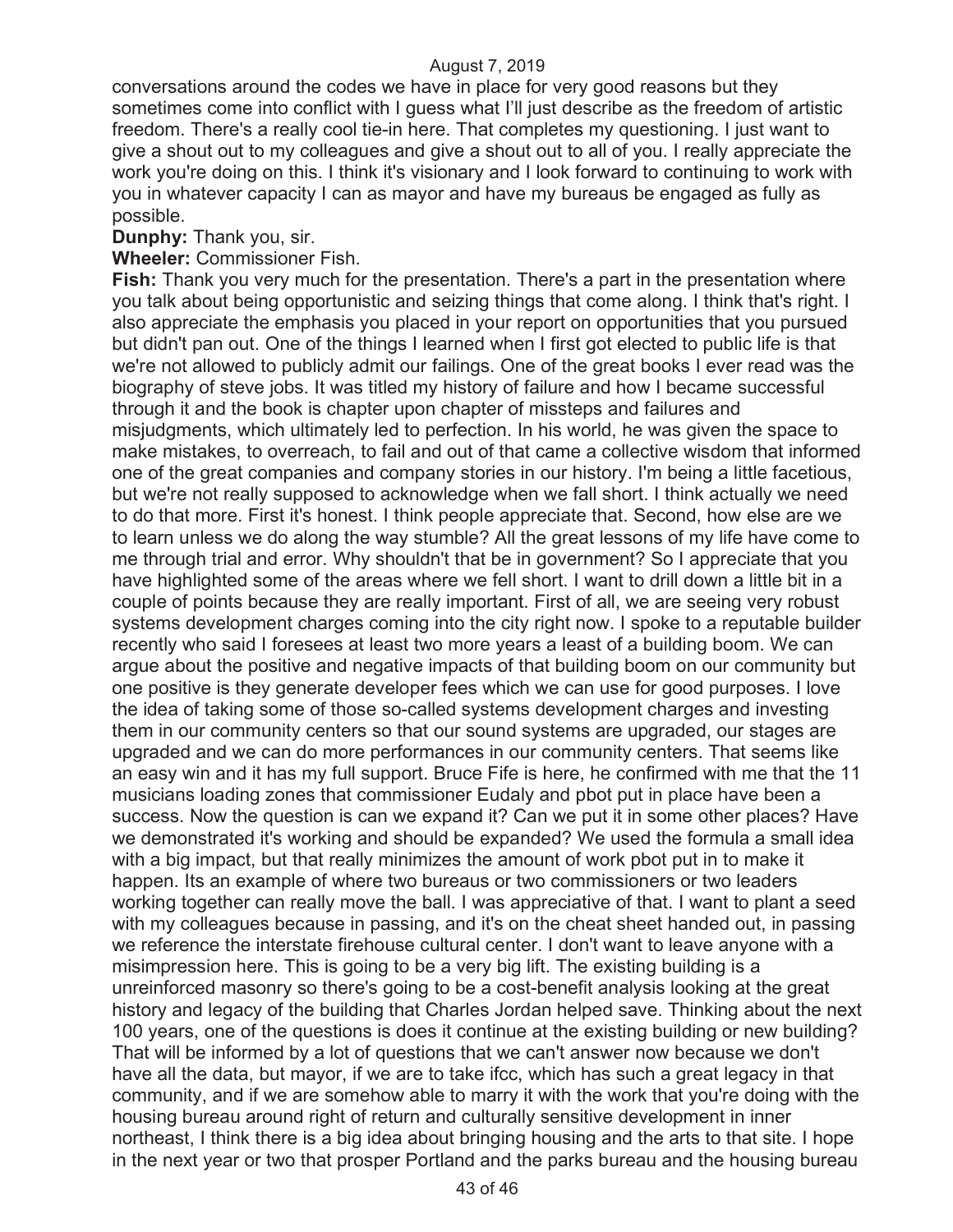conversations around the codes we have in place for very good reasons but they sometimes come into conflict with I guess what I'll just describe as the freedom of artistic freedom. There's a really cool tie-in here. That completes my questioning. I just want to give a shout out to my colleagues and give a shout out to all of you. I really appreciate the work you're doing on this. I think it's visionary and I look forward to continuing to work with you in whatever capacity I can as mayor and have my bureaus be engaged as fully as possible.

**Dunphy:** Thank you, sir.

**Wheeler:** Commissioner Fish.

**Fish:** Thank you very much for the presentation. There's a part in the presentation where you talk about being opportunistic and seizing things that come along. I think that's right. I also appreciate the emphasis you placed in your report on opportunities that you pursued but didn't pan out. One of the things I learned when I first got elected to public life is that we're not allowed to publicly admit our failings. One of the great books I ever read was the biography of steve jobs. It was titled my history of failure and how I became successful through it and the book is chapter upon chapter of missteps and failures and misjudgments, which ultimately led to perfection. In his world, he was given the space to make mistakes, to overreach, to fail and out of that came a collective wisdom that informed one of the great companies and company stories in our history. I'm being a little facetious, but we're not really supposed to acknowledge when we fall short. I think actually we need to do that more. First it's honest. I think people appreciate that. Second, how else are we to learn unless we do along the way stumble? All the great lessons of my life have come to me through trial and error. Why shouldn't that be in government? So I appreciate that you have highlighted some of the areas where we fell short. I want to drill down a little bit in a couple of points because they are really important. First of all, we are seeing very robust systems development charges coming into the city right now. I spoke to a reputable builder recently who said I foresees at least two more years a least of a building boom. We can argue about the positive and negative impacts of that building boom on our community but one positive is they generate developer fees which we can use for good purposes. I love the idea of taking some of those so-called systems development charges and investing them in our community centers so that our sound systems are upgraded, our stages are upgraded and we can do more performances in our community centers. That seems like an easy win and it has my full support. Bruce Fife is here, he confirmed with me that the 11 musicians loading zones that commissioner Eudaly and pbot put in place have been a success. Now the question is can we expand it? Can we put it in some other places? Have we demonstrated it's working and should be expanded? We used the formula a small idea with a big impact, but that really minimizes the amount of work pbot put in to make it happen. Its an example of where two bureaus or two commissioners or two leaders working together can really move the ball. I was appreciative of that. I want to plant a seed with my colleagues because in passing, and it's on the cheat sheet handed out, in passing we reference the interstate firehouse cultural center. I don't want to leave anyone with a misimpression here. This is going to be a very big lift. The existing building is a unreinforced masonry so there's going to be a cost-benefit analysis looking at the great history and legacy of the building that Charles Jordan helped save. Thinking about the next 100 years, one of the questions is does it continue at the existing building or new building? That will be informed by a lot of questions that we can't answer now because we don't have all the data, but mayor, if we are to take ifcc, which has such a great legacy in that community, and if we are somehow able to marry it with the work that you're doing with the housing bureau around right of return and culturally sensitive development in inner northeast, I think there is a big idea about bringing housing and the arts to that site. I hope in the next year or two that prosper Portland and the parks bureau and the housing bureau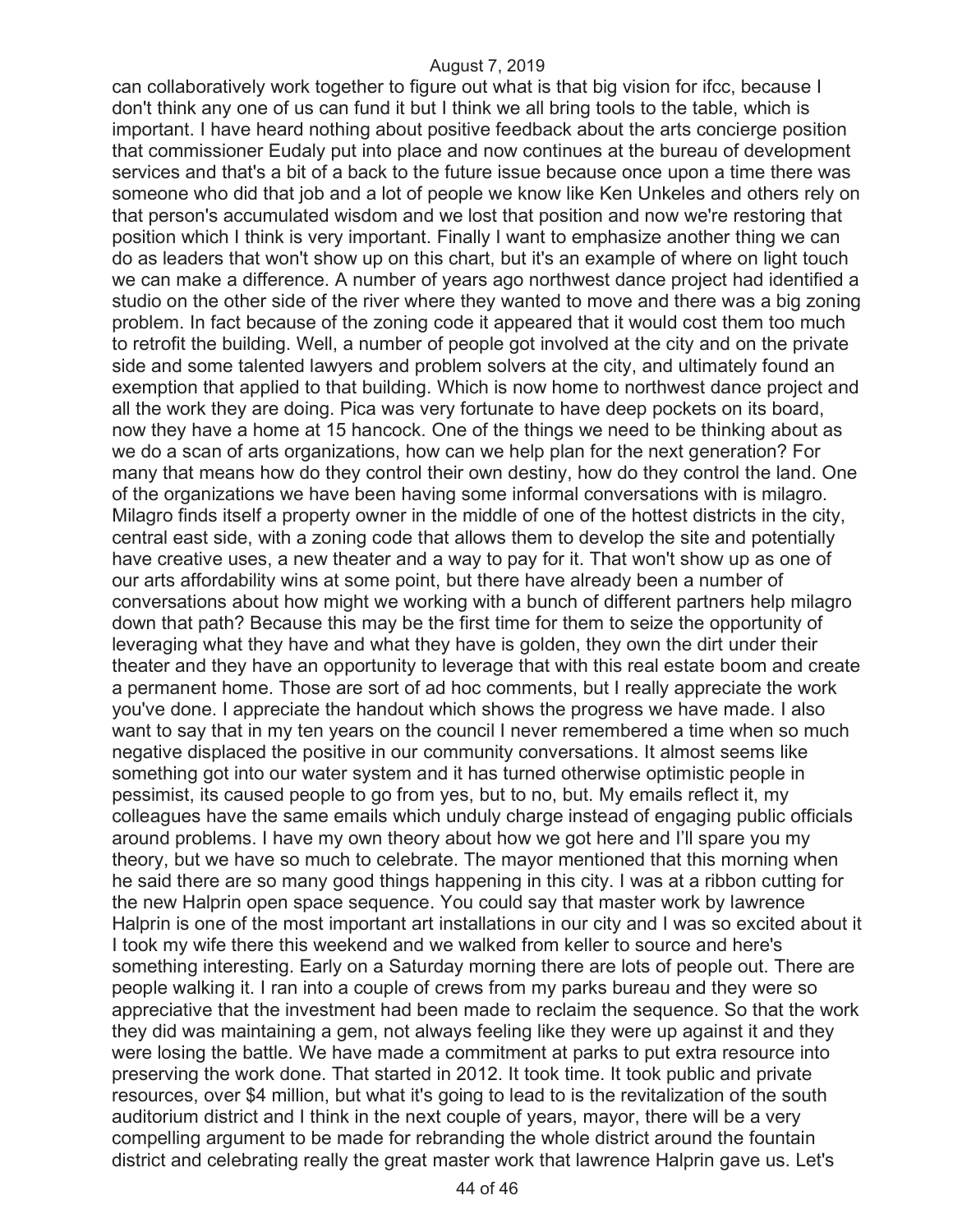can collaboratively work together to figure out what is that big vision for ifcc, because I don't think any one of us can fund it but I think we all bring tools to the table, which is important. I have heard nothing about positive feedback about the arts concierge position that commissioner Eudaly put into place and now continues at the bureau of development services and that's a bit of a back to the future issue because once upon a time there was someone who did that job and a lot of people we know like Ken Unkeles and others rely on that person's accumulated wisdom and we lost that position and now we're restoring that position which I think is very important. Finally I want to emphasize another thing we can do as leaders that won't show up on this chart, but it's an example of where on light touch we can make a difference. A number of years ago northwest dance project had identified a studio on the other side of the river where they wanted to move and there was a big zoning problem. In fact because of the zoning code it appeared that it would cost them too much to retrofit the building. Well, a number of people got involved at the city and on the private side and some talented lawyers and problem solvers at the city, and ultimately found an exemption that applied to that building. Which is now home to northwest dance project and all the work they are doing. Pica was very fortunate to have deep pockets on its board, now they have a home at 15 hancock. One of the things we need to be thinking about as we do a scan of arts organizations, how can we help plan for the next generation? For many that means how do they control their own destiny, how do they control the land. One of the organizations we have been having some informal conversations with is milagro. Milagro finds itself a property owner in the middle of one of the hottest districts in the city, central east side, with a zoning code that allows them to develop the site and potentially have creative uses, a new theater and a way to pay for it. That won't show up as one of our arts affordability wins at some point, but there have already been a number of conversations about how might we working with a bunch of different partners help milagro down that path? Because this may be the first time for them to seize the opportunity of leveraging what they have and what they have is golden, they own the dirt under their theater and they have an opportunity to leverage that with this real estate boom and create a permanent home. Those are sort of ad hoc comments, but I really appreciate the work you've done. I appreciate the handout which shows the progress we have made. I also want to say that in my ten years on the council I never remembered a time when so much negative displaced the positive in our community conversations. It almost seems like something got into our water system and it has turned otherwise optimistic people in pessimist, its caused people to go from yes, but to no, but. My emails reflect it, my colleagues have the same emails which unduly charge instead of engaging public officials around problems. I have my own theory about how we got here and I'll spare you my theory, but we have so much to celebrate. The mayor mentioned that this morning when he said there are so many good things happening in this city. I was at a ribbon cutting for the new Halprin open space sequence. You could say that master work by lawrence Halprin is one of the most important art installations in our city and I was so excited about it I took my wife there this weekend and we walked from keller to source and here's something interesting. Early on a Saturday morning there are lots of people out. There are people walking it. I ran into a couple of crews from my parks bureau and they were so appreciative that the investment had been made to reclaim the sequence. So that the work they did was maintaining a gem, not always feeling like they were up against it and they were losing the battle. We have made a commitment at parks to put extra resource into preserving the work done. That started in 2012. It took time. It took public and private resources, over $4 million, but what it's going to lead to is the revitalization of the south auditorium district and I think in the next couple of years, mayor, there will be a very compelling argument to be made for rebranding the whole district around the fountain district and celebrating really the great master work that lawrence Halprin gave us. Let's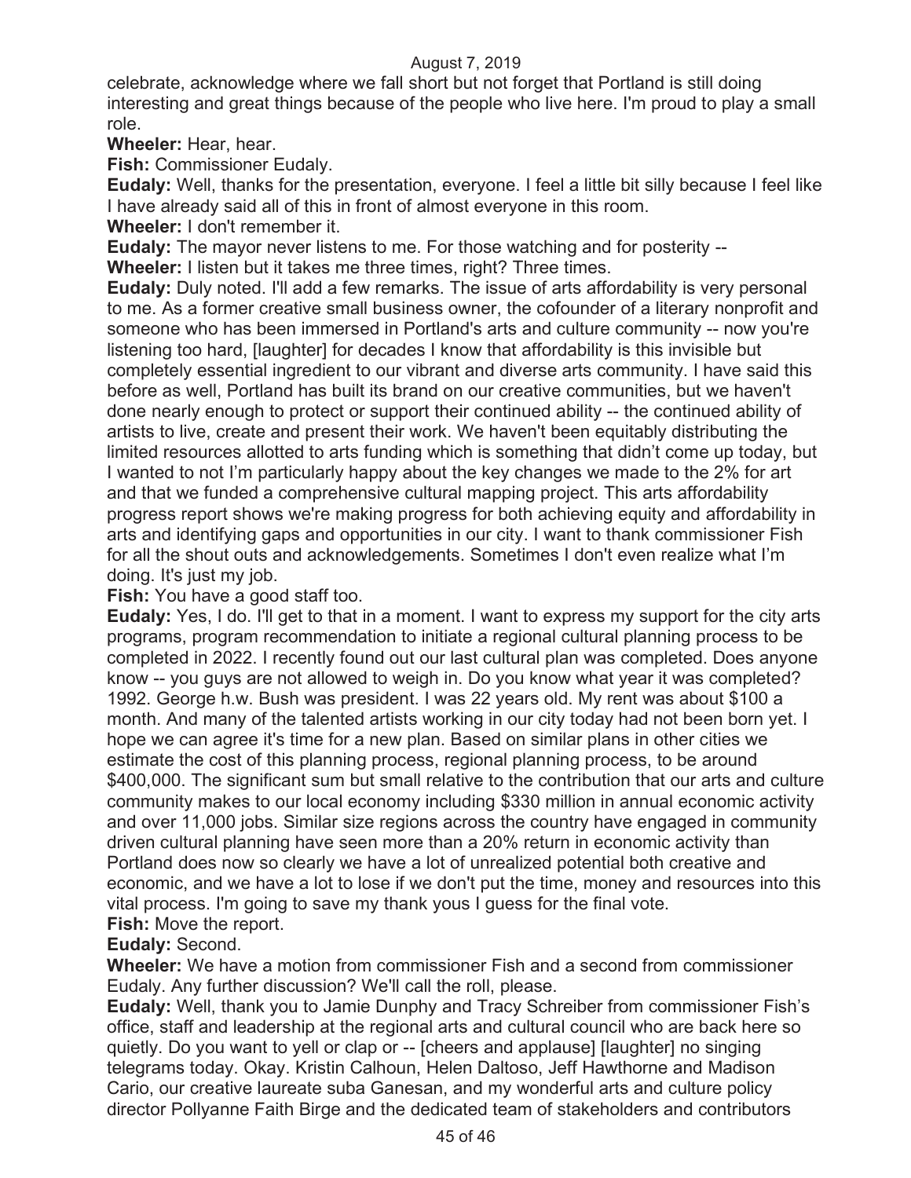celebrate, acknowledge where we fall short but not forget that Portland is still doing interesting and great things because of the people who live here. I'm proud to play a small role.

**Wheeler:** Hear, hear.

**Fish:** Commissioner Eudaly.

**Eudaly:** Well, thanks for the presentation, everyone. I feel a little bit silly because I feel like I have already said all of this in front of almost everyone in this room.

**Wheeler:** I don't remember it.

**Eudaly:** The mayor never listens to me. For those watching and for posterity --

**Wheeler:** I listen but it takes me three times, right? Three times.

**Eudaly:** Duly noted. I'll add a few remarks. The issue of arts affordability is very personal to me. As a former creative small business owner, the cofounder of a literary nonprofit and someone who has been immersed in Portland's arts and culture community -- now you're listening too hard, [laughter] for decades I know that affordability is this invisible but completely essential ingredient to our vibrant and diverse arts community. I have said this before as well, Portland has built its brand on our creative communities, but we haven't done nearly enough to protect or support their continued ability -- the continued ability of artists to live, create and present their work. We haven't been equitably distributing the limited resources allotted to arts funding which is something that didn't come up today, but I wanted to not I'm particularly happy about the key changes we made to the 2% for art and that we funded a comprehensive cultural mapping project. This arts affordability progress report shows we're making progress for both achieving equity and affordability in arts and identifying gaps and opportunities in our city. I want to thank commissioner Fish for all the shout outs and acknowledgements. Sometimes I don't even realize what I'm doing. It's just my job.

**Fish:** You have a good staff too.

**Eudaly:** Yes, I do. I'll get to that in a moment. I want to express my support for the city arts programs, program recommendation to initiate a regional cultural planning process to be completed in 2022. I recently found out our last cultural plan was completed. Does anyone know -- you guys are not allowed to weigh in. Do you know what year it was completed? 1992. George h.w. Bush was president. I was 22 years old. My rent was about $100 a month. And many of the talented artists working in our city today had not been born yet. I hope we can agree it's time for a new plan. Based on similar plans in other cities we estimate the cost of this planning process, regional planning process, to be around $400,000. The significant sum but small relative to the contribution that our arts and culture community makes to our local economy including $330 million in annual economic activity and over 11,000 jobs. Similar size regions across the country have engaged in community driven cultural planning have seen more than a 20% return in economic activity than Portland does now so clearly we have a lot of unrealized potential both creative and economic, and we have a lot to lose if we don't put the time, money and resources into this vital process. I'm going to save my thank yous I guess for the final vote.

**Fish:** Move the report.

**Eudaly:** Second.

**Wheeler:** We have a motion from commissioner Fish and a second from commissioner Eudaly. Any further discussion? We'll call the roll, please.

**Eudaly:** Well, thank you to Jamie Dunphy and Tracy Schreiber from commissioner Fish's office, staff and leadership at the regional arts and cultural council who are back here so quietly. Do you want to yell or clap or -- [cheers and applause] [laughter] no singing telegrams today. Okay. Kristin Calhoun, Helen Daltoso, Jeff Hawthorne and Madison Cario, our creative laureate suba Ganesan, and my wonderful arts and culture policy director Pollyanne Faith Birge and the dedicated team of stakeholders and contributors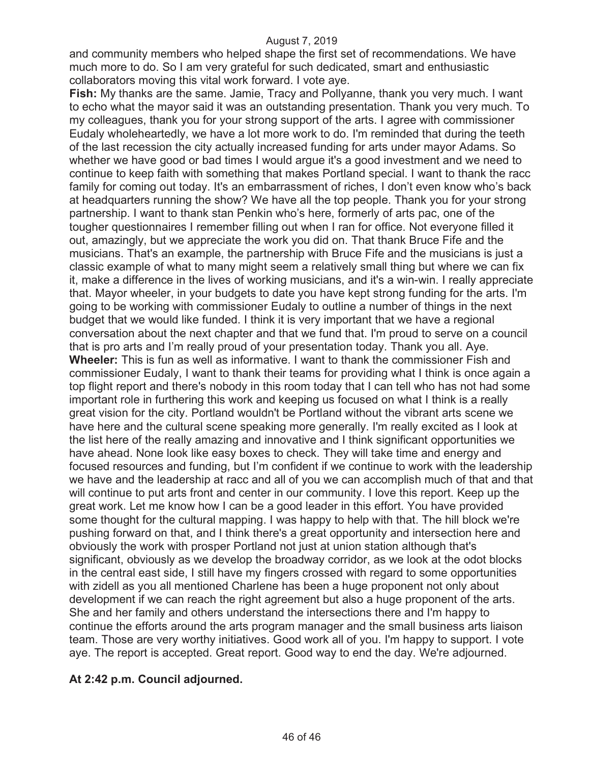and community members who helped shape the first set of recommendations. We have much more to do. So I am very grateful for such dedicated, smart and enthusiastic collaborators moving this vital work forward. I vote aye.

**Fish:** My thanks are the same. Jamie, Tracy and Pollyanne, thank you very much. I want to echo what the mayor said it was an outstanding presentation. Thank you very much. To my colleagues, thank you for your strong support of the arts. I agree with commissioner Eudaly wholeheartedly, we have a lot more work to do. I'm reminded that during the teeth of the last recession the city actually increased funding for arts under mayor Adams. So whether we have good or bad times I would argue it's a good investment and we need to continue to keep faith with something that makes Portland special. I want to thank the racc family for coming out today. It's an embarrassment of riches, I don't even know who's back at headquarters running the show? We have all the top people. Thank you for your strong partnership. I want to thank stan Penkin who's here, formerly of arts pac, one of the tougher questionnaires I remember filling out when I ran for office. Not everyone filled it out, amazingly, but we appreciate the work you did on. That thank Bruce Fife and the musicians. That's an example, the partnership with Bruce Fife and the musicians is just a classic example of what to many might seem a relatively small thing but where we can fix it, make a difference in the lives of working musicians, and it's a win-win. I really appreciate that. Mayor wheeler, in your budgets to date you have kept strong funding for the arts. I'm going to be working with commissioner Eudaly to outline a number of things in the next budget that we would like funded. I think it is very important that we have a regional conversation about the next chapter and that we fund that. I'm proud to serve on a council that is pro arts and I'm really proud of your presentation today. Thank you all. Aye.

**Wheeler:** This is fun as well as informative. I want to thank the commissioner Fish and commissioner Eudaly, I want to thank their teams for providing what I think is once again a top flight report and there's nobody in this room today that I can tell who has not had some important role in furthering this work and keeping us focused on what I think is a really great vision for the city. Portland wouldn't be Portland without the vibrant arts scene we have here and the cultural scene speaking more generally. I'm really excited as I look at the list here of the really amazing and innovative and I think significant opportunities we have ahead. None look like easy boxes to check. They will take time and energy and focused resources and funding, but I'm confident if we continue to work with the leadership we have and the leadership at racc and all of you we can accomplish much of that and that will continue to put arts front and center in our community. I love this report. Keep up the great work. Let me know how I can be a good leader in this effort. You have provided some thought for the cultural mapping. I was happy to help with that. The hill block we're pushing forward on that, and I think there's a great opportunity and intersection here and obviously the work with prosper Portland not just at union station although that's significant, obviously as we develop the broadway corridor, as we look at the odot blocks in the central east side, I still have my fingers crossed with regard to some opportunities with zidell as you all mentioned Charlene has been a huge proponent not only about development if we can reach the right agreement but also a huge proponent of the arts. She and her family and others understand the intersections there and I'm happy to continue the efforts around the arts program manager and the small business arts liaison team. Those are very worthy initiatives. Good work all of you. I'm happy to support. I vote aye. The report is accepted. Great report. Good way to end the day. We're adjourned.

**At 2:42 p.m. Council adjourned.**